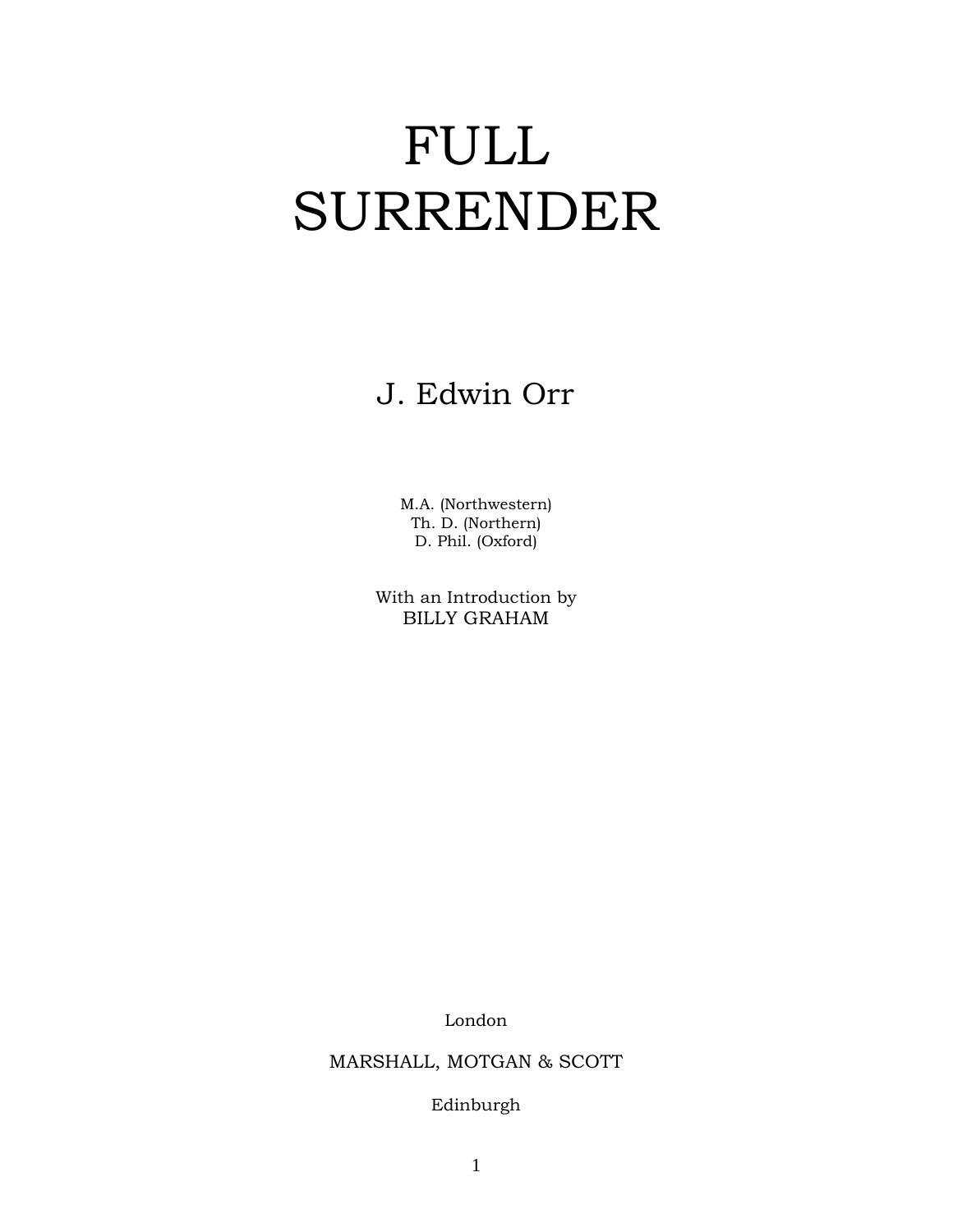# FULL SURRENDER

J. Edwin Orr

M.A. (Northwestern)
Th. D. (Northern)
D. Phil. (Oxford)

With an Introduction by
BILLY GRAHAM

London

MARSHALL, MOTGAN & SCOTT

Edinburgh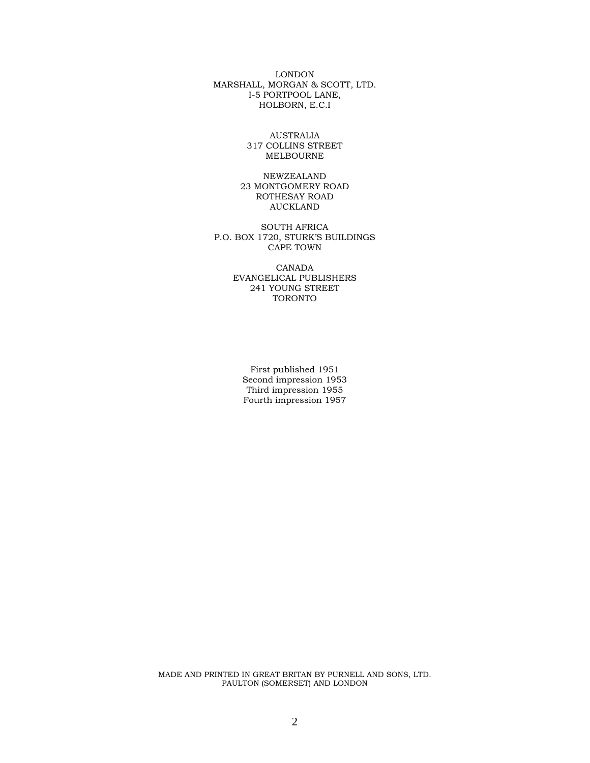LONDON
MARSHALL, MORGAN & SCOTT, LTD.
I-5 PORTPOOL LANE,
HOLBORN, E.C.I

AUSTRALIA
317 COLLINS STREET
MELBOURNE

NEWZEALAND
23 MONTGOMERY ROAD
ROTHESAY ROAD
AUCKLAND

SOUTH AFRICA
P.O. BOX 1720, STURK'S BUILDINGS
CAPE TOWN

CANADA
EVANGELICAL PUBLISHERS
241 YOUNG STREET
TORONTO

First published 1951
Second impression 1953
Third impression 1955
Fourth impression 1957

MADE AND PRINTED IN GREAT BRITAN BY PURNELL AND SONS, LTD.
PAULTON (SOMERSET) AND LONDON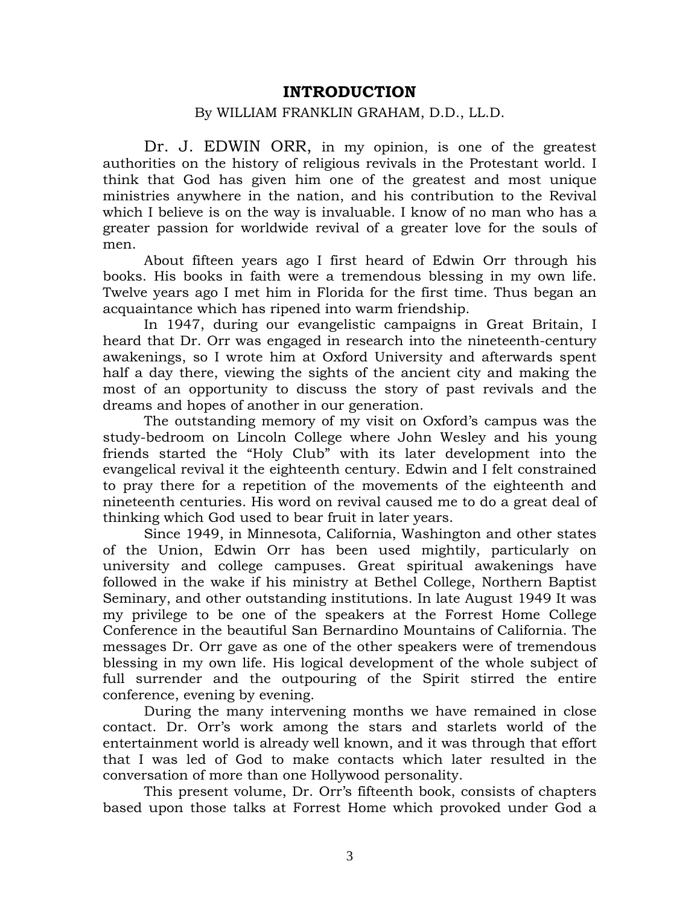## INTRODUCTION

By WILLIAM FRANKLIN GRAHAM, D.D., LL.D.

Dr. J. EDWIN ORR, in my opinion, is one of the greatest authorities on the history of religious revivals in the Protestant world. I think that God has given him one of the greatest and most unique ministries anywhere in the nation, and his contribution to the Revival which I believe is on the way is invaluable. I know of no man who has a greater passion for worldwide revival of a greater love for the souls of men.

About fifteen years ago I first heard of Edwin Orr through his books. His books in faith were a tremendous blessing in my own life. Twelve years ago I met him in Florida for the first time. Thus began an acquaintance which has ripened into warm friendship.

In 1947, during our evangelistic campaigns in Great Britain, I heard that Dr. Orr was engaged in research into the nineteenth-century awakenings, so I wrote him at Oxford University and afterwards spent half a day there, viewing the sights of the ancient city and making the most of an opportunity to discuss the story of past revivals and the dreams and hopes of another in our generation.

The outstanding memory of my visit on Oxford's campus was the study-bedroom on Lincoln College where John Wesley and his young friends started the "Holy Club" with its later development into the evangelical revival it the eighteenth century. Edwin and I felt constrained to pray there for a repetition of the movements of the eighteenth and nineteenth centuries. His word on revival caused me to do a great deal of thinking which God used to bear fruit in later years.

Since 1949, in Minnesota, California, Washington and other states of the Union, Edwin Orr has been used mightily, particularly on university and college campuses. Great spiritual awakenings have followed in the wake if his ministry at Bethel College, Northern Baptist Seminary, and other outstanding institutions. In late August 1949 It was my privilege to be one of the speakers at the Forrest Home College Conference in the beautiful San Bernardino Mountains of California. The messages Dr. Orr gave as one of the other speakers were of tremendous blessing in my own life. His logical development of the whole subject of full surrender and the outpouring of the Spirit stirred the entire conference, evening by evening.

During the many intervening months we have remained in close contact. Dr. Orr's work among the stars and starlets world of the entertainment world is already well known, and it was through that effort that I was led of God to make contacts which later resulted in the conversation of more than one Hollywood personality.

This present volume, Dr. Orr's fifteenth book, consists of chapters based upon those talks at Forrest Home which provoked under God a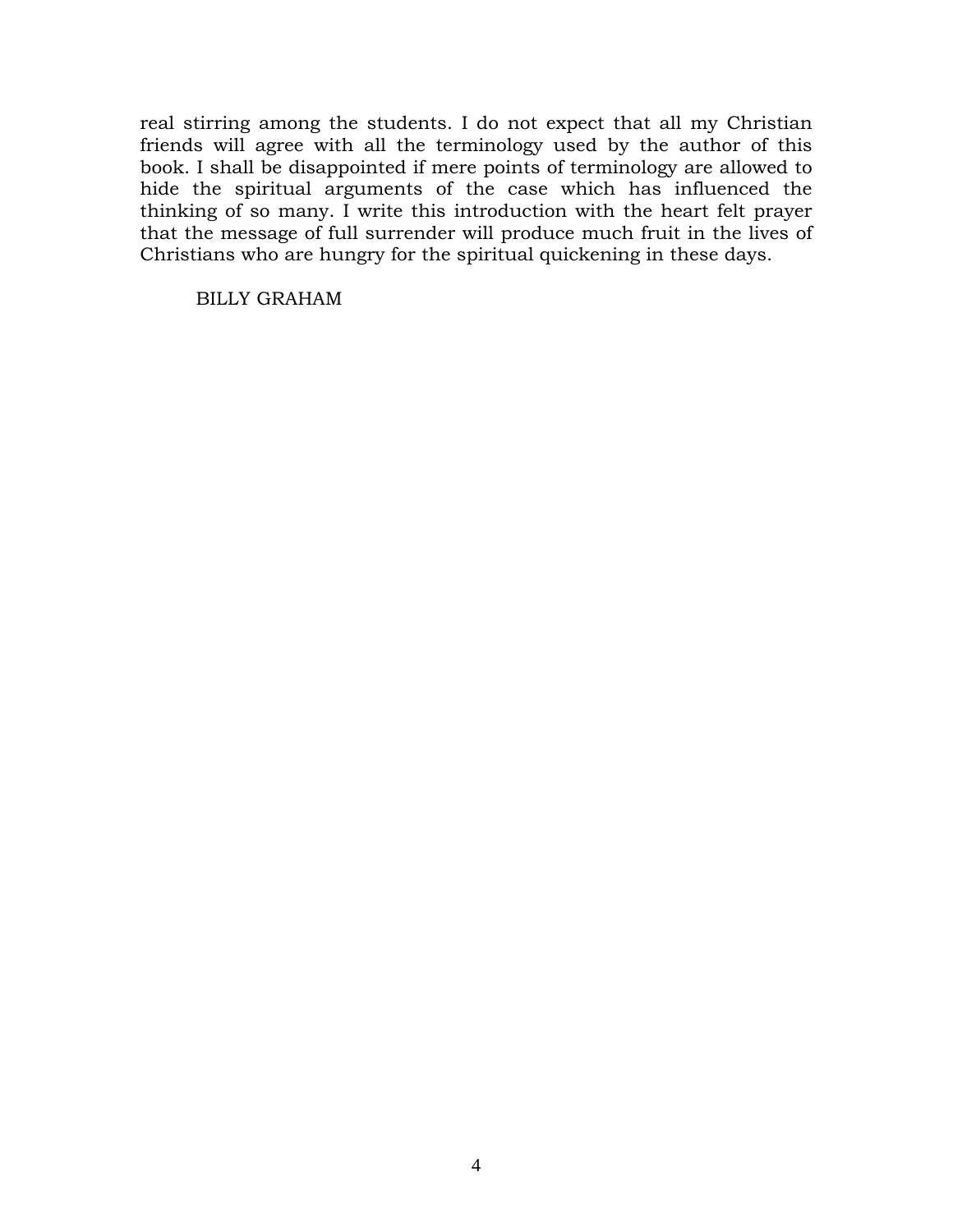real stirring among the students. I do not expect that all my Christian friends will agree with all the terminology used by the author of this book. I shall be disappointed if mere points of terminology are allowed to hide the spiritual arguments of the case which has influenced the thinking of so many. I write this introduction with the heart felt prayer that the message of full surrender will produce much fruit in the lives of Christians who are hungry for the spiritual quickening in these days.

BILLY GRAHAM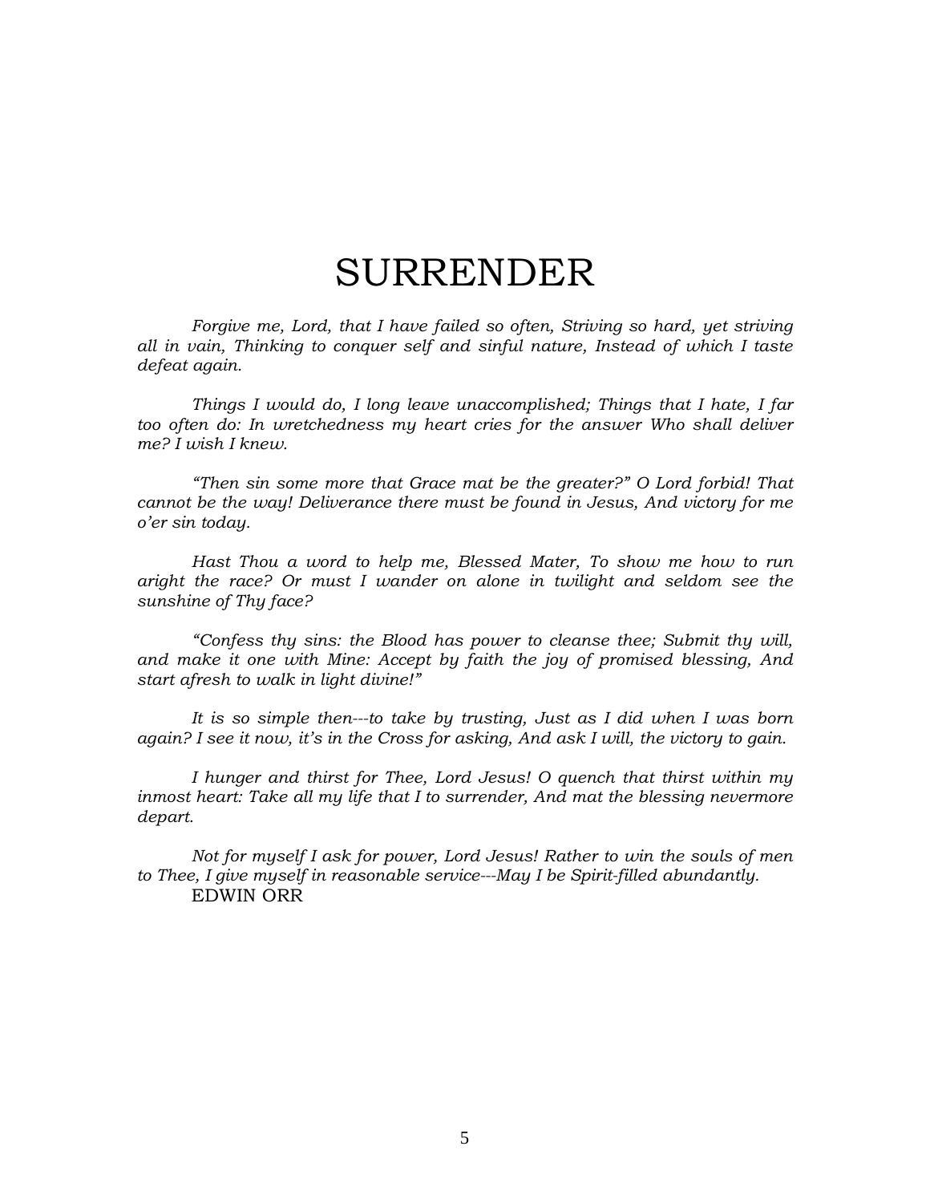# SURRENDER

*Forgive me, Lord, that I have failed so often, Striving so hard, yet striving all in vain, Thinking to conquer self and sinful nature, Instead of which I taste defeat again.*

*Things I would do, I long leave unaccomplished; Things that I hate, I far too often do: In wretchedness my heart cries for the answer Who shall deliver me? I wish I knew.*

*"Then sin some more that Grace mat be the greater?" O Lord forbid! That cannot be the way! Deliverance there must be found in Jesus, And victory for me o'er sin today.*

*Hast Thou a word to help me, Blessed Mater, To show me how to run aright the race? Or must I wander on alone in twilight and seldom see the sunshine of Thy face?*

*"Confess thy sins: the Blood has power to cleanse thee; Submit thy will, and make it one with Mine: Accept by faith the joy of promised blessing, And start afresh to walk in light divine!"*

*It is so simple then---to take by trusting, Just as I did when I was born again? I see it now, it's in the Cross for asking, And ask I will, the victory to gain.*

*I hunger and thirst for Thee, Lord Jesus! O quench that thirst within my inmost heart: Take all my life that I to surrender, And mat the blessing nevermore depart.*

*Not for myself I ask for power, Lord Jesus! Rather to win the souls of men to Thee, I give myself in reasonable service---May I be Spirit-filled abundantly.*

EDWIN ORR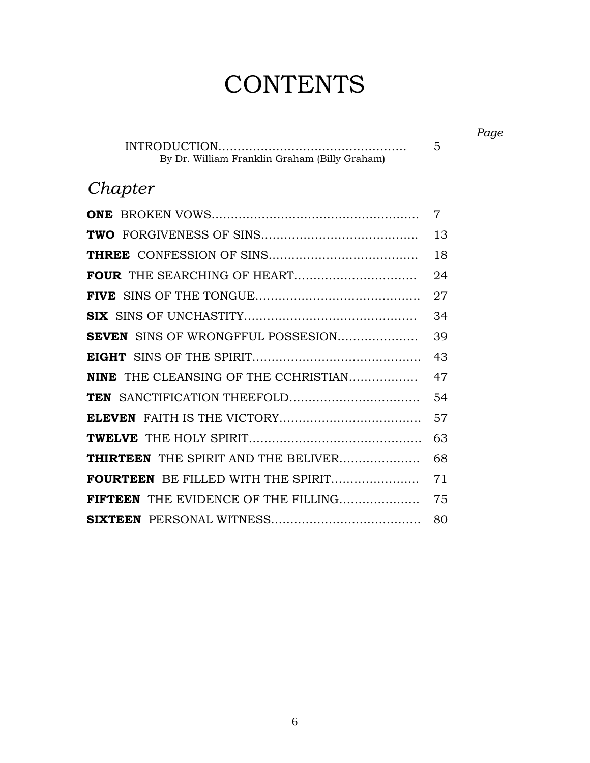# CONTENTS

| | *Page* |
|---|---|
| INTRODUCTION……………………………………………<br>By Dr. William Franklin Graham (Billy Graham) | 5 |

## *Chapter*

| | |
|---|---|
| **ONE** BROKEN VOWS……………………………………………… | 7 |
| **TWO** FORGIVENESS OF SINS………………………………… | 13 |
| **THREE** CONFESSION OF SINS……………………………… | 18 |
| **FOUR** THE SEARCHING OF HEART………………………… | 24 |
| **FIVE** SINS OF THE TONGUE…………………………………… | 27 |
| **SIX** SINS OF UNCHASTITY…………………………………… | 34 |
| **SEVEN** SINS OF WRONGFUL POSSESION………………… | 39 |
| **EIGHT** SINS OF THE SPIRIT…………………………………… | 43 |
| **NINE** THE CLEANSING OF THE CCHRISTIAN……………… | 47 |
| **TEN** SANCTIFICATION THEEFOLD…………………………… | 54 |
| **ELEVEN** FAITH IS THE VICTORY……………………………… | 57 |
| **TWELVE** THE HOLY SPIRIT……………………………………… | 63 |
| **THIRTEEN** THE SPIRIT AND THE BELIVER………………… | 68 |
| **FOURTEEN** BE FILLED WITH THE SPIRIT………………… | 71 |
| **FIFTEEN** THE EVIDENCE OF THE FILLING………………… | 75 |
| **SIXTEEN** PERSONAL WITNESS………………………………… | 80 |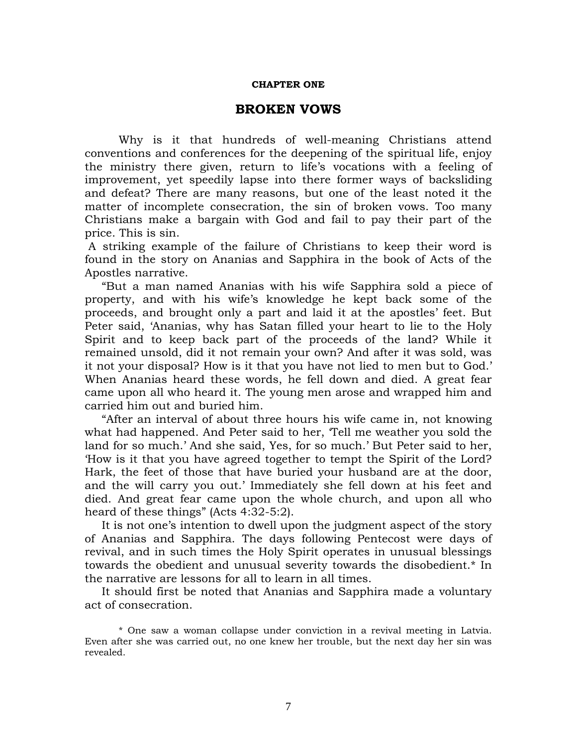**CHAPTER ONE**

# BROKEN VOWS

Why is it that hundreds of well-meaning Christians attend conventions and conferences for the deepening of the spiritual life, enjoy the ministry there given, return to life's vocations with a feeling of improvement, yet speedily lapse into there former ways of backsliding and defeat? There are many reasons, but one of the least noted it the matter of incomplete consecration, the sin of broken vows. Too many Christians make a bargain with God and fail to pay their part of the price. This is sin.

A striking example of the failure of Christians to keep their word is found in the story on Ananias and Sapphira in the book of Acts of the Apostles narrative.

"But a man named Ananias with his wife Sapphira sold a piece of property, and with his wife's knowledge he kept back some of the proceeds, and brought only a part and laid it at the apostles' feet. But Peter said, 'Ananias, why has Satan filled your heart to lie to the Holy Spirit and to keep back part of the proceeds of the land? While it remained unsold, did it not remain your own? And after it was sold, was it not your disposal? How is it that you have not lied to men but to God.' When Ananias heard these words, he fell down and died. A great fear came upon all who heard it. The young men arose and wrapped him and carried him out and buried him.

"After an interval of about three hours his wife came in, not knowing what had happened. And Peter said to her, 'Tell me weather you sold the land for so much.' And she said, Yes, for so much.' But Peter said to her, 'How is it that you have agreed together to tempt the Spirit of the Lord? Hark, the feet of those that have buried your husband are at the door, and the will carry you out.' Immediately she fell down at his feet and died. And great fear came upon the whole church, and upon all who heard of these things" (Acts 4:32-5:2).

It is not one's intention to dwell upon the judgment aspect of the story of Ananias and Sapphira. The days following Pentecost were days of revival, and in such times the Holy Spirit operates in unusual blessings towards the obedient and unusual severity towards the disobedient.* In the narrative are lessons for all to learn in all times.

It should first be noted that Ananias and Sapphira made a voluntary act of consecration.

* One saw a woman collapse under conviction in a revival meeting in Latvia. Even after she was carried out, no one knew her trouble, but the next day her sin was revealed.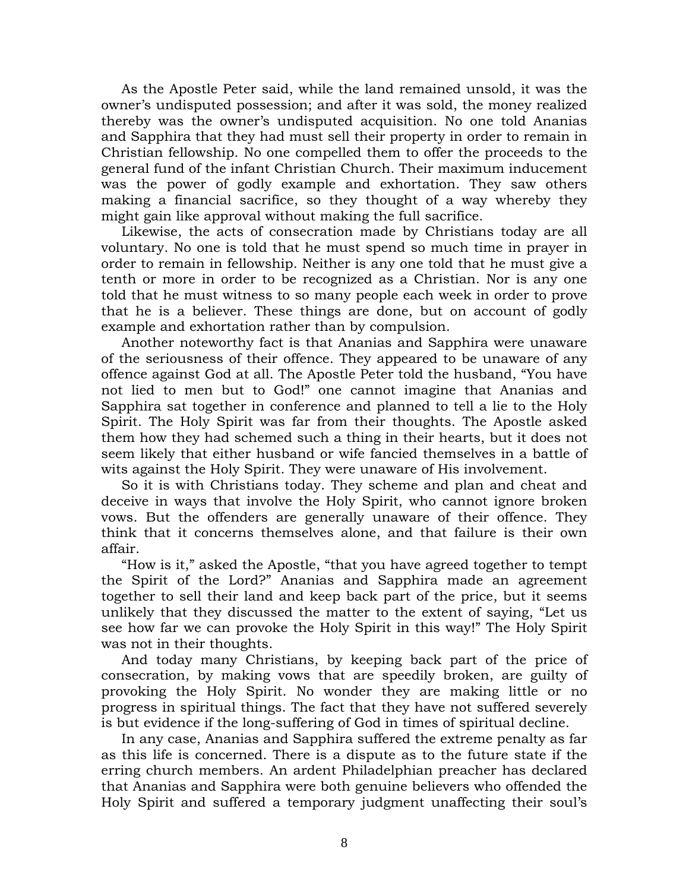As the Apostle Peter said, while the land remained unsold, it was the owner's undisputed possession; and after it was sold, the money realized thereby was the owner's undisputed acquisition. No one told Ananias and Sapphira that they had must sell their property in order to remain in Christian fellowship. No one compelled them to offer the proceeds to the general fund of the infant Christian Church. Their maximum inducement was the power of godly example and exhortation. They saw others making a financial sacrifice, so they thought of a way whereby they might gain like approval without making the full sacrifice.

Likewise, the acts of consecration made by Christians today are all voluntary. No one is told that he must spend so much time in prayer in order to remain in fellowship. Neither is any one told that he must give a tenth or more in order to be recognized as a Christian. Nor is any one told that he must witness to so many people each week in order to prove that he is a believer. These things are done, but on account of godly example and exhortation rather than by compulsion.

Another noteworthy fact is that Ananias and Sapphira were unaware of the seriousness of their offence. They appeared to be unaware of any offence against God at all. The Apostle Peter told the husband, "You have not lied to men but to God!" one cannot imagine that Ananias and Sapphira sat together in conference and planned to tell a lie to the Holy Spirit. The Holy Spirit was far from their thoughts. The Apostle asked them how they had schemed such a thing in their hearts, but it does not seem likely that either husband or wife fancied themselves in a battle of wits against the Holy Spirit. They were unaware of His involvement.

So it is with Christians today. They scheme and plan and cheat and deceive in ways that involve the Holy Spirit, who cannot ignore broken vows. But the offenders are generally unaware of their offence. They think that it concerns themselves alone, and that failure is their own affair.

"How is it," asked the Apostle, "that you have agreed together to tempt the Spirit of the Lord?" Ananias and Sapphira made an agreement together to sell their land and keep back part of the price, but it seems unlikely that they discussed the matter to the extent of saying, "Let us see how far we can provoke the Holy Spirit in this way!" The Holy Spirit was not in their thoughts.

And today many Christians, by keeping back part of the price of consecration, by making vows that are speedily broken, are guilty of provoking the Holy Spirit. No wonder they are making little or no progress in spiritual things. The fact that they have not suffered severely is but evidence if the long-suffering of God in times of spiritual decline.

In any case, Ananias and Sapphira suffered the extreme penalty as far as this life is concerned. There is a dispute as to the future state if the erring church members. An ardent Philadelphian preacher has declared that Ananias and Sapphira were both genuine believers who offended the Holy Spirit and suffered a temporary judgment unaffecting their soul's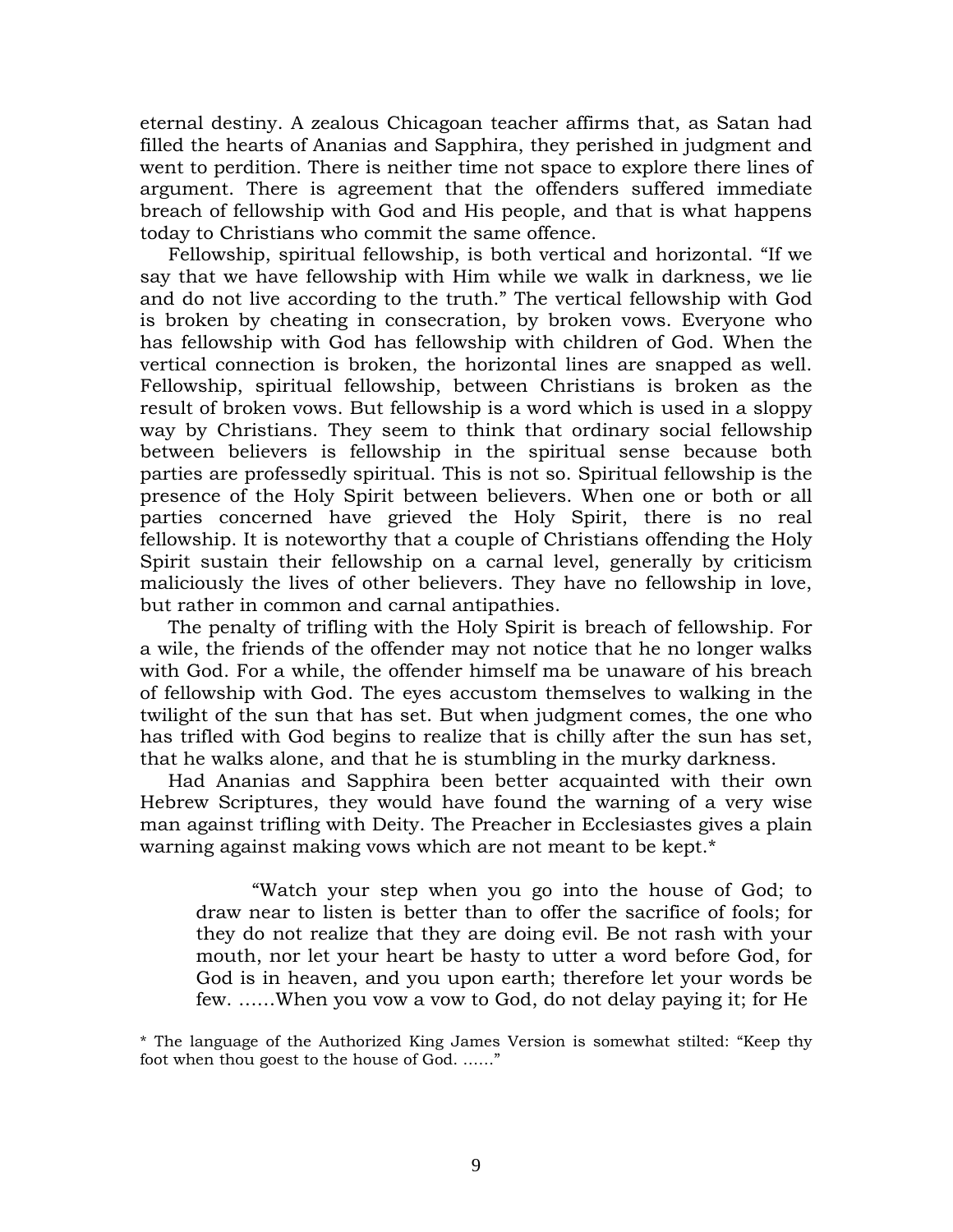eternal destiny. A zealous Chicagoan teacher affirms that, as Satan had filled the hearts of Ananias and Sapphira, they perished in judgment and went to perdition. There is neither time not space to explore there lines of argument. There is agreement that the offenders suffered immediate breach of fellowship with God and His people, and that is what happens today to Christians who commit the same offence.

Fellowship, spiritual fellowship, is both vertical and horizontal. "If we say that we have fellowship with Him while we walk in darkness, we lie and do not live according to the truth." The vertical fellowship with God is broken by cheating in consecration, by broken vows. Everyone who has fellowship with God has fellowship with children of God. When the vertical connection is broken, the horizontal lines are snapped as well. Fellowship, spiritual fellowship, between Christians is broken as the result of broken vows. But fellowship is a word which is used in a sloppy way by Christians. They seem to think that ordinary social fellowship between believers is fellowship in the spiritual sense because both parties are professedly spiritual. This is not so. Spiritual fellowship is the presence of the Holy Spirit between believers. When one or both or all parties concerned have grieved the Holy Spirit, there is no real fellowship. It is noteworthy that a couple of Christians offending the Holy Spirit sustain their fellowship on a carnal level, generally by criticism maliciously the lives of other believers. They have no fellowship in love, but rather in common and carnal antipathies.

The penalty of trifling with the Holy Spirit is breach of fellowship. For a wile, the friends of the offender may not notice that he no longer walks with God. For a while, the offender himself ma be unaware of his breach of fellowship with God. The eyes accustom themselves to walking in the twilight of the sun that has set. But when judgment comes, the one who has trifled with God begins to realize that is chilly after the sun has set, that he walks alone, and that he is stumbling in the murky darkness.

Had Ananias and Sapphira been better acquainted with their own Hebrew Scriptures, they would have found the warning of a very wise man against trifling with Deity. The Preacher in Ecclesiastes gives a plain warning against making vows which are not meant to be kept.*

> "Watch your step when you go into the house of God; to draw near to listen is better than to offer the sacrifice of fools; for they do not realize that they are doing evil. Be not rash with your mouth, nor let your heart be hasty to utter a word before God, for God is in heaven, and you upon earth; therefore let your words be few. ……When you vow a vow to God, do not delay paying it; for He

* The language of the Authorized King James Version is somewhat stilted: "Keep thy foot when thou goest to the house of God. ……"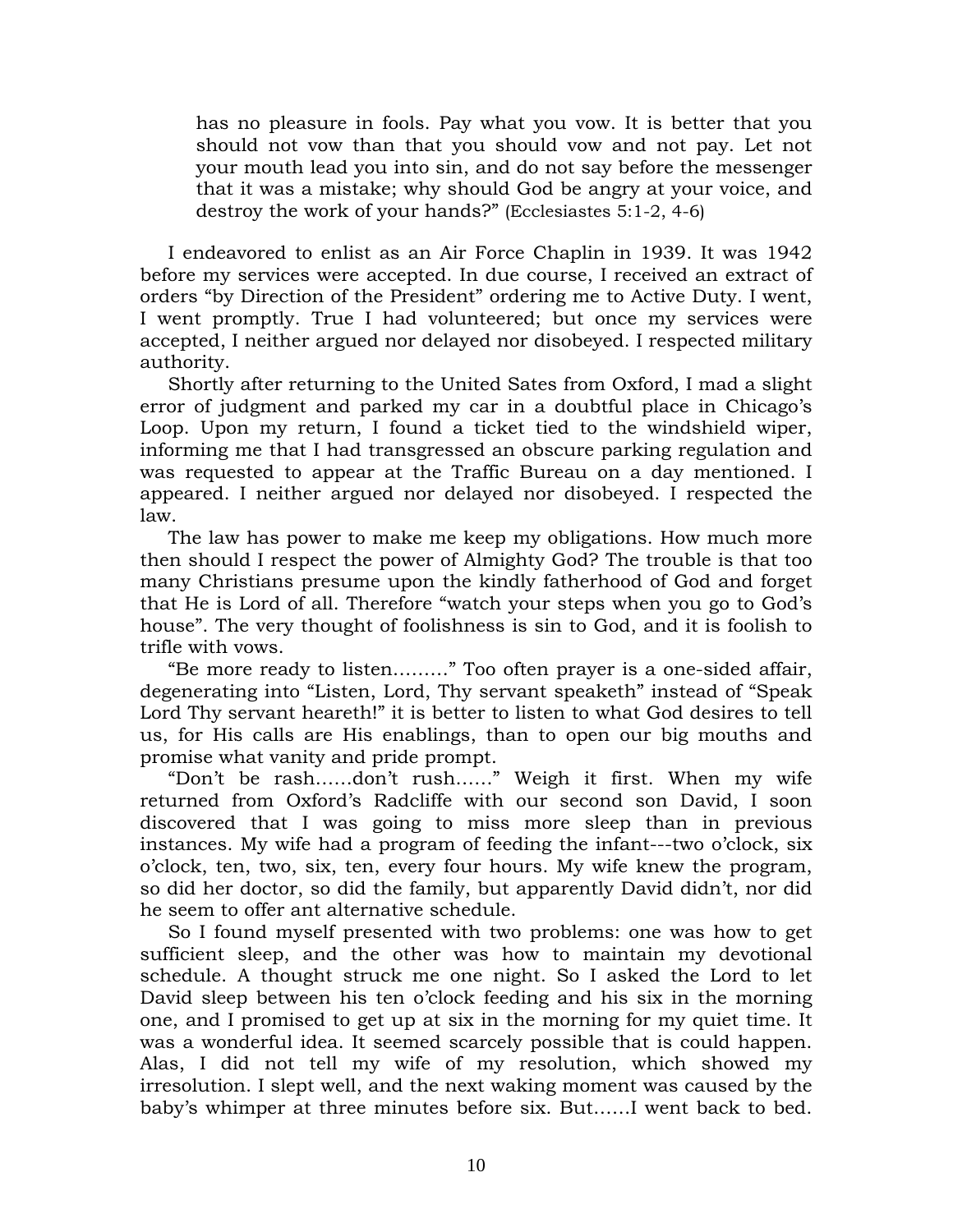> has no pleasure in fools. Pay what you vow. It is better that you should not vow than that you should vow and not pay. Let not your mouth lead you into sin, and do not say before the messenger that it was a mistake; why should God be angry at your voice, and destroy the work of your hands?" (Ecclesiastes 5:1-2, 4-6)

I endeavored to enlist as an Air Force Chaplin in 1939. It was 1942 before my services were accepted. In due course, I received an extract of orders "by Direction of the President" ordering me to Active Duty. I went, I went promptly. True I had volunteered; but once my services were accepted, I neither argued nor delayed nor disobeyed. I respected military authority.

Shortly after returning to the United Sates from Oxford, I mad a slight error of judgment and parked my car in a doubtful place in Chicago's Loop. Upon my return, I found a ticket tied to the windshield wiper, informing me that I had transgressed an obscure parking regulation and was requested to appear at the Traffic Bureau on a day mentioned. I appeared. I neither argued nor delayed nor disobeyed. I respected the law.

The law has power to make me keep my obligations. How much more then should I respect the power of Almighty God? The trouble is that too many Christians presume upon the kindly fatherhood of God and forget that He is Lord of all. Therefore "watch your steps when you go to God's house". The very thought of foolishness is sin to God, and it is foolish to trifle with vows.

"Be more ready to listen………" Too often prayer is a one-sided affair, degenerating into "Listen, Lord, Thy servant speaketh" instead of "Speak Lord Thy servant heareth!" it is better to listen to what God desires to tell us, for His calls are His enablings, than to open our big mouths and promise what vanity and pride prompt.

"Don't be rash……don't rush……" Weigh it first. When my wife returned from Oxford's Radcliffe with our second son David, I soon discovered that I was going to miss more sleep than in previous instances. My wife had a program of feeding the infant---two o'clock, six o'clock, ten, two, six, ten, every four hours. My wife knew the program, so did her doctor, so did the family, but apparently David didn't, nor did he seem to offer ant alternative schedule.

So I found myself presented with two problems: one was how to get sufficient sleep, and the other was how to maintain my devotional schedule. A thought struck me one night. So I asked the Lord to let David sleep between his ten o'clock feeding and his six in the morning one, and I promised to get up at six in the morning for my quiet time. It was a wonderful idea. It seemed scarcely possible that is could happen. Alas, I did not tell my wife of my resolution, which showed my irresolution. I slept well, and the next waking moment was caused by the baby's whimper at three minutes before six. But……I went back to bed.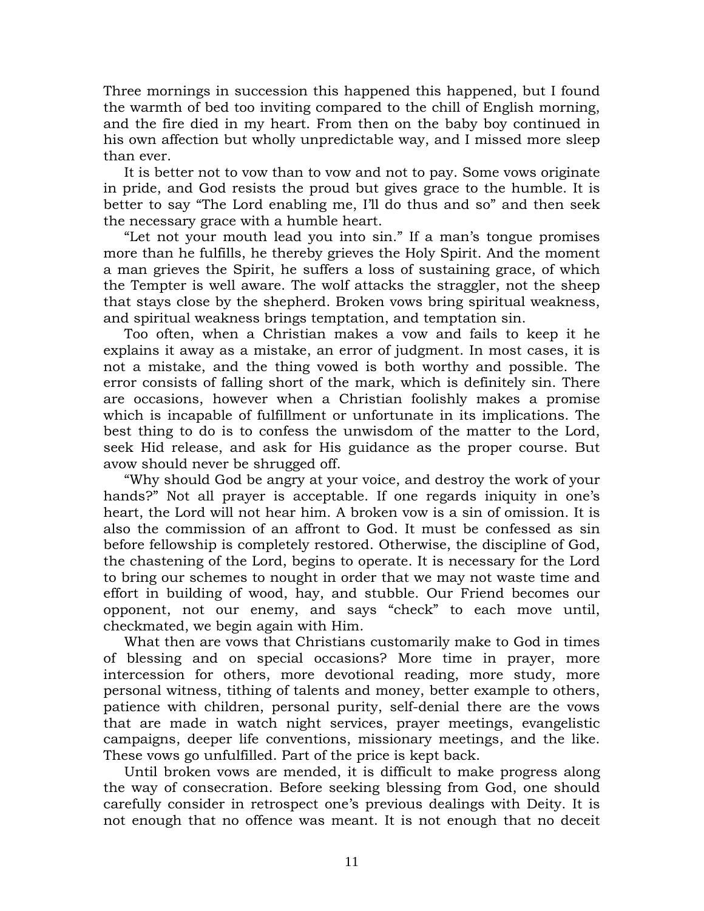Three mornings in succession this happened this happened, but I found the warmth of bed too inviting compared to the chill of English morning, and the fire died in my heart. From then on the baby boy continued in his own affection but wholly unpredictable way, and I missed more sleep than ever.

It is better not to vow than to vow and not to pay. Some vows originate in pride, and God resists the proud but gives grace to the humble. It is better to say "The Lord enabling me, I'll do thus and so" and then seek the necessary grace with a humble heart.

"Let not your mouth lead you into sin." If a man's tongue promises more than he fulfills, he thereby grieves the Holy Spirit. And the moment a man grieves the Spirit, he suffers a loss of sustaining grace, of which the Tempter is well aware. The wolf attacks the straggler, not the sheep that stays close by the shepherd. Broken vows bring spiritual weakness, and spiritual weakness brings temptation, and temptation sin.

Too often, when a Christian makes a vow and fails to keep it he explains it away as a mistake, an error of judgment. In most cases, it is not a mistake, and the thing vowed is both worthy and possible. The error consists of falling short of the mark, which is definitely sin. There are occasions, however when a Christian foolishly makes a promise which is incapable of fulfillment or unfortunate in its implications. The best thing to do is to confess the unwisdom of the matter to the Lord, seek Hid release, and ask for His guidance as the proper course. But avow should never be shrugged off.

"Why should God be angry at your voice, and destroy the work of your hands?" Not all prayer is acceptable. If one regards iniquity in one's heart, the Lord will not hear him. A broken vow is a sin of omission. It is also the commission of an affront to God. It must be confessed as sin before fellowship is completely restored. Otherwise, the discipline of God, the chastening of the Lord, begins to operate. It is necessary for the Lord to bring our schemes to nought in order that we may not waste time and effort in building of wood, hay, and stubble. Our Friend becomes our opponent, not our enemy, and says "check" to each move until, checkmated, we begin again with Him.

What then are vows that Christians customarily make to God in times of blessing and on special occasions? More time in prayer, more intercession for others, more devotional reading, more study, more personal witness, tithing of talents and money, better example to others, patience with children, personal purity, self-denial there are the vows that are made in watch night services, prayer meetings, evangelistic campaigns, deeper life conventions, missionary meetings, and the like. These vows go unfulfilled. Part of the price is kept back.

Until broken vows are mended, it is difficult to make progress along the way of consecration. Before seeking blessing from God, one should carefully consider in retrospect one's previous dealings with Deity. It is not enough that no offence was meant. It is not enough that no deceit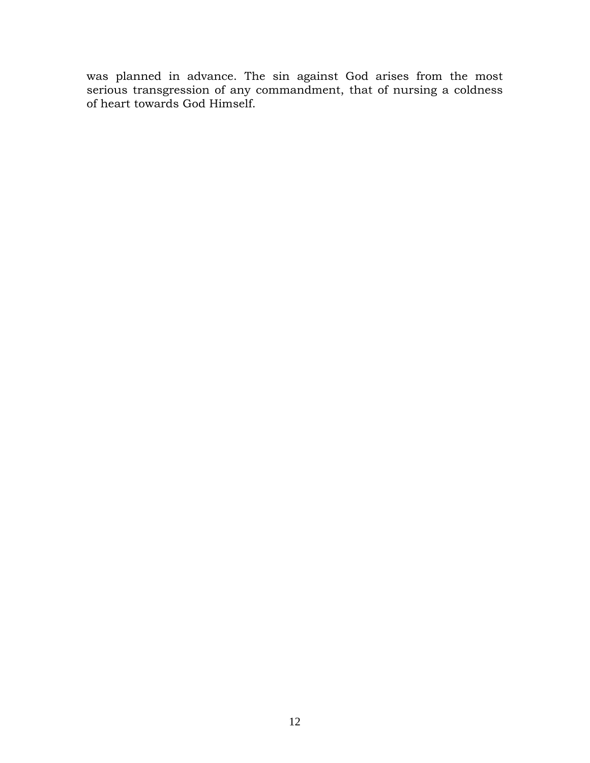was planned in advance. The sin against God arises from the most serious transgression of any commandment, that of nursing a coldness of heart towards God Himself.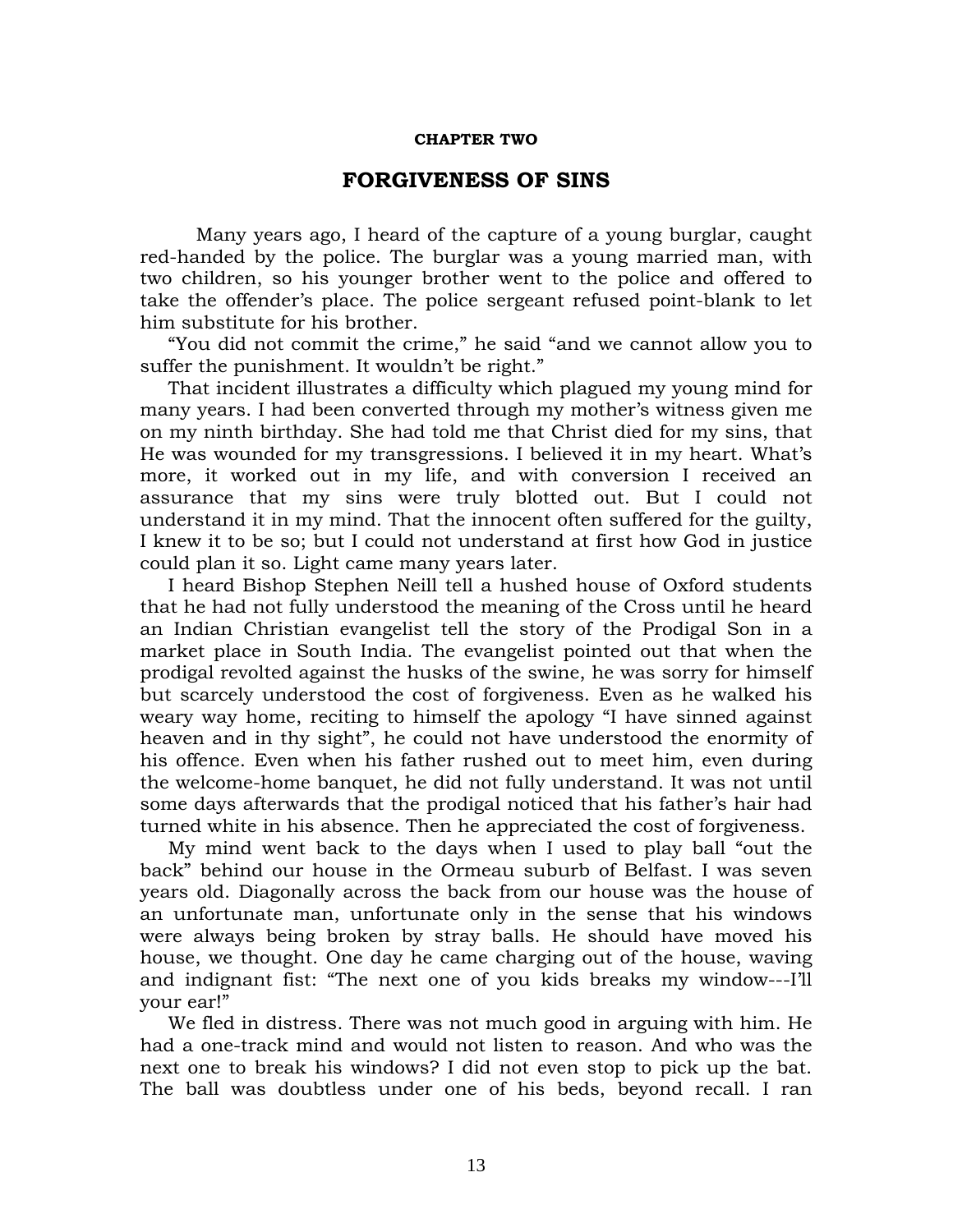**CHAPTER TWO**

# FORGIVENESS OF SINS

Many years ago, I heard of the capture of a young burglar, caught red-handed by the police. The burglar was a young married man, with two children, so his younger brother went to the police and offered to take the offender's place. The police sergeant refused point-blank to let him substitute for his brother.

"You did not commit the crime," he said "and we cannot allow you to suffer the punishment. It wouldn't be right."

That incident illustrates a difficulty which plagued my young mind for many years. I had been converted through my mother's witness given me on my ninth birthday. She had told me that Christ died for my sins, that He was wounded for my transgressions. I believed it in my heart. What's more, it worked out in my life, and with conversion I received an assurance that my sins were truly blotted out. But I could not understand it in my mind. That the innocent often suffered for the guilty, I knew it to be so; but I could not understand at first how God in justice could plan it so. Light came many years later.

I heard Bishop Stephen Neill tell a hushed house of Oxford students that he had not fully understood the meaning of the Cross until he heard an Indian Christian evangelist tell the story of the Prodigal Son in a market place in South India. The evangelist pointed out that when the prodigal revolted against the husks of the swine, he was sorry for himself but scarcely understood the cost of forgiveness. Even as he walked his weary way home, reciting to himself the apology "I have sinned against heaven and in thy sight", he could not have understood the enormity of his offence. Even when his father rushed out to meet him, even during the welcome-home banquet, he did not fully understand. It was not until some days afterwards that the prodigal noticed that his father's hair had turned white in his absence. Then he appreciated the cost of forgiveness.

My mind went back to the days when I used to play ball "out the back" behind our house in the Ormeau suburb of Belfast. I was seven years old. Diagonally across the back from our house was the house of an unfortunate man, unfortunate only in the sense that his windows were always being broken by stray balls. He should have moved his house, we thought. One day he came charging out of the house, waving and indignant fist: "The next one of you kids breaks my window---I'll your ear!"

We fled in distress. There was not much good in arguing with him. He had a one-track mind and would not listen to reason. And who was the next one to break his windows? I did not even stop to pick up the bat. The ball was doubtless under one of his beds, beyond recall. I ran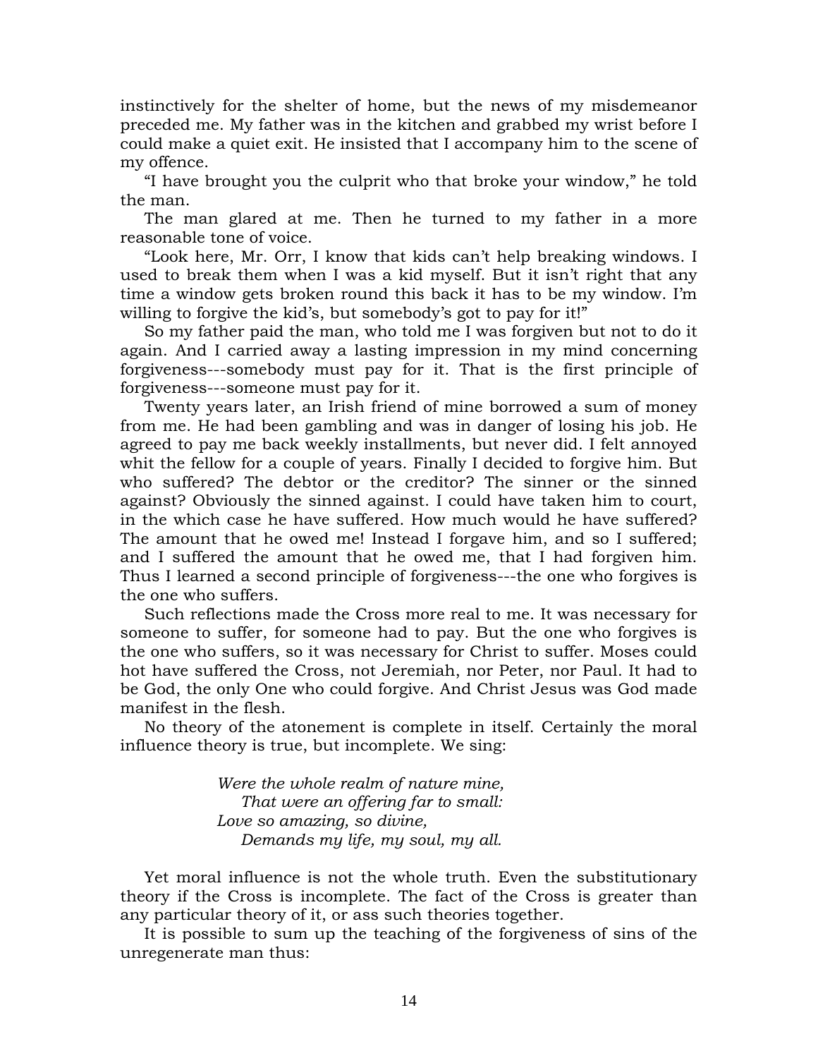instinctively for the shelter of home, but the news of my misdemeanor preceded me. My father was in the kitchen and grabbed my wrist before I could make a quiet exit. He insisted that I accompany him to the scene of my offence.

"I have brought you the culprit who that broke your window," he told the man.

The man glared at me. Then he turned to my father in a more reasonable tone of voice.

"Look here, Mr. Orr, I know that kids can't help breaking windows. I used to break them when I was a kid myself. But it isn't right that any time a window gets broken round this back it has to be my window. I'm willing to forgive the kid's, but somebody's got to pay for it!"

So my father paid the man, who told me I was forgiven but not to do it again. And I carried away a lasting impression in my mind concerning forgiveness---somebody must pay for it. That is the first principle of forgiveness---someone must pay for it.

Twenty years later, an Irish friend of mine borrowed a sum of money from me. He had been gambling and was in danger of losing his job. He agreed to pay me back weekly installments, but never did. I felt annoyed whit the fellow for a couple of years. Finally I decided to forgive him. But who suffered? The debtor or the creditor? The sinner or the sinned against? Obviously the sinned against. I could have taken him to court, in the which case he have suffered. How much would he have suffered? The amount that he owed me! Instead I forgave him, and so I suffered; and I suffered the amount that he owed me, that I had forgiven him. Thus I learned a second principle of forgiveness---the one who forgives is the one who suffers.

Such reflections made the Cross more real to me. It was necessary for someone to suffer, for someone had to pay. But the one who forgives is the one who suffers, so it was necessary for Christ to suffer. Moses could hot have suffered the Cross, not Jeremiah, nor Peter, nor Paul. It had to be God, the only One who could forgive. And Christ Jesus was God made manifest in the flesh.

No theory of the atonement is complete in itself. Certainly the moral influence theory is true, but incomplete. We sing:

> *Were the whole realm of nature mine,*
> *That were an offering far to small:*
> *Love so amazing, so divine,*
> *Demands my life, my soul, my all.*

Yet moral influence is not the whole truth. Even the substitutionary theory if the Cross is incomplete. The fact of the Cross is greater than any particular theory of it, or ass such theories together.

It is possible to sum up the teaching of the forgiveness of sins of the unregenerate man thus: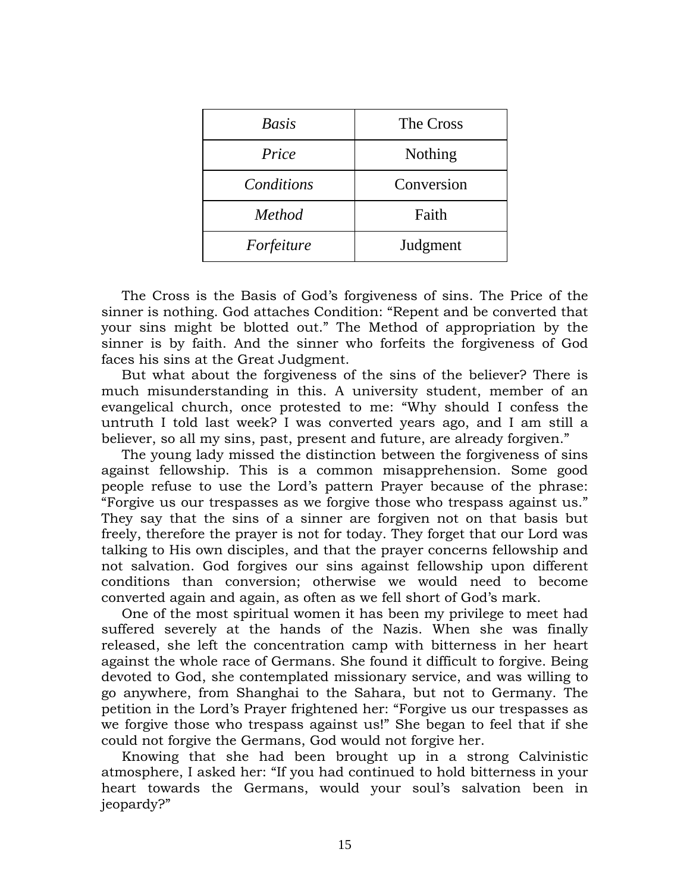| *Basis* | The Cross |
|---|---|
| *Price* | Nothing |
| *Conditions* | Conversion |
| *Method* | Faith |
| *Forfeiture* | Judgment |

The Cross is the Basis of God's forgiveness of sins. The Price of the sinner is nothing. God attaches Condition: "Repent and be converted that your sins might be blotted out." The Method of appropriation by the sinner is by faith. And the sinner who forfeits the forgiveness of God faces his sins at the Great Judgment.

But what about the forgiveness of the sins of the believer? There is much misunderstanding in this. A university student, member of an evangelical church, once protested to me: "Why should I confess the untruth I told last week? I was converted years ago, and I am still a believer, so all my sins, past, present and future, are already forgiven."

The young lady missed the distinction between the forgiveness of sins against fellowship. This is a common misapprehension. Some good people refuse to use the Lord's pattern Prayer because of the phrase: "Forgive us our trespasses as we forgive those who trespass against us." They say that the sins of a sinner are forgiven not on that basis but freely, therefore the prayer is not for today. They forget that our Lord was talking to His own disciples, and that the prayer concerns fellowship and not salvation. God forgives our sins against fellowship upon different conditions than conversion; otherwise we would need to become converted again and again, as often as we fell short of God's mark.

One of the most spiritual women it has been my privilege to meet had suffered severely at the hands of the Nazis. When she was finally released, she left the concentration camp with bitterness in her heart against the whole race of Germans. She found it difficult to forgive. Being devoted to God, she contemplated missionary service, and was willing to go anywhere, from Shanghai to the Sahara, but not to Germany. The petition in the Lord's Prayer frightened her: "Forgive us our trespasses as we forgive those who trespass against us!" She began to feel that if she could not forgive the Germans, God would not forgive her.

Knowing that she had been brought up in a strong Calvinistic atmosphere, I asked her: "If you had continued to hold bitterness in your heart towards the Germans, would your soul's salvation been in jeopardy?"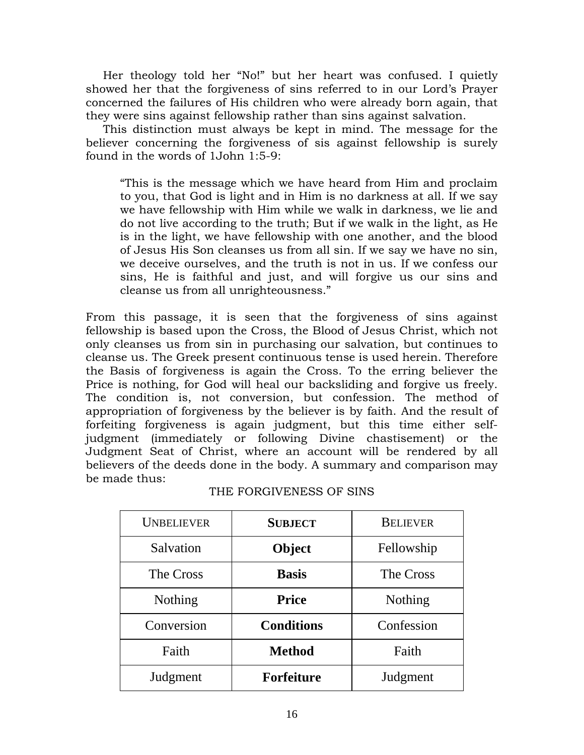Her theology told her "No!" but her heart was confused. I quietly showed her that the forgiveness of sins referred to in our Lord's Prayer concerned the failures of His children who were already born again, that they were sins against fellowship rather than sins against salvation.

This distinction must always be kept in mind. The message for the believer concerning the forgiveness of sis against fellowship is surely found in the words of 1John 1:5-9:

> "This is the message which we have heard from Him and proclaim to you, that God is light and in Him is no darkness at all. If we say we have fellowship with Him while we walk in darkness, we lie and do not live according to the truth; But if we walk in the light, as He is in the light, we have fellowship with one another, and the blood of Jesus His Son cleanses us from all sin. If we say we have no sin, we deceive ourselves, and the truth is not in us. If we confess our sins, He is faithful and just, and will forgive us our sins and cleanse us from all unrighteousness."

From this passage, it is seen that the forgiveness of sins against fellowship is based upon the Cross, the Blood of Jesus Christ, which not only cleanses us from sin in purchasing our salvation, but continues to cleanse us. The Greek present continuous tense is used herein. Therefore the Basis of forgiveness is again the Cross. To the erring believer the Price is nothing, for God will heal our backsliding and forgive us freely. The condition is, not conversion, but confession. The method of appropriation of forgiveness by the believer is by faith. And the result of forfeiting forgiveness is again judgment, but this time either self-judgment (immediately or following Divine chastisement) or the Judgment Seat of Christ, where an account will be rendered by all believers of the deeds done in the body. A summary and comparison may be made thus:

THE FORGIVENESS OF SINS

| UNBELIEVER | **SUBJECT** | BELIEVER |
|---|---|---|
| Salvation | **Object** | Fellowship |
| The Cross | **Basis** | The Cross |
| Nothing | **Price** | Nothing |
| Conversion | **Conditions** | Confession |
| Faith | **Method** | Faith |
| Judgment | **Forfeiture** | Judgment |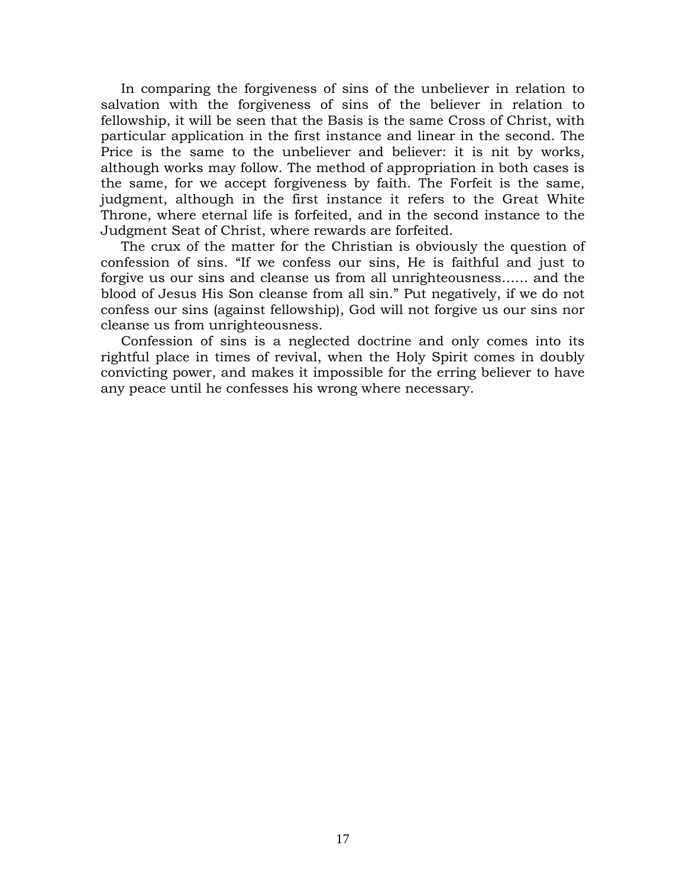In comparing the forgiveness of sins of the unbeliever in relation to salvation with the forgiveness of sins of the believer in relation to fellowship, it will be seen that the Basis is the same Cross of Christ, with particular application in the first instance and linear in the second. The Price is the same to the unbeliever and believer: it is nit by works, although works may follow. The method of appropriation in both cases is the same, for we accept forgiveness by faith. The Forfeit is the same, judgment, although in the first instance it refers to the Great White Throne, where eternal life is forfeited, and in the second instance to the Judgment Seat of Christ, where rewards are forfeited.

The crux of the matter for the Christian is obviously the question of confession of sins. "If we confess our sins, He is faithful and just to forgive us our sins and cleanse us from all unrighteousness…… and the blood of Jesus His Son cleanse from all sin." Put negatively, if we do not confess our sins (against fellowship), God will not forgive us our sins nor cleanse us from unrighteousness.

Confession of sins is a neglected doctrine and only comes into its rightful place in times of revival, when the Holy Spirit comes in doubly convicting power, and makes it impossible for the erring believer to have any peace until he confesses his wrong where necessary.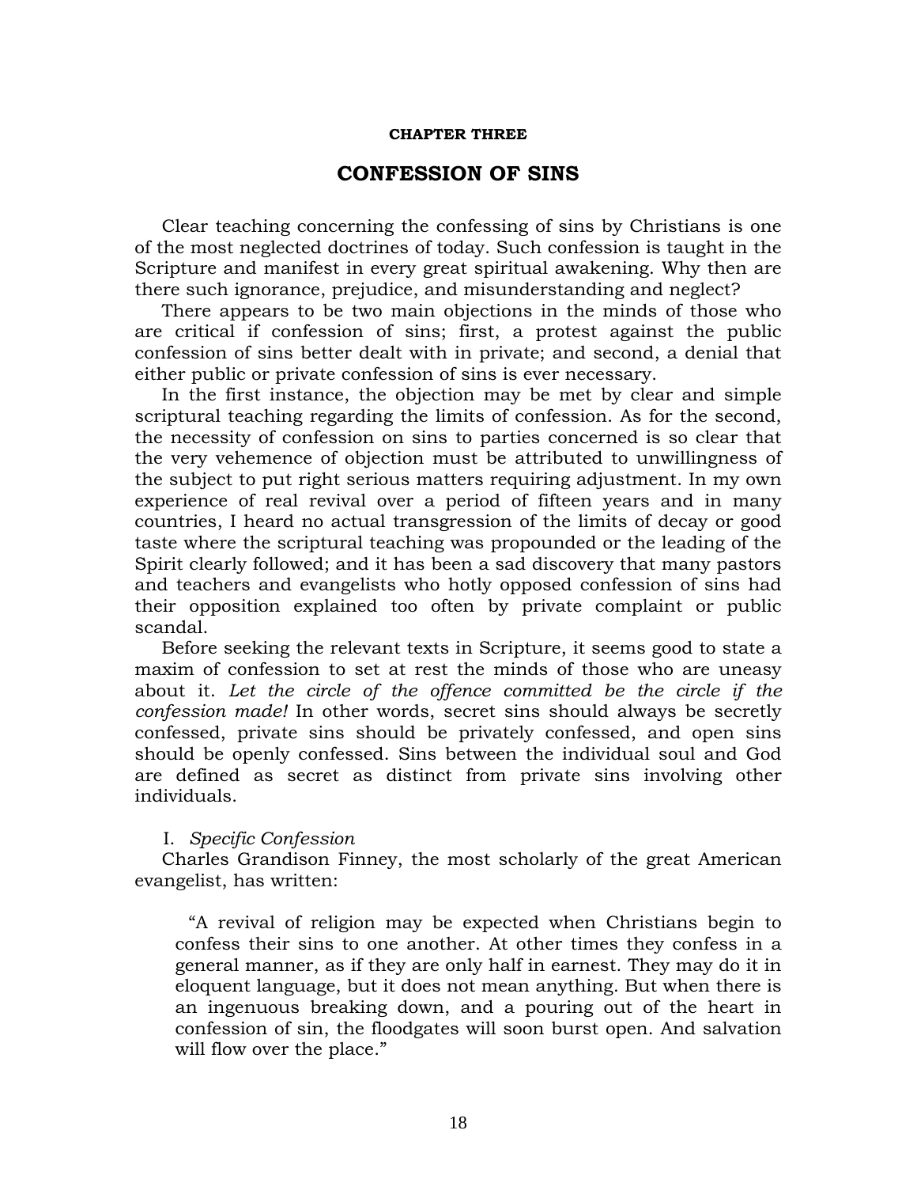**CHAPTER THREE**

# CONFESSION OF SINS

Clear teaching concerning the confessing of sins by Christians is one of the most neglected doctrines of today. Such confession is taught in the Scripture and manifest in every great spiritual awakening. Why then are there such ignorance, prejudice, and misunderstanding and neglect?

There appears to be two main objections in the minds of those who are critical if confession of sins; first, a protest against the public confession of sins better dealt with in private; and second, a denial that either public or private confession of sins is ever necessary.

In the first instance, the objection may be met by clear and simple scriptural teaching regarding the limits of confession. As for the second, the necessity of confession on sins to parties concerned is so clear that the very vehemence of objection must be attributed to unwillingness of the subject to put right serious matters requiring adjustment. In my own experience of real revival over a period of fifteen years and in many countries, I heard no actual transgression of the limits of decay or good taste where the scriptural teaching was propounded or the leading of the Spirit clearly followed; and it has been a sad discovery that many pastors and teachers and evangelists who hotly opposed confession of sins had their opposition explained too often by private complaint or public scandal.

Before seeking the relevant texts in Scripture, it seems good to state a maxim of confession to set at rest the minds of those who are uneasy about it. *Let the circle of the offence committed be the circle if the confession made!* In other words, secret sins should always be secretly confessed, private sins should be privately confessed, and open sins should be openly confessed. Sins between the individual soul and God are defined as secret as distinct from private sins involving other individuals.

I. *Specific Confession*

Charles Grandison Finney, the most scholarly of the great American evangelist, has written:

> "A revival of religion may be expected when Christians begin to confess their sins to one another. At other times they confess in a general manner, as if they are only half in earnest. They may do it in eloquent language, but it does not mean anything. But when there is an ingenuous breaking down, and a pouring out of the heart in confession of sin, the floodgates will soon burst open. And salvation will flow over the place."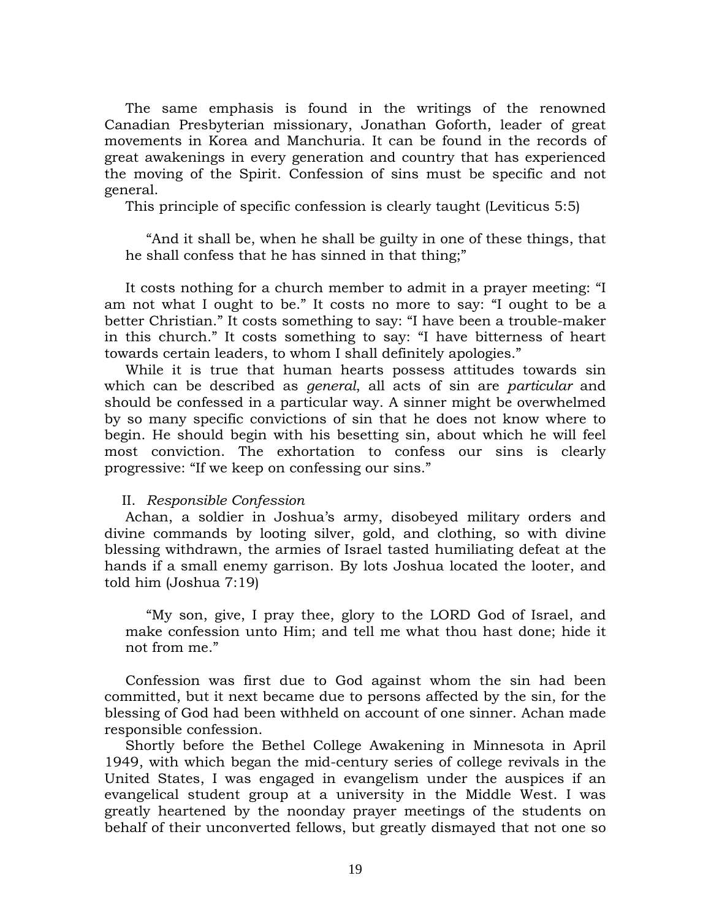The same emphasis is found in the writings of the renowned Canadian Presbyterian missionary, Jonathan Goforth, leader of great movements in Korea and Manchuria. It can be found in the records of great awakenings in every generation and country that has experienced the moving of the Spirit. Confession of sins must be specific and not general.

This principle of specific confession is clearly taught (Leviticus 5:5)

> "And it shall be, when he shall be guilty in one of these things, that he shall confess that he has sinned in that thing;"

It costs nothing for a church member to admit in a prayer meeting: "I am not what I ought to be." It costs no more to say: "I ought to be a better Christian." It costs something to say: "I have been a trouble-maker in this church." It costs something to say: "I have bitterness of heart towards certain leaders, to whom I shall definitely apologies."

While it is true that human hearts possess attitudes towards sin which can be described as *general*, all acts of sin are *particular* and should be confessed in a particular way. A sinner might be overwhelmed by so many specific convictions of sin that he does not know where to begin. He should begin with his besetting sin, about which he will feel most conviction. The exhortation to confess our sins is clearly progressive: "If we keep on confessing our sins."

II. *Responsible Confession*

Achan, a soldier in Joshua's army, disobeyed military orders and divine commands by looting silver, gold, and clothing, so with divine blessing withdrawn, the armies of Israel tasted humiliating defeat at the hands if a small enemy garrison. By lots Joshua located the looter, and told him (Joshua 7:19)

> "My son, give, I pray thee, glory to the LORD God of Israel, and make confession unto Him; and tell me what thou hast done; hide it not from me."

Confession was first due to God against whom the sin had been committed, but it next became due to persons affected by the sin, for the blessing of God had been withheld on account of one sinner. Achan made responsible confession.

Shortly before the Bethel College Awakening in Minnesota in April 1949, with which began the mid-century series of college revivals in the United States, I was engaged in evangelism under the auspices if an evangelical student group at a university in the Middle West. I was greatly heartened by the noonday prayer meetings of the students on behalf of their unconverted fellows, but greatly dismayed that not one so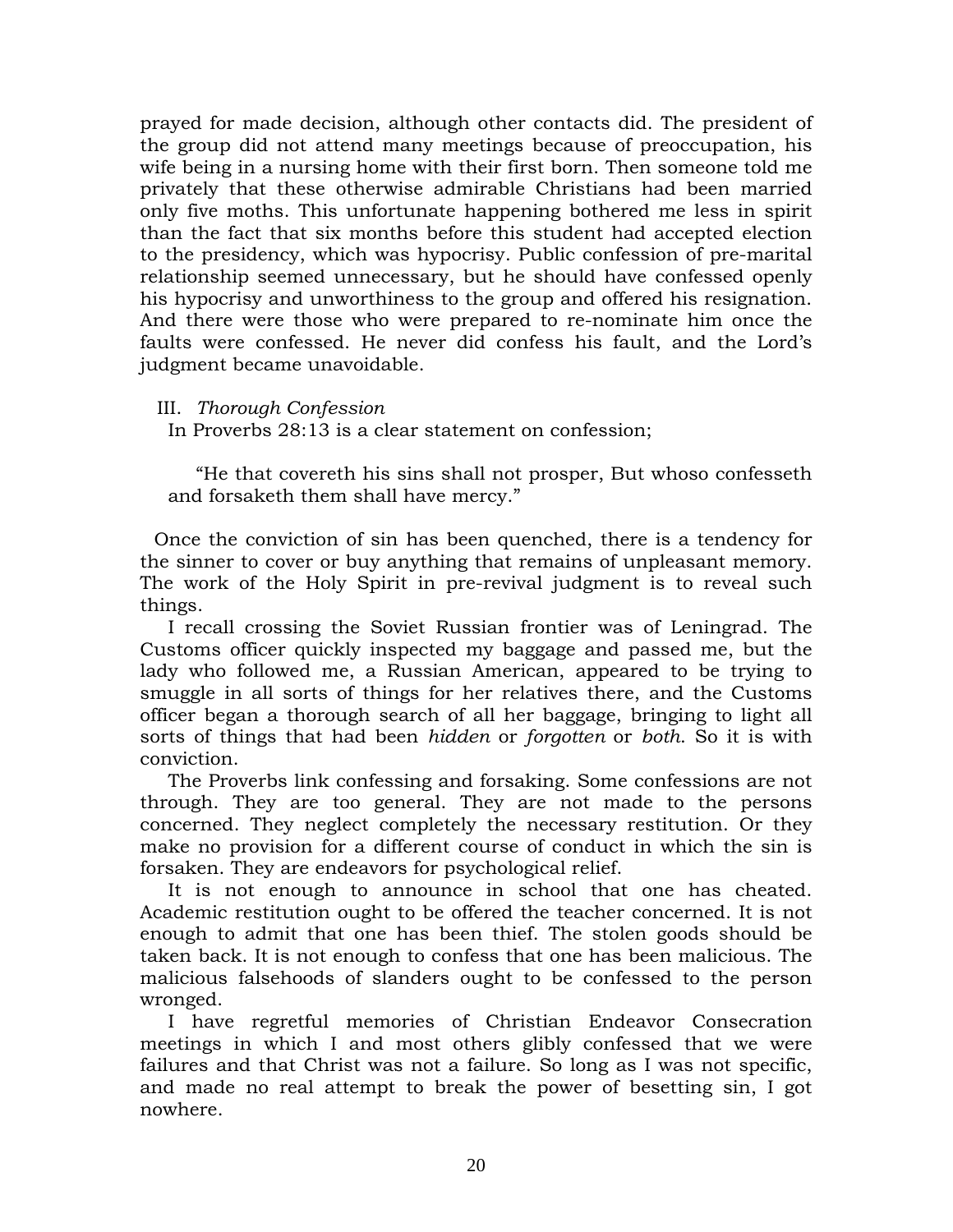prayed for made decision, although other contacts did. The president of the group did not attend many meetings because of preoccupation, his wife being in a nursing home with their first born. Then someone told me privately that these otherwise admirable Christians had been married only five moths. This unfortunate happening bothered me less in spirit than the fact that six months before this student had accepted election to the presidency, which was hypocrisy. Public confession of pre-marital relationship seemed unnecessary, but he should have confessed openly his hypocrisy and unworthiness to the group and offered his resignation. And there were those who were prepared to re-nominate him once the faults were confessed. He never did confess his fault, and the Lord's judgment became unavoidable.

III. *Thorough Confession*

In Proverbs 28:13 is a clear statement on confession;

> "He that covereth his sins shall not prosper, But whoso confesseth and forsaketh them shall have mercy."

Once the conviction of sin has been quenched, there is a tendency for the sinner to cover or buy anything that remains of unpleasant memory. The work of the Holy Spirit in pre-revival judgment is to reveal such things.

I recall crossing the Soviet Russian frontier was of Leningrad. The Customs officer quickly inspected my baggage and passed me, but the lady who followed me, a Russian American, appeared to be trying to smuggle in all sorts of things for her relatives there, and the Customs officer began a thorough search of all her baggage, bringing to light all sorts of things that had been *hidden* or *forgotten* or *both*. So it is with conviction.

The Proverbs link confessing and forsaking. Some confessions are not through. They are too general. They are not made to the persons concerned. They neglect completely the necessary restitution. Or they make no provision for a different course of conduct in which the sin is forsaken. They are endeavors for psychological relief.

It is not enough to announce in school that one has cheated. Academic restitution ought to be offered the teacher concerned. It is not enough to admit that one has been thief. The stolen goods should be taken back. It is not enough to confess that one has been malicious. The malicious falsehoods of slanders ought to be confessed to the person wronged.

I have regretful memories of Christian Endeavor Consecration meetings in which I and most others glibly confessed that we were failures and that Christ was not a failure. So long as I was not specific, and made no real attempt to break the power of besetting sin, I got nowhere.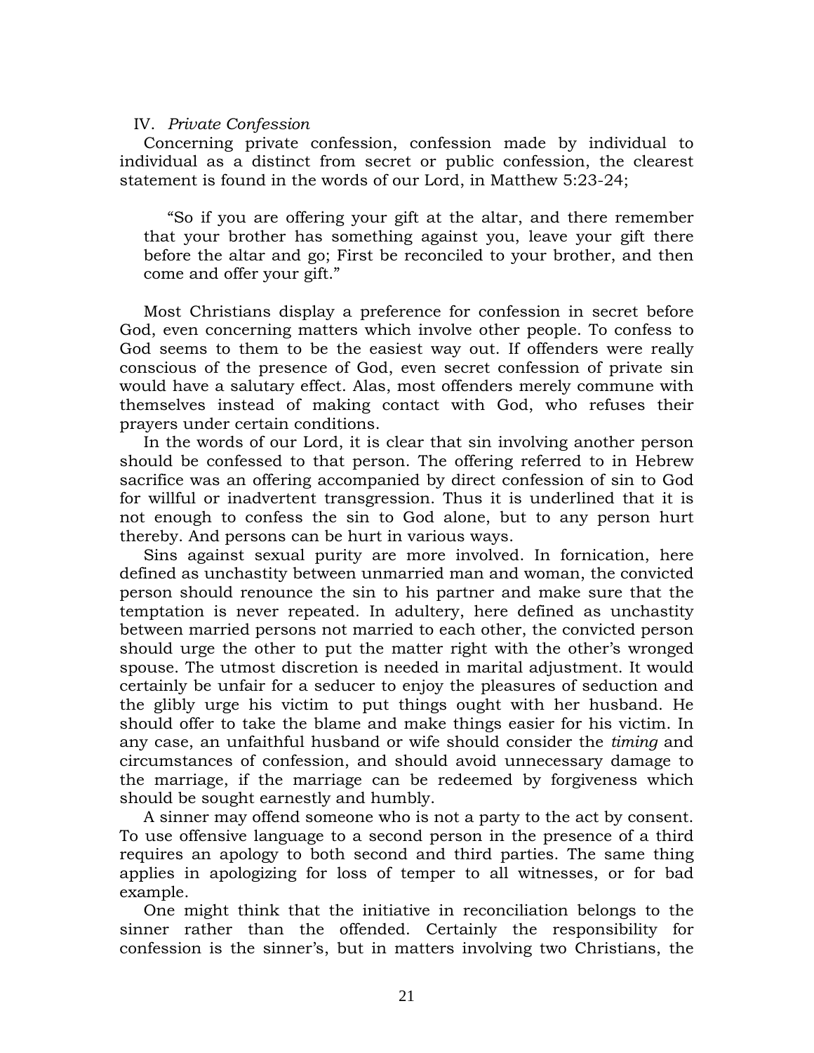## IV. *Private Confession*

Concerning private confession, confession made by individual to individual as a distinct from secret or public confession, the clearest statement is found in the words of our Lord, in Matthew 5:23-24;

> "So if you are offering your gift at the altar, and there remember that your brother has something against you, leave your gift there before the altar and go; First be reconciled to your brother, and then come and offer your gift."

Most Christians display a preference for confession in secret before God, even concerning matters which involve other people. To confess to God seems to them to be the easiest way out. If offenders were really conscious of the presence of God, even secret confession of private sin would have a salutary effect. Alas, most offenders merely commune with themselves instead of making contact with God, who refuses their prayers under certain conditions.

In the words of our Lord, it is clear that sin involving another person should be confessed to that person. The offering referred to in Hebrew sacrifice was an offering accompanied by direct confession of sin to God for willful or inadvertent transgression. Thus it is underlined that it is not enough to confess the sin to God alone, but to any person hurt thereby. And persons can be hurt in various ways.

Sins against sexual purity are more involved. In fornication, here defined as unchastity between unmarried man and woman, the convicted person should renounce the sin to his partner and make sure that the temptation is never repeated. In adultery, here defined as unchastity between married persons not married to each other, the convicted person should urge the other to put the matter right with the other's wronged spouse. The utmost discretion is needed in marital adjustment. It would certainly be unfair for a seducer to enjoy the pleasures of seduction and the glibly urge his victim to put things ought with her husband. He should offer to take the blame and make things easier for his victim. In any case, an unfaithful husband or wife should consider the *timing* and circumstances of confession, and should avoid unnecessary damage to the marriage, if the marriage can be redeemed by forgiveness which should be sought earnestly and humbly.

A sinner may offend someone who is not a party to the act by consent. To use offensive language to a second person in the presence of a third requires an apology to both second and third parties. The same thing applies in apologizing for loss of temper to all witnesses, or for bad example.

One might think that the initiative in reconciliation belongs to the sinner rather than the offended. Certainly the responsibility for confession is the sinner's, but in matters involving two Christians, the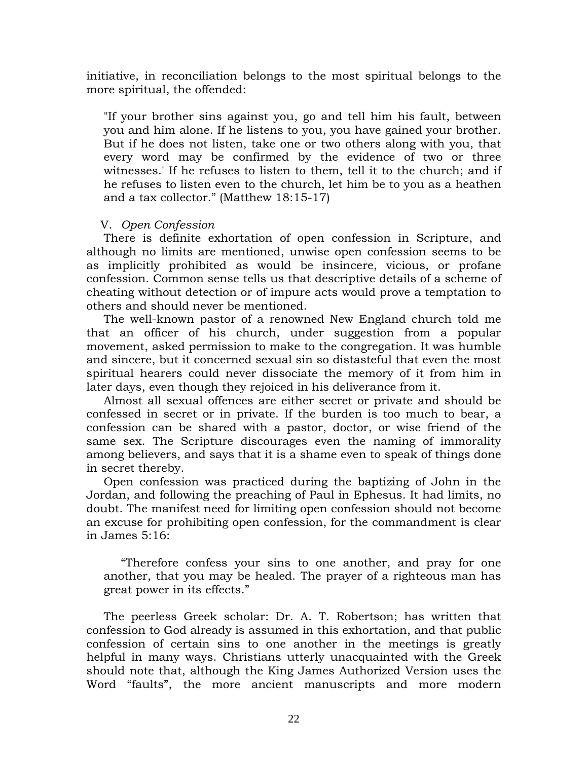initiative, in reconciliation belongs to the most spiritual belongs to the more spiritual, the offended:

> "If your brother sins against you, go and tell him his fault, between you and him alone. If he listens to you, you have gained your brother. But if he does not listen, take one or two others along with you, that every word may be confirmed by the evidence of two or three witnesses.' If he refuses to listen to them, tell it to the church; and if he refuses to listen even to the church, let him be to you as a heathen and a tax collector." (Matthew 18:15-17)

V. *Open Confession*

There is definite exhortation of open confession in Scripture, and although no limits are mentioned, unwise open confession seems to be as implicitly prohibited as would be insincere, vicious, or profane confession. Common sense tells us that descriptive details of a scheme of cheating without detection or of impure acts would prove a temptation to others and should never be mentioned.

The well-known pastor of a renowned New England church told me that an officer of his church, under suggestion from a popular movement, asked permission to make to the congregation. It was humble and sincere, but it concerned sexual sin so distasteful that even the most spiritual hearers could never dissociate the memory of it from him in later days, even though they rejoiced in his deliverance from it.

Almost all sexual offences are either secret or private and should be confessed in secret or in private. If the burden is too much to bear, a confession can be shared with a pastor, doctor, or wise friend of the same sex. The Scripture discourages even the naming of immorality among believers, and says that it is a shame even to speak of things done in secret thereby.

Open confession was practiced during the baptizing of John in the Jordan, and following the preaching of Paul in Ephesus. It had limits, no doubt. The manifest need for limiting open confession should not become an excuse for prohibiting open confession, for the commandment is clear in James 5:16:

> "Therefore confess your sins to one another, and pray for one another, that you may be healed. The prayer of a righteous man has great power in its effects."

The peerless Greek scholar: Dr. A. T. Robertson; has written that confession to God already is assumed in this exhortation, and that public confession of certain sins to one another in the meetings is greatly helpful in many ways. Christians utterly unacquainted with the Greek should note that, although the King James Authorized Version uses the Word "faults", the more ancient manuscripts and more modern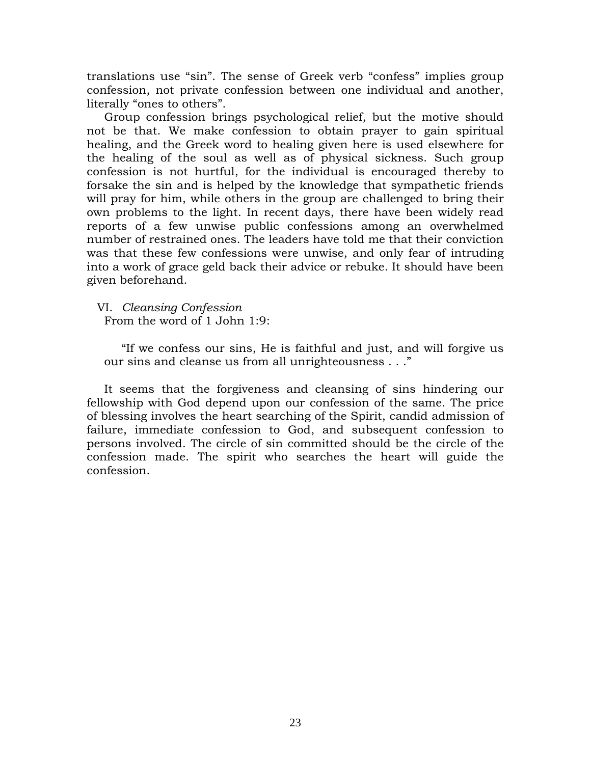translations use "sin". The sense of Greek verb "confess" implies group confession, not private confession between one individual and another, literally "ones to others".

Group confession brings psychological relief, but the motive should not be that. We make confession to obtain prayer to gain spiritual healing, and the Greek word to healing given here is used elsewhere for the healing of the soul as well as of physical sickness. Such group confession is not hurtful, for the individual is encouraged thereby to forsake the sin and is helped by the knowledge that sympathetic friends will pray for him, while others in the group are challenged to bring their own problems to the light. In recent days, there have been widely read reports of a few unwise public confessions among an overwhelmed number of restrained ones. The leaders have told me that their conviction was that these few confessions were unwise, and only fear of intruding into a work of grace geld back their advice or rebuke. It should have been given beforehand.

VI. *Cleansing Confession*
From the word of 1 John 1:9:

> "If we confess our sins, He is faithful and just, and will forgive us our sins and cleanse us from all unrighteousness . . ."

It seems that the forgiveness and cleansing of sins hindering our fellowship with God depend upon our confession of the same. The price of blessing involves the heart searching of the Spirit, candid admission of failure, immediate confession to God, and subsequent confession to persons involved. The circle of sin committed should be the circle of the confession made. The spirit who searches the heart will guide the confession.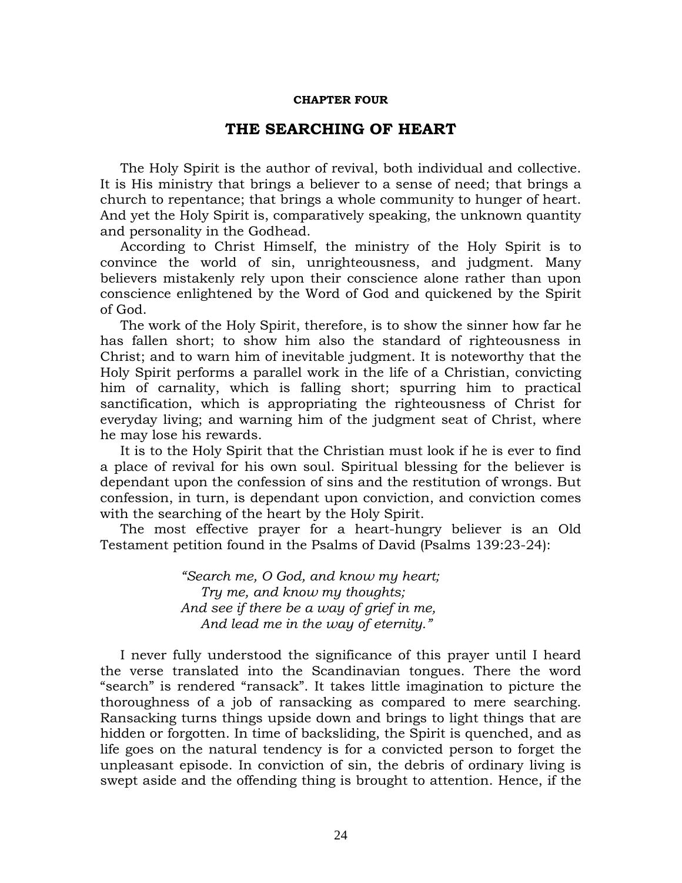**CHAPTER FOUR**

# THE SEARCHING OF HEART

The Holy Spirit is the author of revival, both individual and collective. It is His ministry that brings a believer to a sense of need; that brings a church to repentance; that brings a whole community to hunger of heart. And yet the Holy Spirit is, comparatively speaking, the unknown quantity and personality in the Godhead.

According to Christ Himself, the ministry of the Holy Spirit is to convince the world of sin, unrighteousness, and judgment. Many believers mistakenly rely upon their conscience alone rather than upon conscience enlightened by the Word of God and quickened by the Spirit of God.

The work of the Holy Spirit, therefore, is to show the sinner how far he has fallen short; to show him also the standard of righteousness in Christ; and to warn him of inevitable judgment. It is noteworthy that the Holy Spirit performs a parallel work in the life of a Christian, convicting him of carnality, which is falling short; spurring him to practical sanctification, which is appropriating the righteousness of Christ for everyday living; and warning him of the judgment seat of Christ, where he may lose his rewards.

It is to the Holy Spirit that the Christian must look if he is ever to find a place of revival for his own soul. Spiritual blessing for the believer is dependant upon the confession of sins and the restitution of wrongs. But confession, in turn, is dependant upon conviction, and conviction comes with the searching of the heart by the Holy Spirit.

The most effective prayer for a heart-hungry believer is an Old Testament petition found in the Psalms of David (Psalms 139:23-24):

> *"Search me, O God, and know my heart;*
> *Try me, and know my thoughts;*
> *And see if there be a way of grief in me,*
> *And lead me in the way of eternity."*

I never fully understood the significance of this prayer until I heard the verse translated into the Scandinavian tongues. There the word "search" is rendered "ransack". It takes little imagination to picture the thoroughness of a job of ransacking as compared to mere searching. Ransacking turns things upside down and brings to light things that are hidden or forgotten. In time of backsliding, the Spirit is quenched, and as life goes on the natural tendency is for a convicted person to forget the unpleasant episode. In conviction of sin, the debris of ordinary living is swept aside and the offending thing is brought to attention. Hence, if the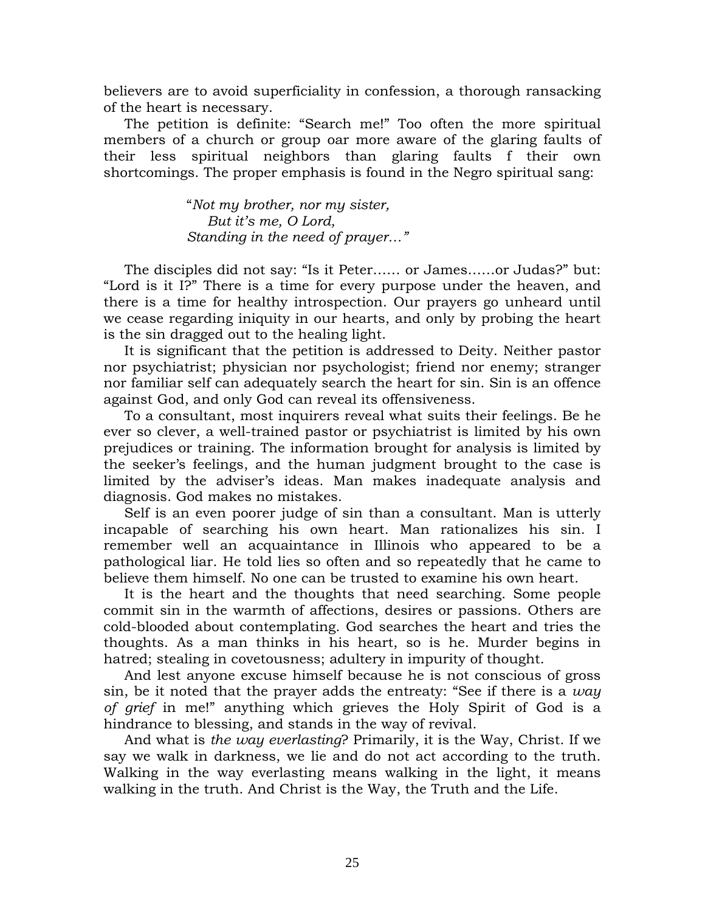believers are to avoid superficiality in confession, a thorough ransacking of the heart is necessary.

The petition is definite: “Search me!” Too often the more spiritual members of a church or group oar more aware of the glaring faults of their less spiritual neighbors than glaring faults f their own shortcomings. The proper emphasis is found in the Negro spiritual sang:

> “*Not my brother, nor my sister,*
> *But it’s me, O Lord,*
> *Standing in the need of prayer…”*

The disciples did not say: “Is it Peter…… or James……or Judas?” but: “Lord is it I?” There is a time for every purpose under the heaven, and there is a time for healthy introspection. Our prayers go unheard until we cease regarding iniquity in our hearts, and only by probing the heart is the sin dragged out to the healing light.

It is significant that the petition is addressed to Deity. Neither pastor nor psychiatrist; physician nor psychologist; friend nor enemy; stranger nor familiar self can adequately search the heart for sin. Sin is an offence against God, and only God can reveal its offensiveness.

To a consultant, most inquirers reveal what suits their feelings. Be he ever so clever, a well-trained pastor or psychiatrist is limited by his own prejudices or training. The information brought for analysis is limited by the seeker’s feelings, and the human judgment brought to the case is limited by the adviser’s ideas. Man makes inadequate analysis and diagnosis. God makes no mistakes.

Self is an even poorer judge of sin than a consultant. Man is utterly incapable of searching his own heart. Man rationalizes his sin. I remember well an acquaintance in Illinois who appeared to be a pathological liar. He told lies so often and so repeatedly that he came to believe them himself. No one can be trusted to examine his own heart.

It is the heart and the thoughts that need searching. Some people commit sin in the warmth of affections, desires or passions. Others are cold-blooded about contemplating. God searches the heart and tries the thoughts. As a man thinks in his heart, so is he. Murder begins in hatred; stealing in covetousness; adultery in impurity of thought.

And lest anyone excuse himself because he is not conscious of gross sin, be it noted that the prayer adds the entreaty: “See if there is a *way of grief* in me!” anything which grieves the Holy Spirit of God is a hindrance to blessing, and stands in the way of revival.

And what is *the way everlasting*? Primarily, it is the Way, Christ. If we say we walk in darkness, we lie and do not act according to the truth. Walking in the way everlasting means walking in the light, it means walking in the truth. And Christ is the Way, the Truth and the Life.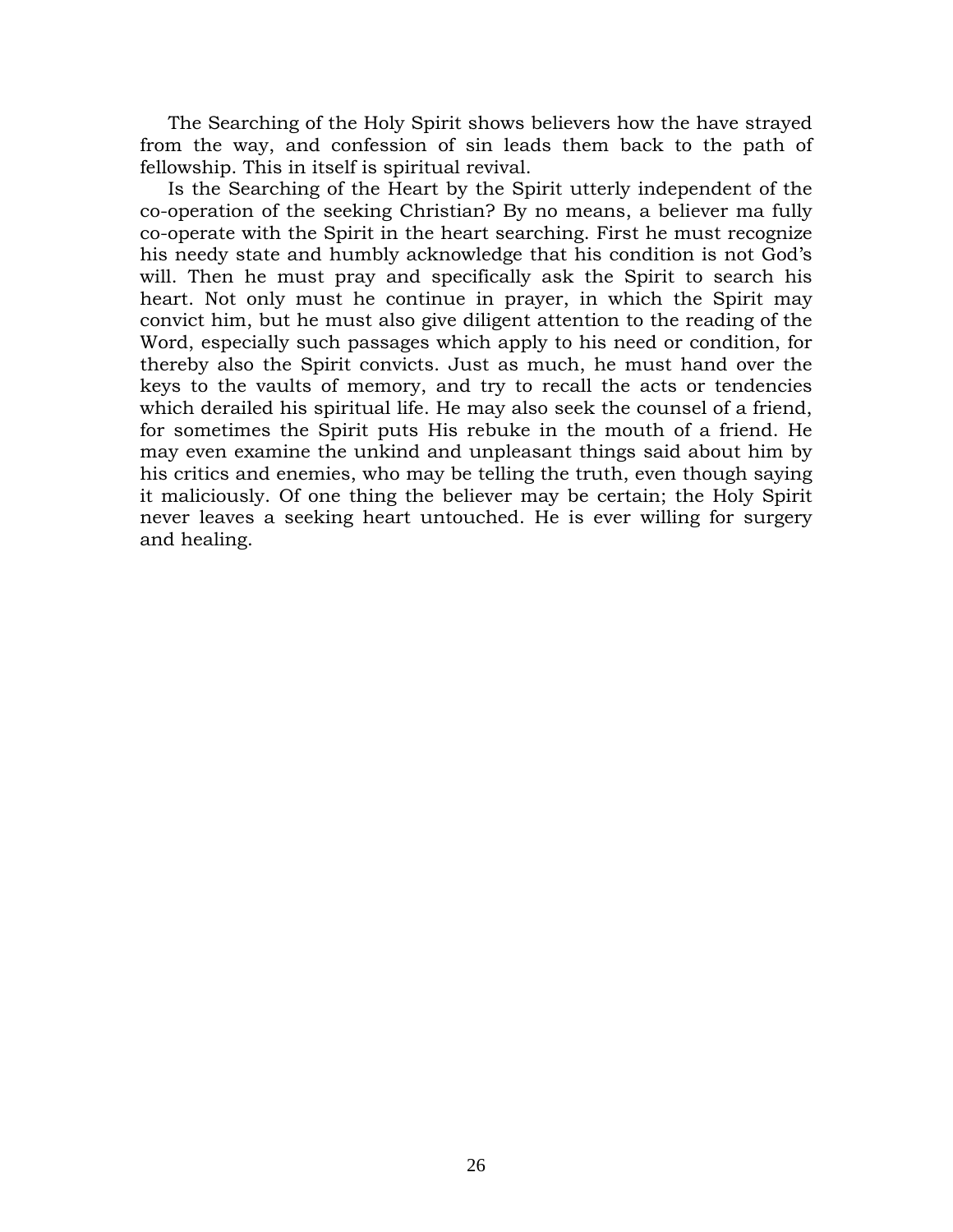The Searching of the Holy Spirit shows believers how the have strayed from the way, and confession of sin leads them back to the path of fellowship. This in itself is spiritual revival.

Is the Searching of the Heart by the Spirit utterly independent of the co-operation of the seeking Christian? By no means, a believer ma fully co-operate with the Spirit in the heart searching. First he must recognize his needy state and humbly acknowledge that his condition is not God's will. Then he must pray and specifically ask the Spirit to search his heart. Not only must he continue in prayer, in which the Spirit may convict him, but he must also give diligent attention to the reading of the Word, especially such passages which apply to his need or condition, for thereby also the Spirit convicts. Just as much, he must hand over the keys to the vaults of memory, and try to recall the acts or tendencies which derailed his spiritual life. He may also seek the counsel of a friend, for sometimes the Spirit puts His rebuke in the mouth of a friend. He may even examine the unkind and unpleasant things said about him by his critics and enemies, who may be telling the truth, even though saying it maliciously. Of one thing the believer may be certain; the Holy Spirit never leaves a seeking heart untouched. He is ever willing for surgery and healing.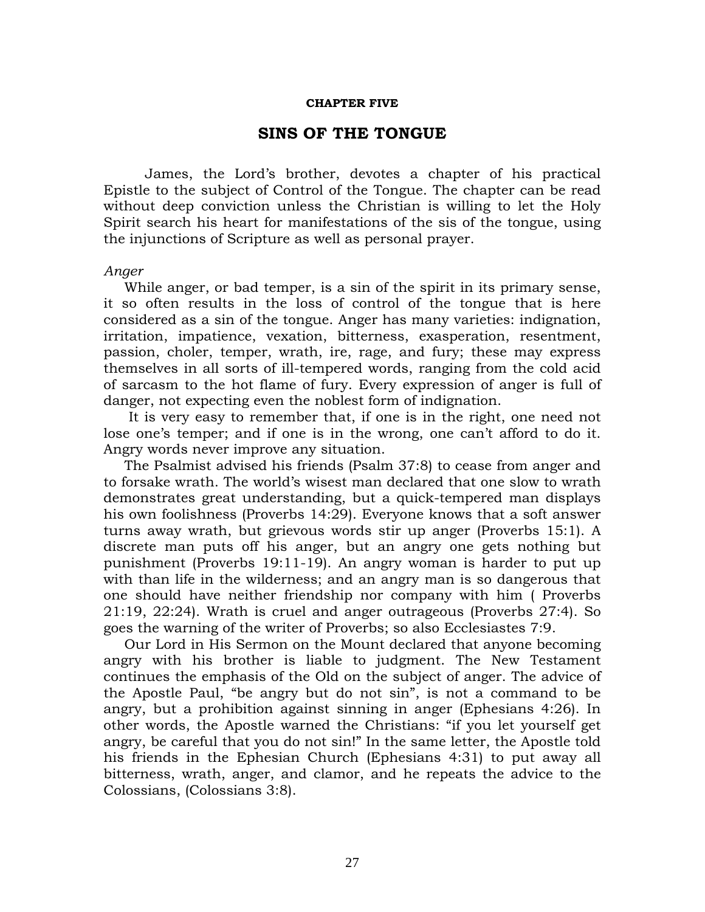**CHAPTER FIVE**

# SINS OF THE TONGUE

James, the Lord's brother, devotes a chapter of his practical Epistle to the subject of Control of the Tongue. The chapter can be read without deep conviction unless the Christian is willing to let the Holy Spirit search his heart for manifestations of the sis of the tongue, using the injunctions of Scripture as well as personal prayer.

*Anger*

While anger, or bad temper, is a sin of the spirit in its primary sense, it so often results in the loss of control of the tongue that is here considered as a sin of the tongue. Anger has many varieties: indignation, irritation, impatience, vexation, bitterness, exasperation, resentment, passion, choler, temper, wrath, ire, rage, and fury; these may express themselves in all sorts of ill-tempered words, ranging from the cold acid of sarcasm to the hot flame of fury. Every expression of anger is full of danger, not expecting even the noblest form of indignation.

It is very easy to remember that, if one is in the right, one need not lose one's temper; and if one is in the wrong, one can't afford to do it. Angry words never improve any situation.

The Psalmist advised his friends (Psalm 37:8) to cease from anger and to forsake wrath. The world's wisest man declared that one slow to wrath demonstrates great understanding, but a quick-tempered man displays his own foolishness (Proverbs 14:29). Everyone knows that a soft answer turns away wrath, but grievous words stir up anger (Proverbs 15:1). A discrete man puts off his anger, but an angry one gets nothing but punishment (Proverbs 19:11-19). An angry woman is harder to put up with than life in the wilderness; and an angry man is so dangerous that one should have neither friendship nor company with him ( Proverbs 21:19, 22:24). Wrath is cruel and anger outrageous (Proverbs 27:4). So goes the warning of the writer of Proverbs; so also Ecclesiastes 7:9.

Our Lord in His Sermon on the Mount declared that anyone becoming angry with his brother is liable to judgment. The New Testament continues the emphasis of the Old on the subject of anger. The advice of the Apostle Paul, "be angry but do not sin", is not a command to be angry, but a prohibition against sinning in anger (Ephesians 4:26). In other words, the Apostle warned the Christians: "if you let yourself get angry, be careful that you do not sin!" In the same letter, the Apostle told his friends in the Ephesian Church (Ephesians 4:31) to put away all bitterness, wrath, anger, and clamor, and he repeats the advice to the Colossians, (Colossians 3:8).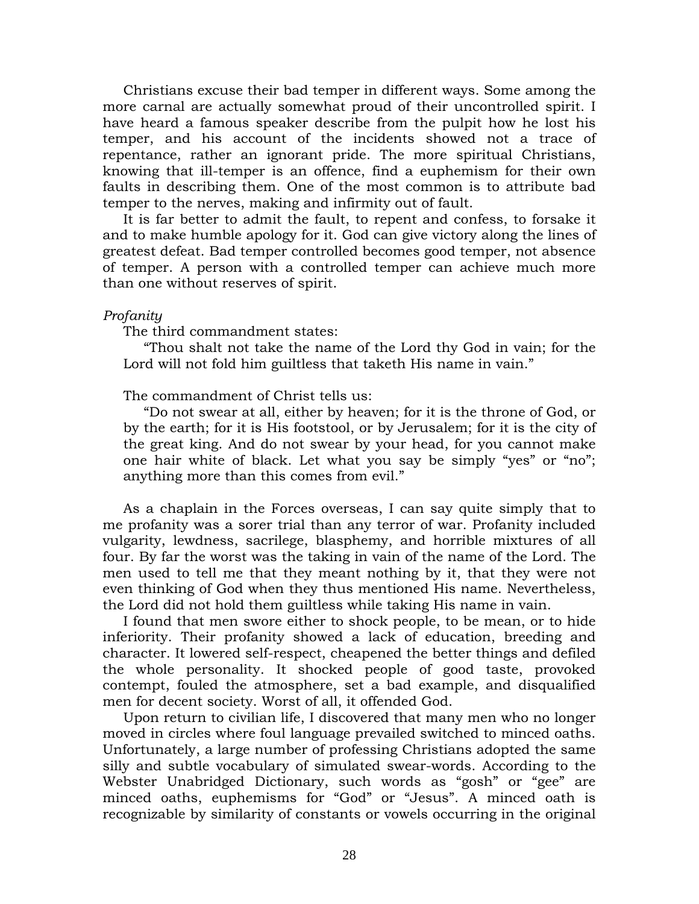Christians excuse their bad temper in different ways. Some among the more carnal are actually somewhat proud of their uncontrolled spirit. I have heard a famous speaker describe from the pulpit how he lost his temper, and his account of the incidents showed not a trace of repentance, rather an ignorant pride. The more spiritual Christians, knowing that ill-temper is an offence, find a euphemism for their own faults in describing them. One of the most common is to attribute bad temper to the nerves, making and infirmity out of fault.

It is far better to admit the fault, to repent and confess, to forsake it and to make humble apology for it. God can give victory along the lines of greatest defeat. Bad temper controlled becomes good temper, not absence of temper. A person with a controlled temper can achieve much more than one without reserves of spirit.

*Profanity*

The third commandment states:

> "Thou shalt not take the name of the Lord thy God in vain; for the Lord will not fold him guiltless that taketh His name in vain."

The commandment of Christ tells us:

> "Do not swear at all, either by heaven; for it is the throne of God, or by the earth; for it is His footstool, or by Jerusalem; for it is the city of the great king. And do not swear by your head, for you cannot make one hair white of black. Let what you say be simply "yes" or "no"; anything more than this comes from evil."

As a chaplain in the Forces overseas, I can say quite simply that to me profanity was a sorer trial than any terror of war. Profanity included vulgarity, lewdness, sacrilege, blasphemy, and horrible mixtures of all four. By far the worst was the taking in vain of the name of the Lord. The men used to tell me that they meant nothing by it, that they were not even thinking of God when they thus mentioned His name. Nevertheless, the Lord did not hold them guiltless while taking His name in vain.

I found that men swore either to shock people, to be mean, or to hide inferiority. Their profanity showed a lack of education, breeding and character. It lowered self-respect, cheapened the better things and defiled the whole personality. It shocked people of good taste, provoked contempt, fouled the atmosphere, set a bad example, and disqualified men for decent society. Worst of all, it offended God.

Upon return to civilian life, I discovered that many men who no longer moved in circles where foul language prevailed switched to minced oaths. Unfortunately, a large number of professing Christians adopted the same silly and subtle vocabulary of simulated swear-words. According to the Webster Unabridged Dictionary, such words as "gosh" or "gee" are minced oaths, euphemisms for "God" or "Jesus". A minced oath is recognizable by similarity of constants or vowels occurring in the original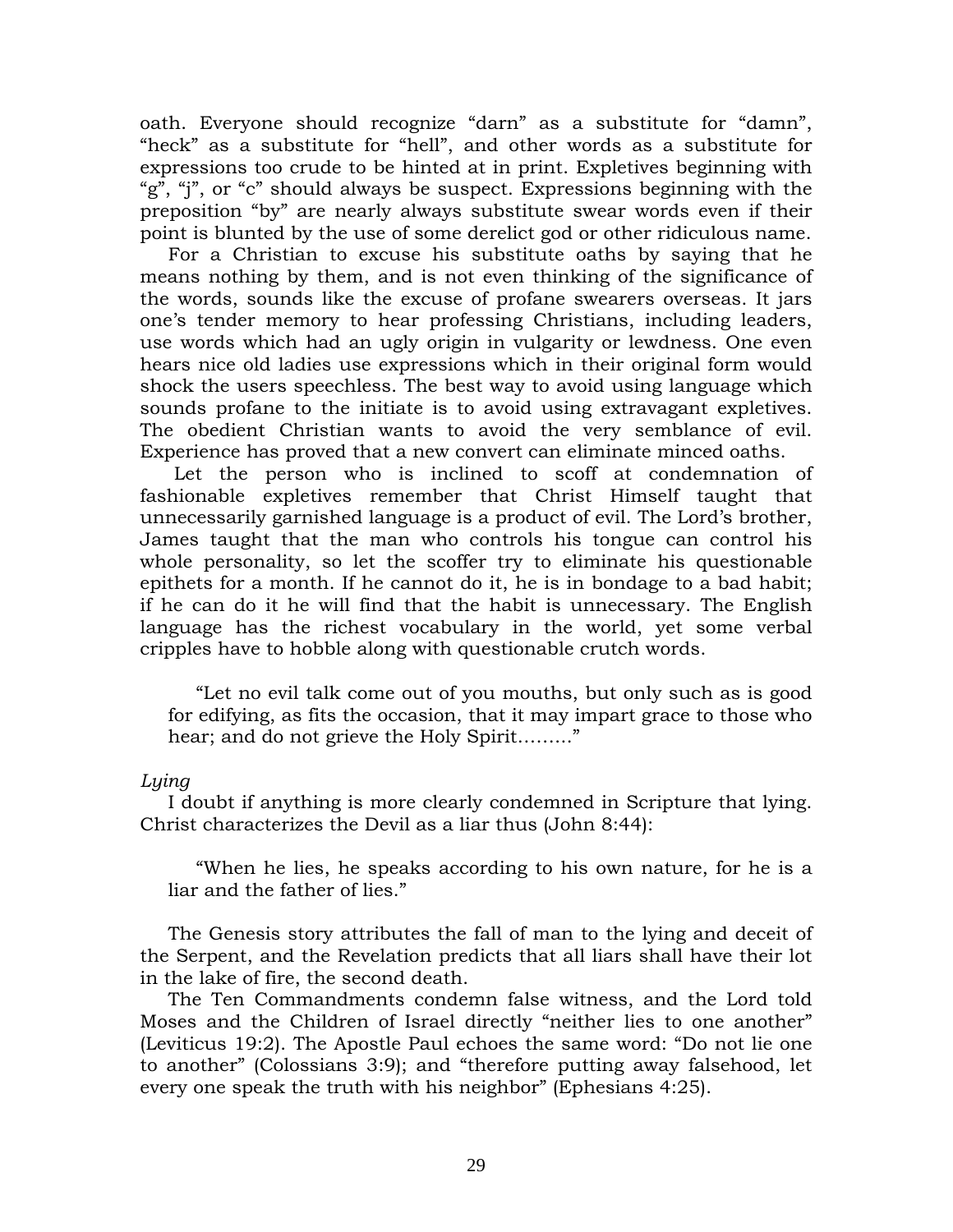oath. Everyone should recognize “darn” as a substitute for “damn”, “heck” as a substitute for “hell”, and other words as a substitute for expressions too crude to be hinted at in print. Expletives beginning with “g”, “j”, or “c” should always be suspect. Expressions beginning with the preposition “by” are nearly always substitute swear words even if their point is blunted by the use of some derelict god or other ridiculous name.

For a Christian to excuse his substitute oaths by saying that he means nothing by them, and is not even thinking of the significance of the words, sounds like the excuse of profane swearers overseas. It jars one’s tender memory to hear professing Christians, including leaders, use words which had an ugly origin in vulgarity or lewdness. One even hears nice old ladies use expressions which in their original form would shock the users speechless. The best way to avoid using language which sounds profane to the initiate is to avoid using extravagant expletives. The obedient Christian wants to avoid the very semblance of evil. Experience has proved that a new convert can eliminate minced oaths.

Let the person who is inclined to scoff at condemnation of fashionable expletives remember that Christ Himself taught that unnecessarily garnished language is a product of evil. The Lord’s brother, James taught that the man who controls his tongue can control his whole personality, so let the scoffer try to eliminate his questionable epithets for a month. If he cannot do it, he is in bondage to a bad habit; if he can do it he will find that the habit is unnecessary. The English language has the richest vocabulary in the world, yet some verbal cripples have to hobble along with questionable crutch words.

> “Let no evil talk come out of you mouths, but only such as is good for edifying, as fits the occasion, that it may impart grace to those who hear; and do not grieve the Holy Spirit………”

*Lying*

I doubt if anything is more clearly condemned in Scripture that lying. Christ characterizes the Devil as a liar thus (John 8:44):

> “When he lies, he speaks according to his own nature, for he is a liar and the father of lies.”

The Genesis story attributes the fall of man to the lying and deceit of the Serpent, and the Revelation predicts that all liars shall have their lot in the lake of fire, the second death.

The Ten Commandments condemn false witness, and the Lord told Moses and the Children of Israel directly “neither lies to one another” (Leviticus 19:2). The Apostle Paul echoes the same word: “Do not lie one to another” (Colossians 3:9); and “therefore putting away falsehood, let every one speak the truth with his neighbor” (Ephesians 4:25).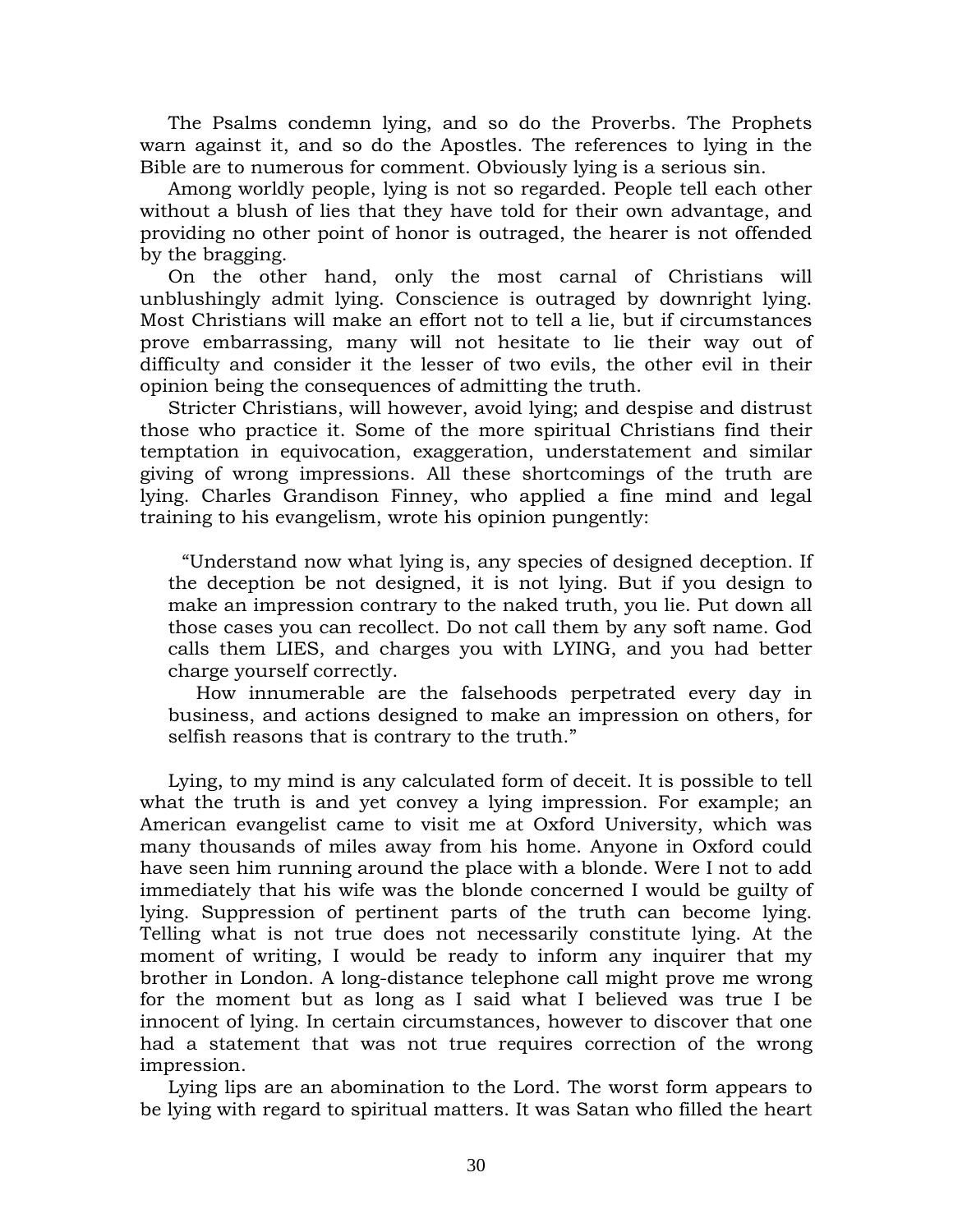The Psalms condemn lying, and so do the Proverbs. The Prophets warn against it, and so do the Apostles. The references to lying in the Bible are to numerous for comment. Obviously lying is a serious sin.

Among worldly people, lying is not so regarded. People tell each other without a blush of lies that they have told for their own advantage, and providing no other point of honor is outraged, the hearer is not offended by the bragging.

On the other hand, only the most carnal of Christians will unblushingly admit lying. Conscience is outraged by downright lying. Most Christians will make an effort not to tell a lie, but if circumstances prove embarrassing, many will not hesitate to lie their way out of difficulty and consider it the lesser of two evils, the other evil in their opinion being the consequences of admitting the truth.

Stricter Christians, will however, avoid lying; and despise and distrust those who practice it. Some of the more spiritual Christians find their temptation in equivocation, exaggeration, understatement and similar giving of wrong impressions. All these shortcomings of the truth are lying. Charles Grandison Finney, who applied a fine mind and legal training to his evangelism, wrote his opinion pungently:

> "Understand now what lying is, any species of designed deception. If the deception be not designed, it is not lying. But if you design to make an impression contrary to the naked truth, you lie. Put down all those cases you can recollect. Do not call them by any soft name. God calls them LIES, and charges you with LYING, and you had better charge yourself correctly.
>
> How innumerable are the falsehoods perpetrated every day in business, and actions designed to make an impression on others, for selfish reasons that is contrary to the truth."

Lying, to my mind is any calculated form of deceit. It is possible to tell what the truth is and yet convey a lying impression. For example; an American evangelist came to visit me at Oxford University, which was many thousands of miles away from his home. Anyone in Oxford could have seen him running around the place with a blonde. Were I not to add immediately that his wife was the blonde concerned I would be guilty of lying. Suppression of pertinent parts of the truth can become lying. Telling what is not true does not necessarily constitute lying. At the moment of writing, I would be ready to inform any inquirer that my brother in London. A long-distance telephone call might prove me wrong for the moment but as long as I said what I believed was true I be innocent of lying. In certain circumstances, however to discover that one had a statement that was not true requires correction of the wrong impression.

Lying lips are an abomination to the Lord. The worst form appears to be lying with regard to spiritual matters. It was Satan who filled the heart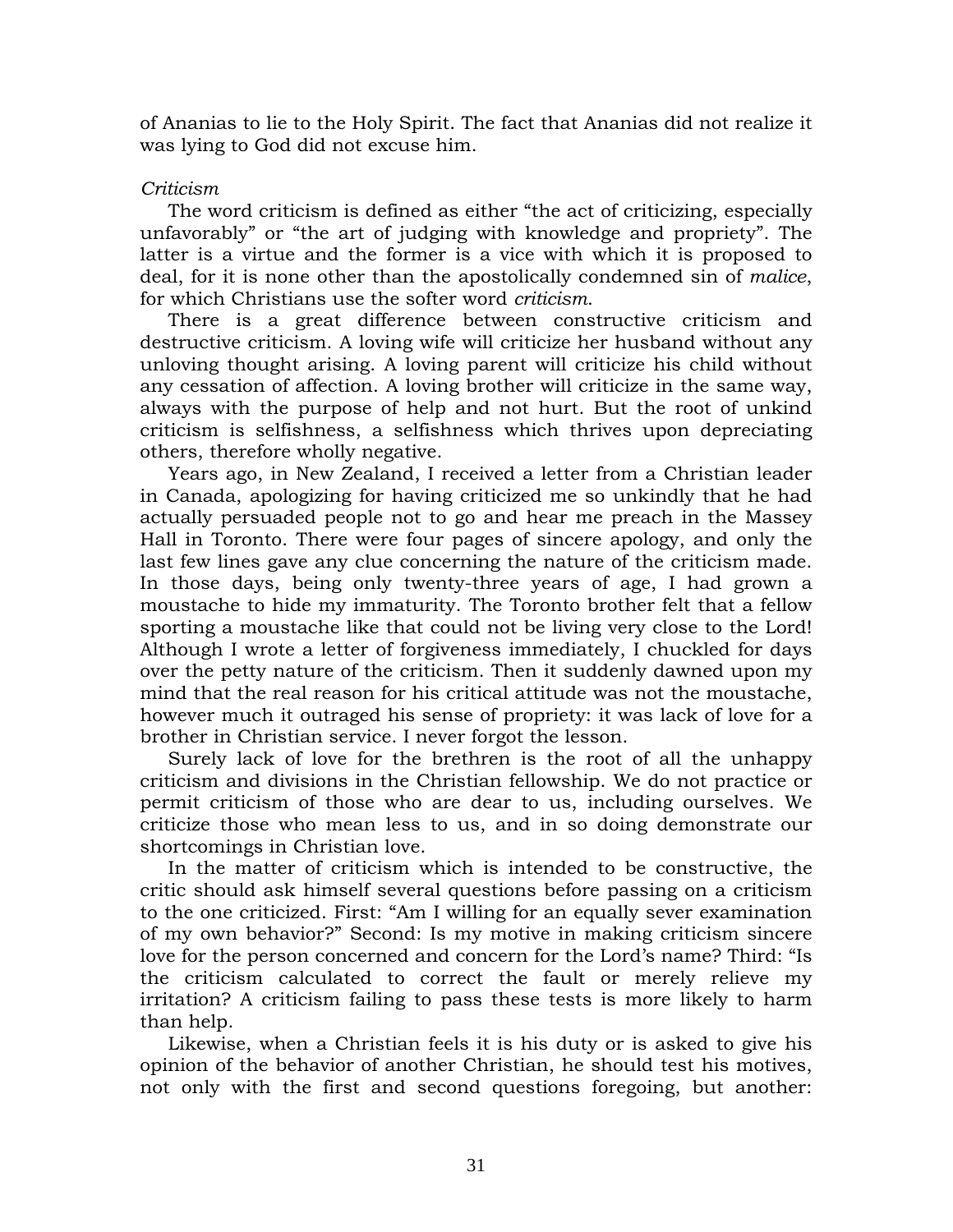of Ananias to lie to the Holy Spirit. The fact that Ananias did not realize it was lying to God did not excuse him.

*Criticism*

The word criticism is defined as either “the act of criticizing, especially unfavorably” or “the art of judging with knowledge and propriety”. The latter is a virtue and the former is a vice with which it is proposed to deal, for it is none other than the apostolically condemned sin of *malice*, for which Christians use the softer word *criticism*.

There is a great difference between constructive criticism and destructive criticism. A loving wife will criticize her husband without any unloving thought arising. A loving parent will criticize his child without any cessation of affection. A loving brother will criticize in the same way, always with the purpose of help and not hurt. But the root of unkind criticism is selfishness, a selfishness which thrives upon depreciating others, therefore wholly negative.

Years ago, in New Zealand, I received a letter from a Christian leader in Canada, apologizing for having criticized me so unkindly that he had actually persuaded people not to go and hear me preach in the Massey Hall in Toronto. There were four pages of sincere apology, and only the last few lines gave any clue concerning the nature of the criticism made. In those days, being only twenty-three years of age, I had grown a moustache to hide my immaturity. The Toronto brother felt that a fellow sporting a moustache like that could not be living very close to the Lord! Although I wrote a letter of forgiveness immediately, I chuckled for days over the petty nature of the criticism. Then it suddenly dawned upon my mind that the real reason for his critical attitude was not the moustache, however much it outraged his sense of propriety: it was lack of love for a brother in Christian service. I never forgot the lesson.

Surely lack of love for the brethren is the root of all the unhappy criticism and divisions in the Christian fellowship. We do not practice or permit criticism of those who are dear to us, including ourselves. We criticize those who mean less to us, and in so doing demonstrate our shortcomings in Christian love.

In the matter of criticism which is intended to be constructive, the critic should ask himself several questions before passing on a criticism to the one criticized. First: “Am I willing for an equally sever examination of my own behavior?” Second: Is my motive in making criticism sincere love for the person concerned and concern for the Lord’s name? Third: “Is the criticism calculated to correct the fault or merely relieve my irritation? A criticism failing to pass these tests is more likely to harm than help.

Likewise, when a Christian feels it is his duty or is asked to give his opinion of the behavior of another Christian, he should test his motives, not only with the first and second questions foregoing, but another: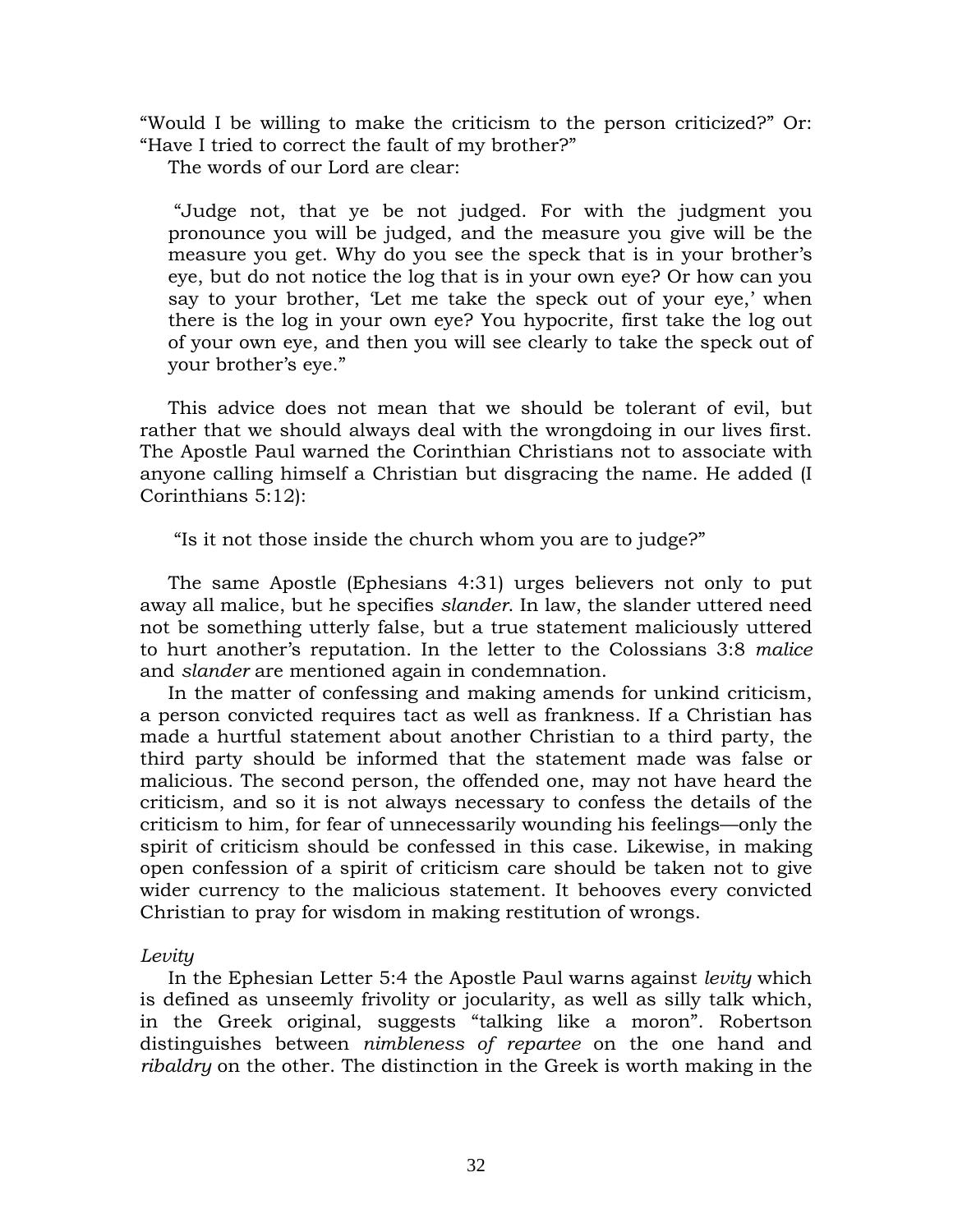"Would I be willing to make the criticism to the person criticized?" Or: "Have I tried to correct the fault of my brother?"

The words of our Lord are clear:

> "Judge not, that ye be not judged. For with the judgment you pronounce you will be judged, and the measure you give will be the measure you get. Why do you see the speck that is in your brother's eye, but do not notice the log that is in your own eye? Or how can you say to your brother, 'Let me take the speck out of your eye,' when there is the log in your own eye? You hypocrite, first take the log out of your own eye, and then you will see clearly to take the speck out of your brother's eye."

This advice does not mean that we should be tolerant of evil, but rather that we should always deal with the wrongdoing in our lives first. The Apostle Paul warned the Corinthian Christians not to associate with anyone calling himself a Christian but disgracing the name. He added (I Corinthians 5:12):

> "Is it not those inside the church whom you are to judge?"

The same Apostle (Ephesians 4:31) urges believers not only to put away all malice, but he specifies *slander*. In law, the slander uttered need not be something utterly false, but a true statement maliciously uttered to hurt another's reputation. In the letter to the Colossians 3:8 *malice* and *slander* are mentioned again in condemnation.

In the matter of confessing and making amends for unkind criticism, a person convicted requires tact as well as frankness. If a Christian has made a hurtful statement about another Christian to a third party, the third party should be informed that the statement made was false or malicious. The second person, the offended one, may not have heard the criticism, and so it is not always necessary to confess the details of the criticism to him, for fear of unnecessarily wounding his feelings—only the spirit of criticism should be confessed in this case. Likewise, in making open confession of a spirit of criticism care should be taken not to give wider currency to the malicious statement. It behooves every convicted Christian to pray for wisdom in making restitution of wrongs.

*Levity*

In the Ephesian Letter 5:4 the Apostle Paul warns against *levity* which is defined as unseemly frivolity or jocularity, as well as silly talk which, in the Greek original, suggests "talking like a moron". Robertson distinguishes between *nimbleness of repartee* on the one hand and *ribaldry* on the other. The distinction in the Greek is worth making in the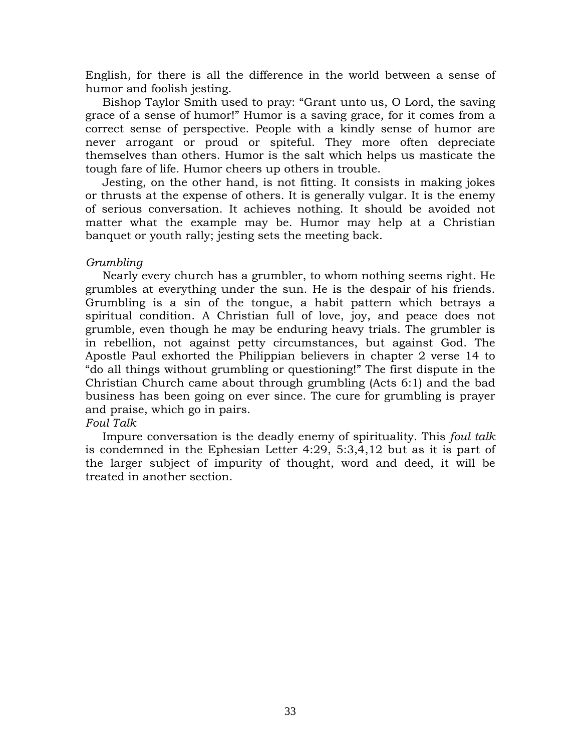English, for there is all the difference in the world between a sense of humor and foolish jesting.

Bishop Taylor Smith used to pray: “Grant unto us, O Lord, the saving grace of a sense of humor!” Humor is a saving grace, for it comes from a correct sense of perspective. People with a kindly sense of humor are never arrogant or proud or spiteful. They more often depreciate themselves than others. Humor is the salt which helps us masticate the tough fare of life. Humor cheers up others in trouble.

Jesting, on the other hand, is not fitting. It consists in making jokes or thrusts at the expense of others. It is generally vulgar. It is the enemy of serious conversation. It achieves nothing. It should be avoided not matter what the example may be. Humor may help at a Christian banquet or youth rally; jesting sets the meeting back.

*Grumbling*

Nearly every church has a grumbler, to whom nothing seems right. He grumbles at everything under the sun. He is the despair of his friends. Grumbling is a sin of the tongue, a habit pattern which betrays a spiritual condition. A Christian full of love, joy, and peace does not grumble, even though he may be enduring heavy trials. The grumbler is in rebellion, not against petty circumstances, but against God. The Apostle Paul exhorted the Philippian believers in chapter 2 verse 14 to “do all things without grumbling or questioning!” The first dispute in the Christian Church came about through grumbling (Acts 6:1) and the bad business has been going on ever since. The cure for grumbling is prayer and praise, which go in pairs.

*Foul Talk*

Impure conversation is the deadly enemy of spirituality. This *foul talk* is condemned in the Ephesian Letter 4:29, 5:3,4,12 but as it is part of the larger subject of impurity of thought, word and deed, it will be treated in another section.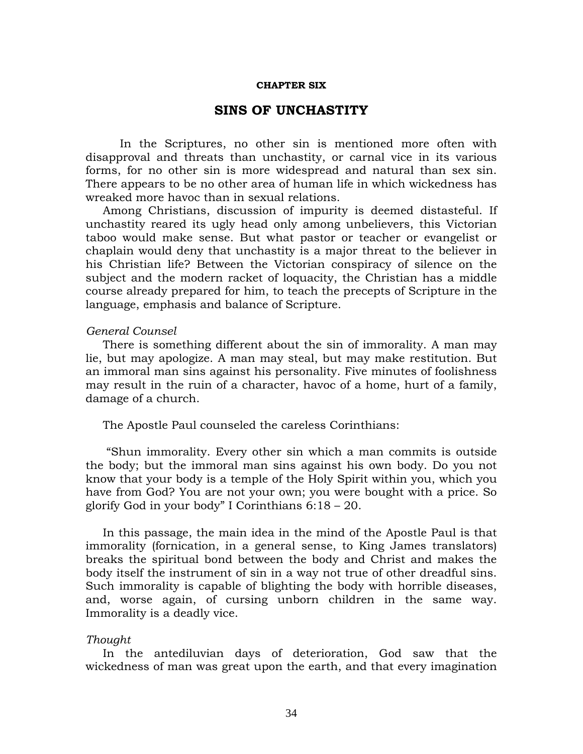**CHAPTER SIX**

# SINS OF UNCHASTITY

In the Scriptures, no other sin is mentioned more often with disapproval and threats than unchastity, or carnal vice in its various forms, for no other sin is more widespread and natural than sex sin. There appears to be no other area of human life in which wickedness has wreaked more havoc than in sexual relations.

Among Christians, discussion of impurity is deemed distasteful. If unchastity reared its ugly head only among unbelievers, this Victorian taboo would make sense. But what pastor or teacher or evangelist or chaplain would deny that unchastity is a major threat to the believer in his Christian life? Between the Victorian conspiracy of silence on the subject and the modern racket of loquacity, the Christian has a middle course already prepared for him, to teach the precepts of Scripture in the language, emphasis and balance of Scripture.

*General Counsel*

There is something different about the sin of immorality. A man may lie, but may apologize. A man may steal, but may make restitution. But an immoral man sins against his personality. Five minutes of foolishness may result in the ruin of a character, havoc of a home, hurt of a family, damage of a church.

The Apostle Paul counseled the careless Corinthians:

"Shun immorality. Every other sin which a man commits is outside the body; but the immoral man sins against his own body. Do you not know that your body is a temple of the Holy Spirit within you, which you have from God? You are not your own; you were bought with a price. So glorify God in your body" I Corinthians 6:18 – 20.

In this passage, the main idea in the mind of the Apostle Paul is that immorality (fornication, in a general sense, to King James translators) breaks the spiritual bond between the body and Christ and makes the body itself the instrument of sin in a way not true of other dreadful sins. Such immorality is capable of blighting the body with horrible diseases, and, worse again, of cursing unborn children in the same way. Immorality is a deadly vice.

*Thought*

In the antediluvian days of deterioration, God saw that the wickedness of man was great upon the earth, and that every imagination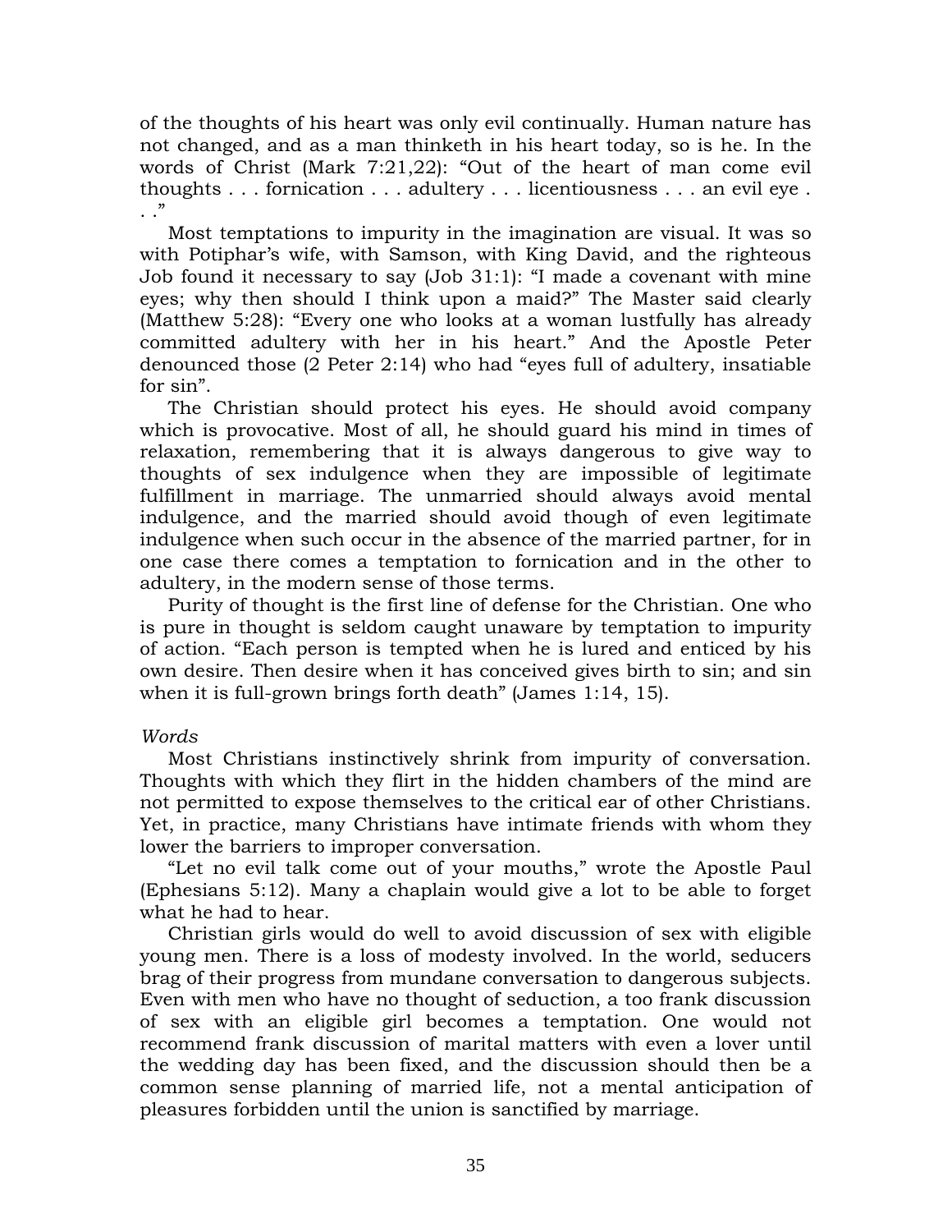of the thoughts of his heart was only evil continually. Human nature has not changed, and as a man thinketh in his heart today, so is he. In the words of Christ (Mark 7:21,22): "Out of the heart of man come evil thoughts . . . fornication . . . adultery . . . licentiousness . . . an evil eye . . ."

Most temptations to impurity in the imagination are visual. It was so with Potiphar's wife, with Samson, with King David, and the righteous Job found it necessary to say (Job 31:1): "I made a covenant with mine eyes; why then should I think upon a maid?" The Master said clearly (Matthew 5:28): "Every one who looks at a woman lustfully has already committed adultery with her in his heart." And the Apostle Peter denounced those (2 Peter 2:14) who had "eyes full of adultery, insatiable for sin".

The Christian should protect his eyes. He should avoid company which is provocative. Most of all, he should guard his mind in times of relaxation, remembering that it is always dangerous to give way to thoughts of sex indulgence when they are impossible of legitimate fulfillment in marriage. The unmarried should always avoid mental indulgence, and the married should avoid though of even legitimate indulgence when such occur in the absence of the married partner, for in one case there comes a temptation to fornication and in the other to adultery, in the modern sense of those terms.

Purity of thought is the first line of defense for the Christian. One who is pure in thought is seldom caught unaware by temptation to impurity of action. "Each person is tempted when he is lured and enticed by his own desire. Then desire when it has conceived gives birth to sin; and sin when it is full-grown brings forth death" (James 1:14, 15).

*Words*

Most Christians instinctively shrink from impurity of conversation. Thoughts with which they flirt in the hidden chambers of the mind are not permitted to expose themselves to the critical ear of other Christians. Yet, in practice, many Christians have intimate friends with whom they lower the barriers to improper conversation.

"Let no evil talk come out of your mouths," wrote the Apostle Paul (Ephesians 5:12). Many a chaplain would give a lot to be able to forget what he had to hear.

Christian girls would do well to avoid discussion of sex with eligible young men. There is a loss of modesty involved. In the world, seducers brag of their progress from mundane conversation to dangerous subjects. Even with men who have no thought of seduction, a too frank discussion of sex with an eligible girl becomes a temptation. One would not recommend frank discussion of marital matters with even a lover until the wedding day has been fixed, and the discussion should then be a common sense planning of married life, not a mental anticipation of pleasures forbidden until the union is sanctified by marriage.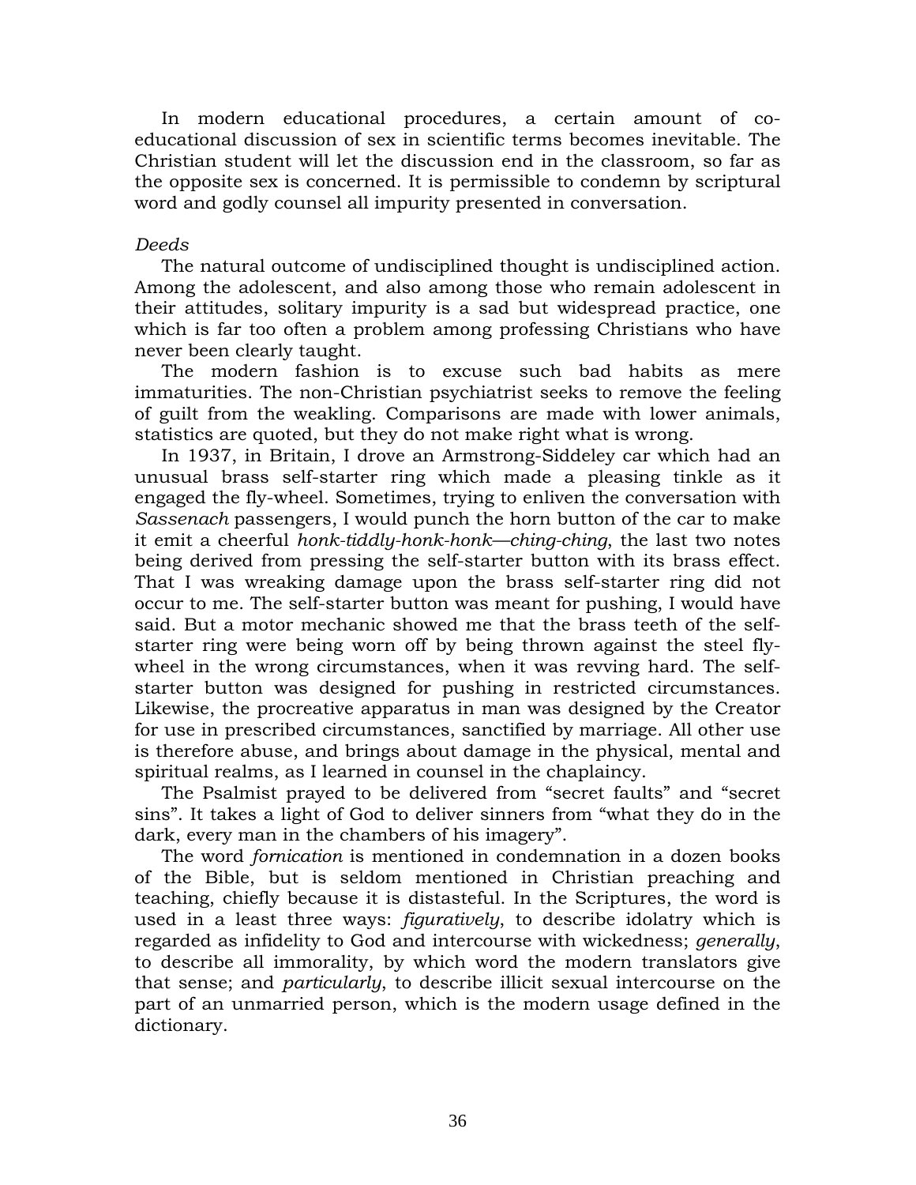In modern educational procedures, a certain amount of co-educational discussion of sex in scientific terms becomes inevitable. The Christian student will let the discussion end in the classroom, so far as the opposite sex is concerned. It is permissible to condemn by scriptural word and godly counsel all impurity presented in conversation.

*Deeds*

The natural outcome of undisciplined thought is undisciplined action. Among the adolescent, and also among those who remain adolescent in their attitudes, solitary impurity is a sad but widespread practice, one which is far too often a problem among professing Christians who have never been clearly taught.

The modern fashion is to excuse such bad habits as mere immaturities. The non-Christian psychiatrist seeks to remove the feeling of guilt from the weakling. Comparisons are made with lower animals, statistics are quoted, but they do not make right what is wrong.

In 1937, in Britain, I drove an Armstrong-Siddeley car which had an unusual brass self-starter ring which made a pleasing tinkle as it engaged the fly-wheel. Sometimes, trying to enliven the conversation with *Sassenach* passengers, I would punch the horn button of the car to make it emit a cheerful *honk-tiddly-honk-honk—ching-ching*, the last two notes being derived from pressing the self-starter button with its brass effect. That I was wreaking damage upon the brass self-starter ring did not occur to me. The self-starter button was meant for pushing, I would have said. But a motor mechanic showed me that the brass teeth of the self-starter ring were being worn off by being thrown against the steel fly-wheel in the wrong circumstances, when it was revving hard. The self-starter button was designed for pushing in restricted circumstances. Likewise, the procreative apparatus in man was designed by the Creator for use in prescribed circumstances, sanctified by marriage. All other use is therefore abuse, and brings about damage in the physical, mental and spiritual realms, as I learned in counsel in the chaplaincy.

The Psalmist prayed to be delivered from "secret faults" and "secret sins". It takes a light of God to deliver sinners from "what they do in the dark, every man in the chambers of his imagery".

The word *fornication* is mentioned in condemnation in a dozen books of the Bible, but is seldom mentioned in Christian preaching and teaching, chiefly because it is distasteful. In the Scriptures, the word is used in a least three ways: *figuratively*, to describe idolatry which is regarded as infidelity to God and intercourse with wickedness; *generally*, to describe all immorality, by which word the modern translators give that sense; and *particularly*, to describe illicit sexual intercourse on the part of an unmarried person, which is the modern usage defined in the dictionary.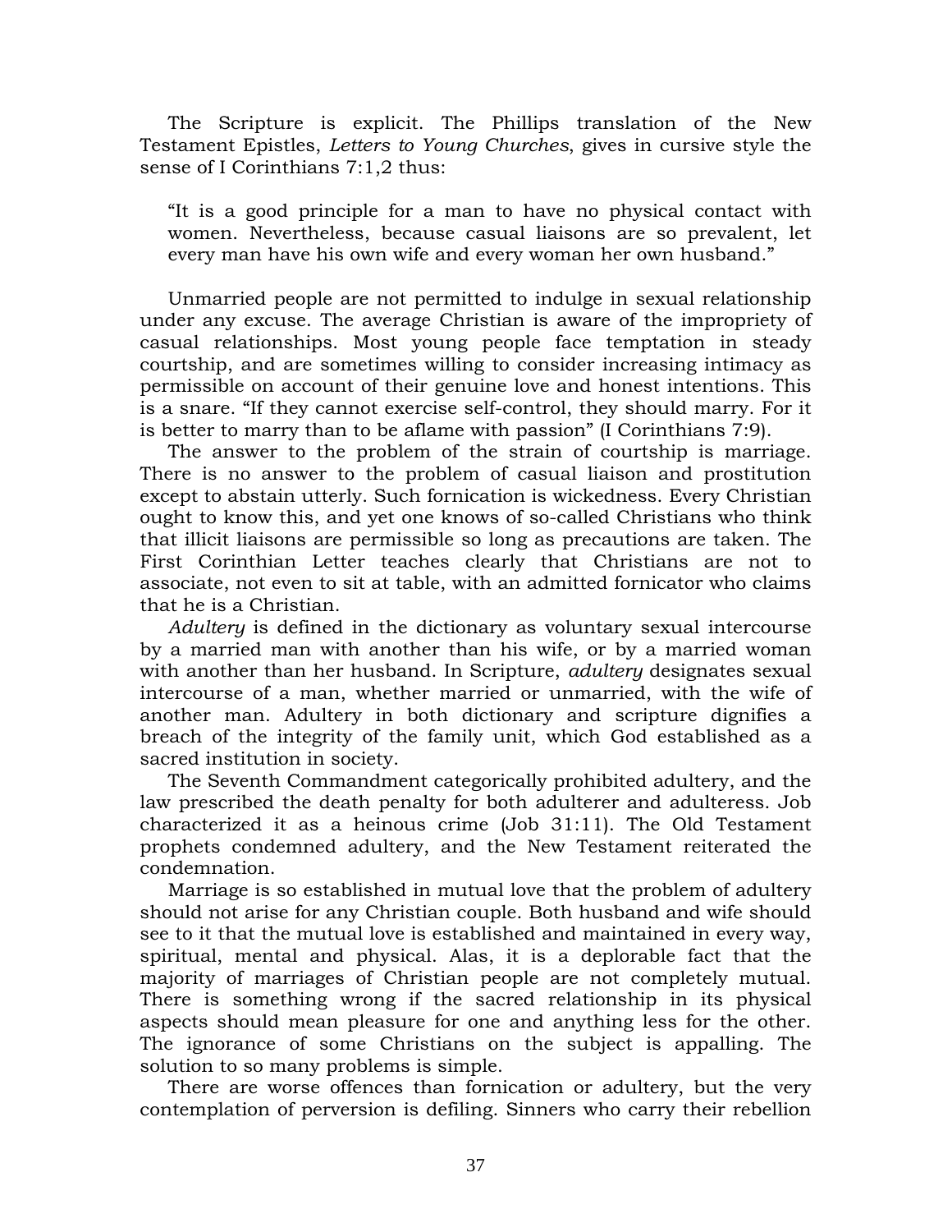The Scripture is explicit. The Phillips translation of the New Testament Epistles, *Letters to Young Churches*, gives in cursive style the sense of I Corinthians 7:1,2 thus:

> "It is a good principle for a man to have no physical contact with women. Nevertheless, because casual liaisons are so prevalent, let every man have his own wife and every woman her own husband."

Unmarried people are not permitted to indulge in sexual relationship under any excuse. The average Christian is aware of the impropriety of casual relationships. Most young people face temptation in steady courtship, and are sometimes willing to consider increasing intimacy as permissible on account of their genuine love and honest intentions. This is a snare. "If they cannot exercise self-control, they should marry. For it is better to marry than to be aflame with passion" (I Corinthians 7:9).

The answer to the problem of the strain of courtship is marriage. There is no answer to the problem of casual liaison and prostitution except to abstain utterly. Such fornication is wickedness. Every Christian ought to know this, and yet one knows of so-called Christians who think that illicit liaisons are permissible so long as precautions are taken. The First Corinthian Letter teaches clearly that Christians are not to associate, not even to sit at table, with an admitted fornicator who claims that he is a Christian.

*Adultery* is defined in the dictionary as voluntary sexual intercourse by a married man with another than his wife, or by a married woman with another than her husband. In Scripture, *adultery* designates sexual intercourse of a man, whether married or unmarried, with the wife of another man. Adultery in both dictionary and scripture dignifies a breach of the integrity of the family unit, which God established as a sacred institution in society.

The Seventh Commandment categorically prohibited adultery, and the law prescribed the death penalty for both adulterer and adulteress. Job characterized it as a heinous crime (Job 31:11). The Old Testament prophets condemned adultery, and the New Testament reiterated the condemnation.

Marriage is so established in mutual love that the problem of adultery should not arise for any Christian couple. Both husband and wife should see to it that the mutual love is established and maintained in every way, spiritual, mental and physical. Alas, it is a deplorable fact that the majority of marriages of Christian people are not completely mutual. There is something wrong if the sacred relationship in its physical aspects should mean pleasure for one and anything less for the other. The ignorance of some Christians on the subject is appalling. The solution to so many problems is simple.

There are worse offences than fornication or adultery, but the very contemplation of perversion is defiling. Sinners who carry their rebellion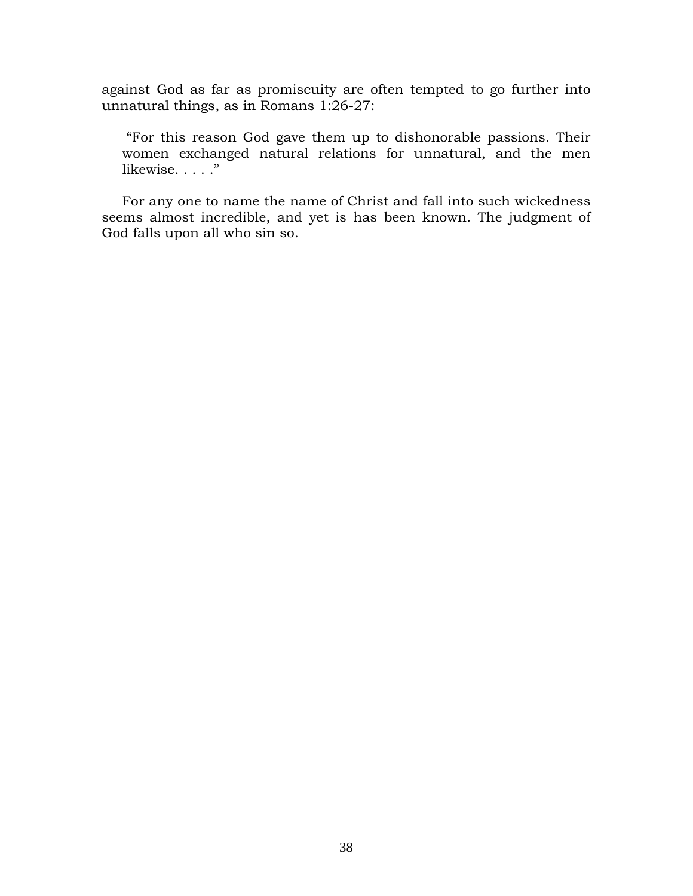against God as far as promiscuity are often tempted to go further into unnatural things, as in Romans 1:26-27:

> "For this reason God gave them up to dishonorable passions. Their women exchanged natural relations for unnatural, and the men likewise. . . . ."

For any one to name the name of Christ and fall into such wickedness seems almost incredible, and yet is has been known. The judgment of God falls upon all who sin so.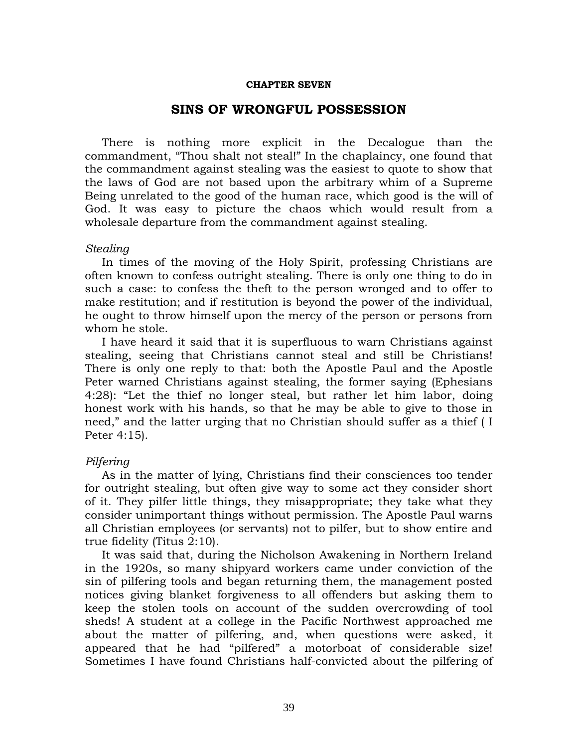**CHAPTER SEVEN**

# SINS OF WRONGFUL POSSESSION

There is nothing more explicit in the Decalogue than the commandment, "Thou shalt not steal!" In the chaplaincy, one found that the commandment against stealing was the easiest to quote to show that the laws of God are not based upon the arbitrary whim of a Supreme Being unrelated to the good of the human race, which good is the will of God. It was easy to picture the chaos which would result from a wholesale departure from the commandment against stealing.

*Stealing*

In times of the moving of the Holy Spirit, professing Christians are often known to confess outright stealing. There is only one thing to do in such a case: to confess the theft to the person wronged and to offer to make restitution; and if restitution is beyond the power of the individual, he ought to throw himself upon the mercy of the person or persons from whom he stole.

I have heard it said that it is superfluous to warn Christians against stealing, seeing that Christians cannot steal and still be Christians! There is only one reply to that: both the Apostle Paul and the Apostle Peter warned Christians against stealing, the former saying (Ephesians 4:28): "Let the thief no longer steal, but rather let him labor, doing honest work with his hands, so that he may be able to give to those in need," and the latter urging that no Christian should suffer as a thief ( I Peter 4:15).

*Pilfering*

As in the matter of lying, Christians find their consciences too tender for outright stealing, but often give way to some act they consider short of it. They pilfer little things, they misappropriate; they take what they consider unimportant things without permission. The Apostle Paul warns all Christian employees (or servants) not to pilfer, but to show entire and true fidelity (Titus 2:10).

It was said that, during the Nicholson Awakening in Northern Ireland in the 1920s, so many shipyard workers came under conviction of the sin of pilfering tools and began returning them, the management posted notices giving blanket forgiveness to all offenders but asking them to keep the stolen tools on account of the sudden overcrowding of tool sheds! A student at a college in the Pacific Northwest approached me about the matter of pilfering, and, when questions were asked, it appeared that he had "pilfered" a motorboat of considerable size! Sometimes I have found Christians half-convicted about the pilfering of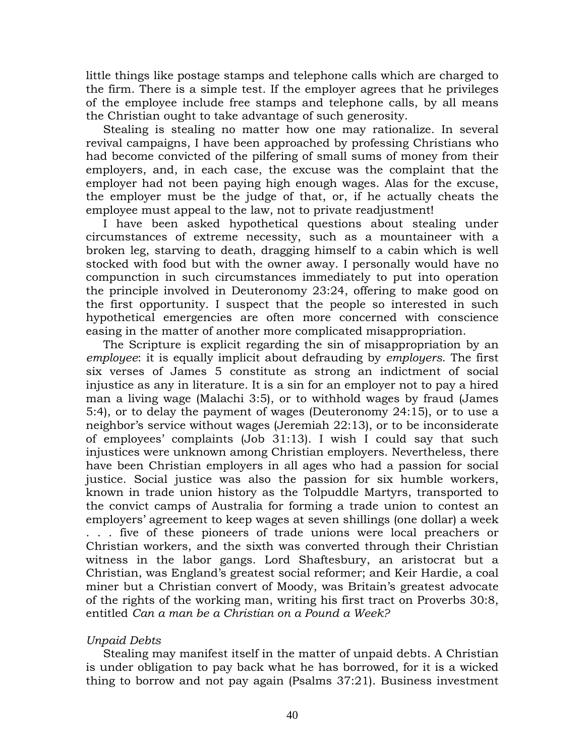little things like postage stamps and telephone calls which are charged to the firm. There is a simple test. If the employer agrees that he privileges of the employee include free stamps and telephone calls, by all means the Christian ought to take advantage of such generosity.

Stealing is stealing no matter how one may rationalize. In several revival campaigns, I have been approached by professing Christians who had become convicted of the pilfering of small sums of money from their employers, and, in each case, the excuse was the complaint that the employer had not been paying high enough wages. Alas for the excuse, the employer must be the judge of that, or, if he actually cheats the employee must appeal to the law, not to private readjustment!

I have been asked hypothetical questions about stealing under circumstances of extreme necessity, such as a mountaineer with a broken leg, starving to death, dragging himself to a cabin which is well stocked with food but with the owner away. I personally would have no compunction in such circumstances immediately to put into operation the principle involved in Deuteronomy 23:24, offering to make good on the first opportunity. I suspect that the people so interested in such hypothetical emergencies are often more concerned with conscience easing in the matter of another more complicated misappropriation.

The Scripture is explicit regarding the sin of misappropriation by an *employee*: it is equally implicit about defrauding by *employers*. The first six verses of James 5 constitute as strong an indictment of social injustice as any in literature. It is a sin for an employer not to pay a hired man a living wage (Malachi 3:5), or to withhold wages by fraud (James 5:4), or to delay the payment of wages (Deuteronomy 24:15), or to use a neighbor's service without wages (Jeremiah 22:13), or to be inconsiderate of employees' complaints (Job 31:13). I wish I could say that such injustices were unknown among Christian employers. Nevertheless, there have been Christian employers in all ages who had a passion for social justice. Social justice was also the passion for six humble workers, known in trade union history as the Tolpuddle Martyrs, transported to the convict camps of Australia for forming a trade union to contest an employers' agreement to keep wages at seven shillings (one dollar) a week . . . five of these pioneers of trade unions were local preachers or Christian workers, and the sixth was converted through their Christian witness in the labor gangs. Lord Shaftesbury, an aristocrat but a Christian, was England's greatest social reformer; and Keir Hardie, a coal miner but a Christian convert of Moody, was Britain's greatest advocate of the rights of the working man, writing his first tract on Proverbs 30:8, entitled *Can a man be a Christian on a Pound a Week?*

*Unpaid Debts*

Stealing may manifest itself in the matter of unpaid debts. A Christian is under obligation to pay back what he has borrowed, for it is a wicked thing to borrow and not pay again (Psalms 37:21). Business investment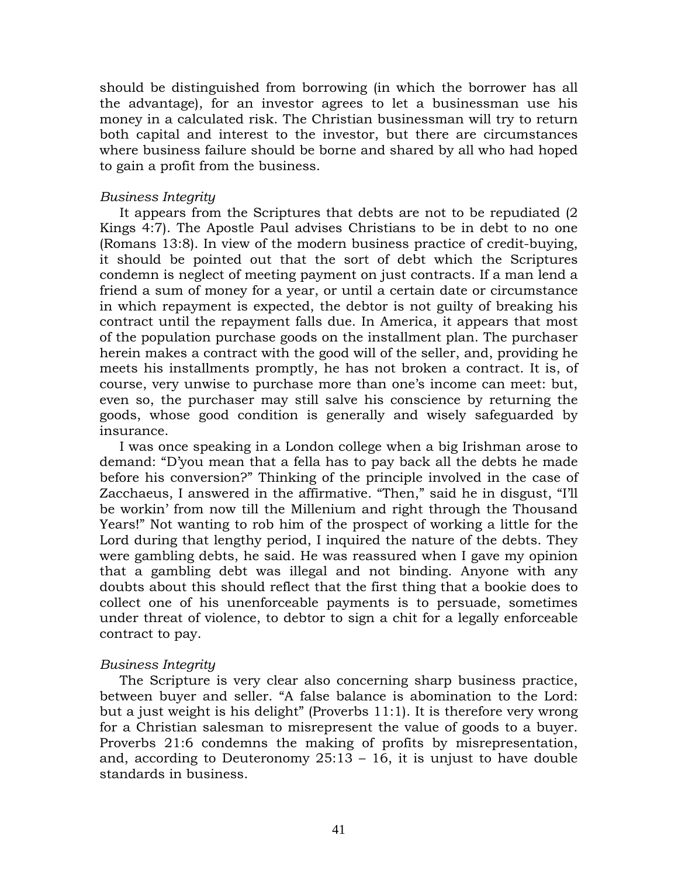should be distinguished from borrowing (in which the borrower has all the advantage), for an investor agrees to let a businessman use his money in a calculated risk. The Christian businessman will try to return both capital and interest to the investor, but there are circumstances where business failure should be borne and shared by all who had hoped to gain a profit from the business.

*Business Integrity*

It appears from the Scriptures that debts are not to be repudiated (2 Kings 4:7). The Apostle Paul advises Christians to be in debt to no one (Romans 13:8). In view of the modern business practice of credit-buying, it should be pointed out that the sort of debt which the Scriptures condemn is neglect of meeting payment on just contracts. If a man lend a friend a sum of money for a year, or until a certain date or circumstance in which repayment is expected, the debtor is not guilty of breaking his contract until the repayment falls due. In America, it appears that most of the population purchase goods on the installment plan. The purchaser herein makes a contract with the good will of the seller, and, providing he meets his installments promptly, he has not broken a contract. It is, of course, very unwise to purchase more than one's income can meet: but, even so, the purchaser may still salve his conscience by returning the goods, whose good condition is generally and wisely safeguarded by insurance.

I was once speaking in a London college when a big Irishman arose to demand: "D'you mean that a fella has to pay back all the debts he made before his conversion?" Thinking of the principle involved in the case of Zacchaeus, I answered in the affirmative. "Then," said he in disgust, "I'll be workin' from now till the Millenium and right through the Thousand Years!" Not wanting to rob him of the prospect of working a little for the Lord during that lengthy period, I inquired the nature of the debts. They were gambling debts, he said. He was reassured when I gave my opinion that a gambling debt was illegal and not binding. Anyone with any doubts about this should reflect that the first thing that a bookie does to collect one of his unenforceable payments is to persuade, sometimes under threat of violence, to debtor to sign a chit for a legally enforceable contract to pay.

*Business Integrity*

The Scripture is very clear also concerning sharp business practice, between buyer and seller. "A false balance is abomination to the Lord: but a just weight is his delight" (Proverbs 11:1). It is therefore very wrong for a Christian salesman to misrepresent the value of goods to a buyer. Proverbs 21:6 condemns the making of profits by misrepresentation, and, according to Deuteronomy 25:13 – 16, it is unjust to have double standards in business.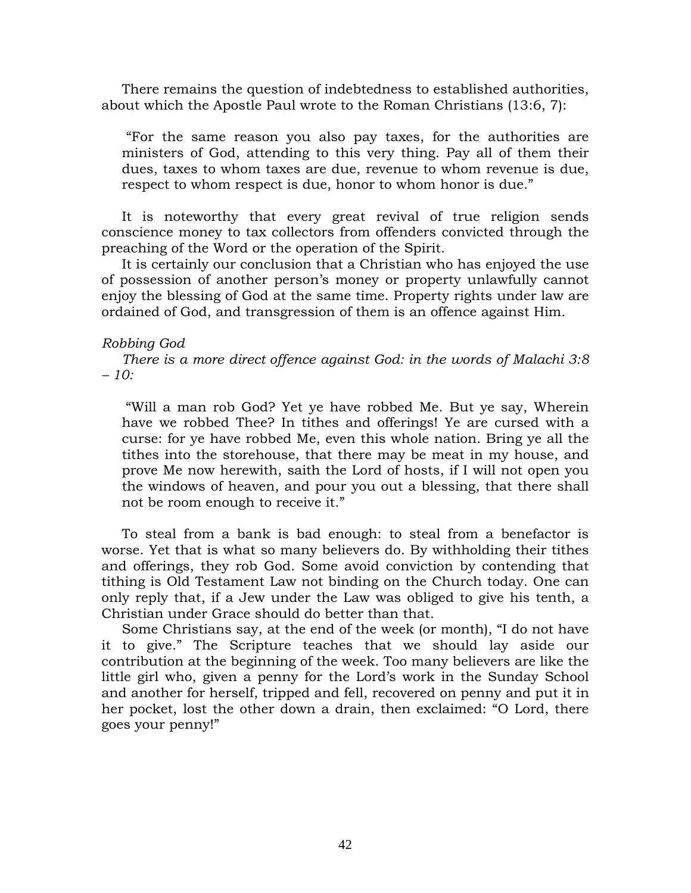There remains the question of indebtedness to established authorities, about which the Apostle Paul wrote to the Roman Christians (13:6, 7):

> "For the same reason you also pay taxes, for the authorities are ministers of God, attending to this very thing. Pay all of them their dues, taxes to whom taxes are due, revenue to whom revenue is due, respect to whom respect is due, honor to whom honor is due."

It is noteworthy that every great revival of true religion sends conscience money to tax collectors from offenders convicted through the preaching of the Word or the operation of the Spirit.

It is certainly our conclusion that a Christian who has enjoyed the use of possession of another person's money or property unlawfully cannot enjoy the blessing of God at the same time. Property rights under law are ordained of God, and transgression of them is an offence against Him.

*Robbing God*

*There is a more direct offence against God: in the words of Malachi 3:8 – 10:*

> "Will a man rob God? Yet ye have robbed Me. But ye say, Wherein have we robbed Thee? In tithes and offerings! Ye are cursed with a curse: for ye have robbed Me, even this whole nation. Bring ye all the tithes into the storehouse, that there may be meat in my house, and prove Me now herewith, saith the Lord of hosts, if I will not open you the windows of heaven, and pour you out a blessing, that there shall not be room enough to receive it."

To steal from a bank is bad enough: to steal from a benefactor is worse. Yet that is what so many believers do. By withholding their tithes and offerings, they rob God. Some avoid conviction by contending that tithing is Old Testament Law not binding on the Church today. One can only reply that, if a Jew under the Law was obliged to give his tenth, a Christian under Grace should do better than that.

Some Christians say, at the end of the week (or month), "I do not have it to give." The Scripture teaches that we should lay aside our contribution at the beginning of the week. Too many believers are like the little girl who, given a penny for the Lord's work in the Sunday School and another for herself, tripped and fell, recovered on penny and put it in her pocket, lost the other down a drain, then exclaimed: "O Lord, there goes your penny!"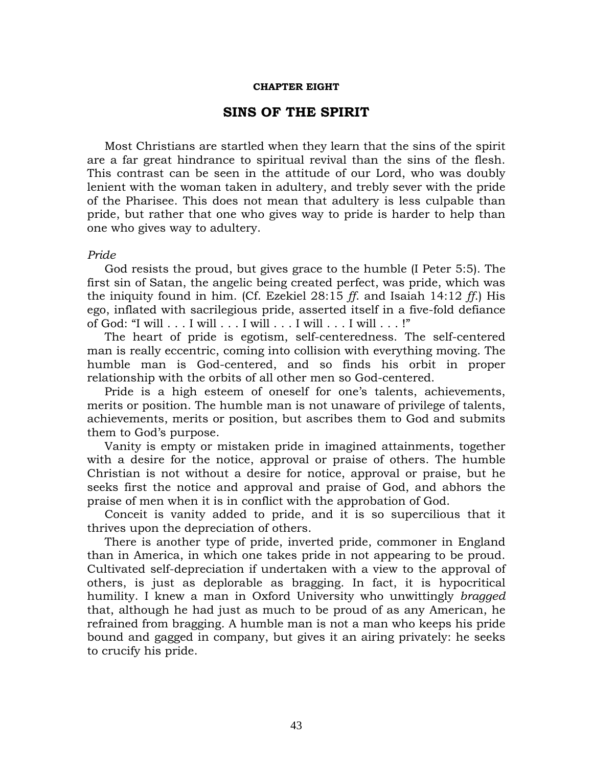**CHAPTER EIGHT**

# SINS OF THE SPIRIT

Most Christians are startled when they learn that the sins of the spirit are a far great hindrance to spiritual revival than the sins of the flesh. This contrast can be seen in the attitude of our Lord, who was doubly lenient with the woman taken in adultery, and trebly sever with the pride of the Pharisee. This does not mean that adultery is less culpable than pride, but rather that one who gives way to pride is harder to help than one who gives way to adultery.

*Pride*

God resists the proud, but gives grace to the humble (I Peter 5:5). The first sin of Satan, the angelic being created perfect, was pride, which was the iniquity found in him. (Cf. Ezekiel 28:15 *ff*. and Isaiah 14:12 *ff*.) His ego, inflated with sacrilegious pride, asserted itself in a five-fold defiance of God: "I will . . . I will . . . I will . . . I will . . . I will . . . !"

The heart of pride is egotism, self-centeredness. The self-centered man is really eccentric, coming into collision with everything moving. The humble man is God-centered, and so finds his orbit in proper relationship with the orbits of all other men so God-centered.

Pride is a high esteem of oneself for one's talents, achievements, merits or position. The humble man is not unaware of privilege of talents, achievements, merits or position, but ascribes them to God and submits them to God's purpose.

Vanity is empty or mistaken pride in imagined attainments, together with a desire for the notice, approval or praise of others. The humble Christian is not without a desire for notice, approval or praise, but he seeks first the notice and approval and praise of God, and abhors the praise of men when it is in conflict with the approbation of God.

Conceit is vanity added to pride, and it is so supercilious that it thrives upon the depreciation of others.

There is another type of pride, inverted pride, commoner in England than in America, in which one takes pride in not appearing to be proud. Cultivated self-depreciation if undertaken with a view to the approval of others, is just as deplorable as bragging. In fact, it is hypocritical humility. I knew a man in Oxford University who unwittingly *bragged* that, although he had just as much to be proud of as any American, he refrained from bragging. A humble man is not a man who keeps his pride bound and gagged in company, but gives it an airing privately: he seeks to crucify his pride.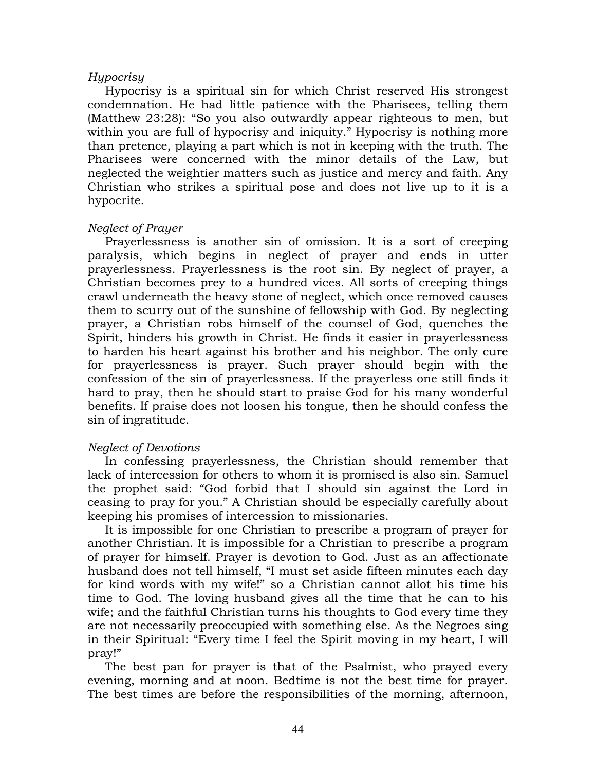*Hypocrisy*

Hypocrisy is a spiritual sin for which Christ reserved His strongest condemnation. He had little patience with the Pharisees, telling them (Matthew 23:28): "So you also outwardly appear righteous to men, but within you are full of hypocrisy and iniquity." Hypocrisy is nothing more than pretence, playing a part which is not in keeping with the truth. The Pharisees were concerned with the minor details of the Law, but neglected the weightier matters such as justice and mercy and faith. Any Christian who strikes a spiritual pose and does not live up to it is a hypocrite.

*Neglect of Prayer*

Prayerlessness is another sin of omission. It is a sort of creeping paralysis, which begins in neglect of prayer and ends in utter prayerlessness. Prayerlessness is the root sin. By neglect of prayer, a Christian becomes prey to a hundred vices. All sorts of creeping things crawl underneath the heavy stone of neglect, which once removed causes them to scurry out of the sunshine of fellowship with God. By neglecting prayer, a Christian robs himself of the counsel of God, quenches the Spirit, hinders his growth in Christ. He finds it easier in prayerlessness to harden his heart against his brother and his neighbor. The only cure for prayerlessness is prayer. Such prayer should begin with the confession of the sin of prayerlessness. If the prayerless one still finds it hard to pray, then he should start to praise God for his many wonderful benefits. If praise does not loosen his tongue, then he should confess the sin of ingratitude.

*Neglect of Devotions*

In confessing prayerlessness, the Christian should remember that lack of intercession for others to whom it is promised is also sin. Samuel the prophet said: "God forbid that I should sin against the Lord in ceasing to pray for you." A Christian should be especially carefully about keeping his promises of intercession to missionaries.

It is impossible for one Christian to prescribe a program of prayer for another Christian. It is impossible for a Christian to prescribe a program of prayer for himself. Prayer is devotion to God. Just as an affectionate husband does not tell himself, "I must set aside fifteen minutes each day for kind words with my wife!" so a Christian cannot allot his time his time to God. The loving husband gives all the time that he can to his wife; and the faithful Christian turns his thoughts to God every time they are not necessarily preoccupied with something else. As the Negroes sing in their Spiritual: "Every time I feel the Spirit moving in my heart, I will pray!"

The best pan for prayer is that of the Psalmist, who prayed every evening, morning and at noon. Bedtime is not the best time for prayer. The best times are before the responsibilities of the morning, afternoon,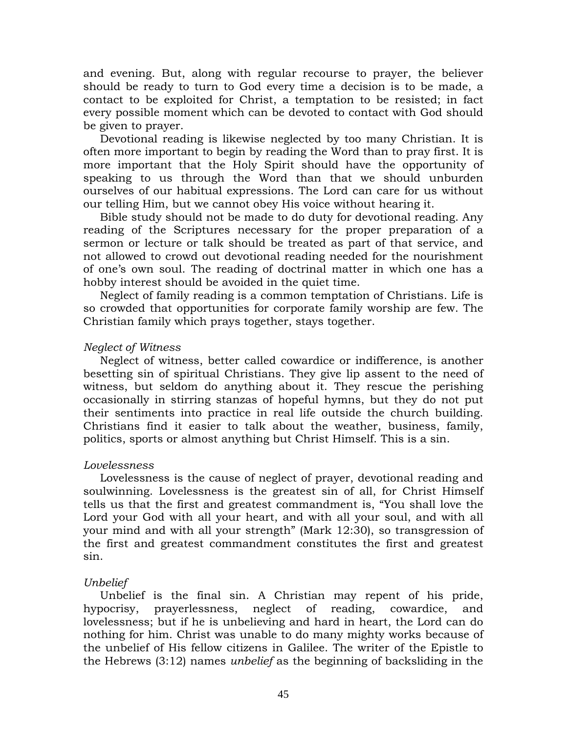and evening. But, along with regular recourse to prayer, the believer should be ready to turn to God every time a decision is to be made, a contact to be exploited for Christ, a temptation to be resisted; in fact every possible moment which can be devoted to contact with God should be given to prayer.

Devotional reading is likewise neglected by too many Christian. It is often more important to begin by reading the Word than to pray first. It is more important that the Holy Spirit should have the opportunity of speaking to us through the Word than that we should unburden ourselves of our habitual expressions. The Lord can care for us without our telling Him, but we cannot obey His voice without hearing it.

Bible study should not be made to do duty for devotional reading. Any reading of the Scriptures necessary for the proper preparation of a sermon or lecture or talk should be treated as part of that service, and not allowed to crowd out devotional reading needed for the nourishment of one's own soul. The reading of doctrinal matter in which one has a hobby interest should be avoided in the quiet time.

Neglect of family reading is a common temptation of Christians. Life is so crowded that opportunities for corporate family worship are few. The Christian family which prays together, stays together.

*Neglect of Witness*

Neglect of witness, better called cowardice or indifference, is another besetting sin of spiritual Christians. They give lip assent to the need of witness, but seldom do anything about it. They rescue the perishing occasionally in stirring stanzas of hopeful hymns, but they do not put their sentiments into practice in real life outside the church building. Christians find it easier to talk about the weather, business, family, politics, sports or almost anything but Christ Himself. This is a sin.

*Lovelessness*

Lovelessness is the cause of neglect of prayer, devotional reading and soulwinning. Lovelessness is the greatest sin of all, for Christ Himself tells us that the first and greatest commandment is, "You shall love the Lord your God with all your heart, and with all your soul, and with all your mind and with all your strength" (Mark 12:30), so transgression of the first and greatest commandment constitutes the first and greatest sin.

*Unbelief*

Unbelief is the final sin. A Christian may repent of his pride, hypocrisy, prayerlessness, neglect of reading, cowardice, and lovelessness; but if he is unbelieving and hard in heart, the Lord can do nothing for him. Christ was unable to do many mighty works because of the unbelief of His fellow citizens in Galilee. The writer of the Epistle to the Hebrews (3:12) names *unbelief* as the beginning of backsliding in the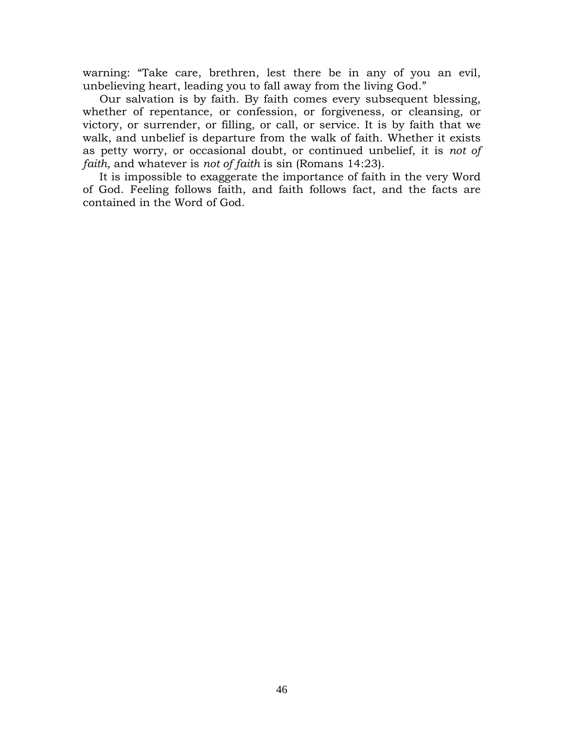warning: "Take care, brethren, lest there be in any of you an evil, unbelieving heart, leading you to fall away from the living God."

Our salvation is by faith. By faith comes every subsequent blessing, whether of repentance, or confession, or forgiveness, or cleansing, or victory, or surrender, or filling, or call, or service. It is by faith that we walk, and unbelief is departure from the walk of faith. Whether it exists as petty worry, or occasional doubt, or continued unbelief, it is *not of faith,* and whatever is *not of faith* is sin (Romans 14:23).

It is impossible to exaggerate the importance of faith in the very Word of God. Feeling follows faith, and faith follows fact, and the facts are contained in the Word of God.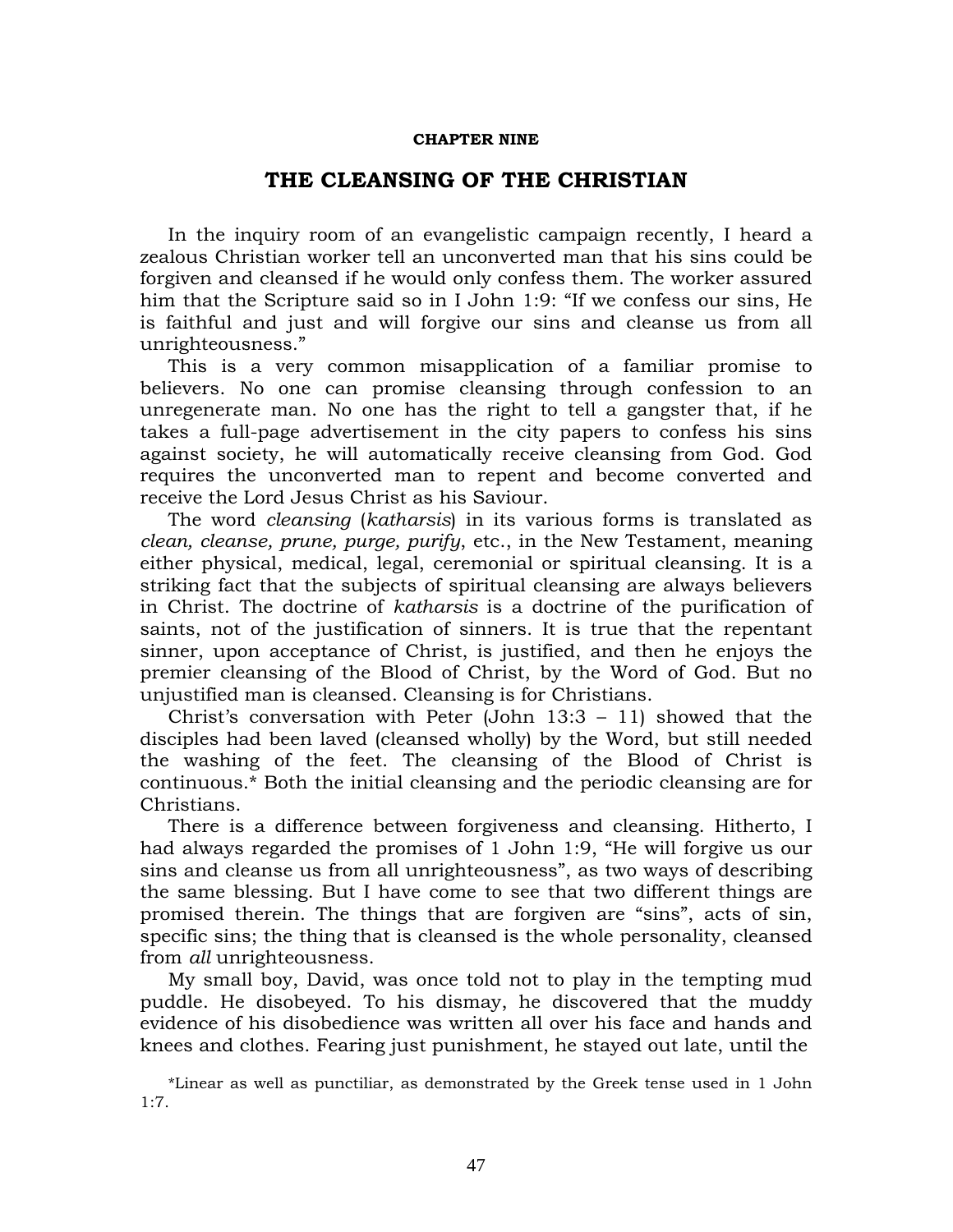**CHAPTER NINE**

# THE CLEANSING OF THE CHRISTIAN

In the inquiry room of an evangelistic campaign recently, I heard a zealous Christian worker tell an unconverted man that his sins could be forgiven and cleansed if he would only confess them. The worker assured him that the Scripture said so in I John 1:9: "If we confess our sins, He is faithful and just and will forgive our sins and cleanse us from all unrighteousness."

This is a very common misapplication of a familiar promise to believers. No one can promise cleansing through confession to an unregenerate man. No one has the right to tell a gangster that, if he takes a full-page advertisement in the city papers to confess his sins against society, he will automatically receive cleansing from God. God requires the unconverted man to repent and become converted and receive the Lord Jesus Christ as his Saviour.

The word *cleansing* (*katharsis*) in its various forms is translated as *clean, cleanse, prune, purge, purify*, etc., in the New Testament, meaning either physical, medical, legal, ceremonial or spiritual cleansing. It is a striking fact that the subjects of spiritual cleansing are always believers in Christ. The doctrine of *katharsis* is a doctrine of the purification of saints, not of the justification of sinners. It is true that the repentant sinner, upon acceptance of Christ, is justified, and then he enjoys the premier cleansing of the Blood of Christ, by the Word of God. But no unjustified man is cleansed. Cleansing is for Christians.

Christ's conversation with Peter (John 13:3 – 11) showed that the disciples had been laved (cleansed wholly) by the Word, but still needed the washing of the feet. The cleansing of the Blood of Christ is continuous.* Both the initial cleansing and the periodic cleansing are for Christians.

There is a difference between forgiveness and cleansing. Hitherto, I had always regarded the promises of 1 John 1:9, "He will forgive us our sins and cleanse us from all unrighteousness", as two ways of describing the same blessing. But I have come to see that two different things are promised therein. The things that are forgiven are "sins", acts of sin, specific sins; the thing that is cleansed is the whole personality, cleansed from *all* unrighteousness.

My small boy, David, was once told not to play in the tempting mud puddle. He disobeyed. To his dismay, he discovered that the muddy evidence of his disobedience was written all over his face and hands and knees and clothes. Fearing just punishment, he stayed out late, until the

*Linear as well as punctiliar, as demonstrated by the Greek tense used in 1 John 1:7.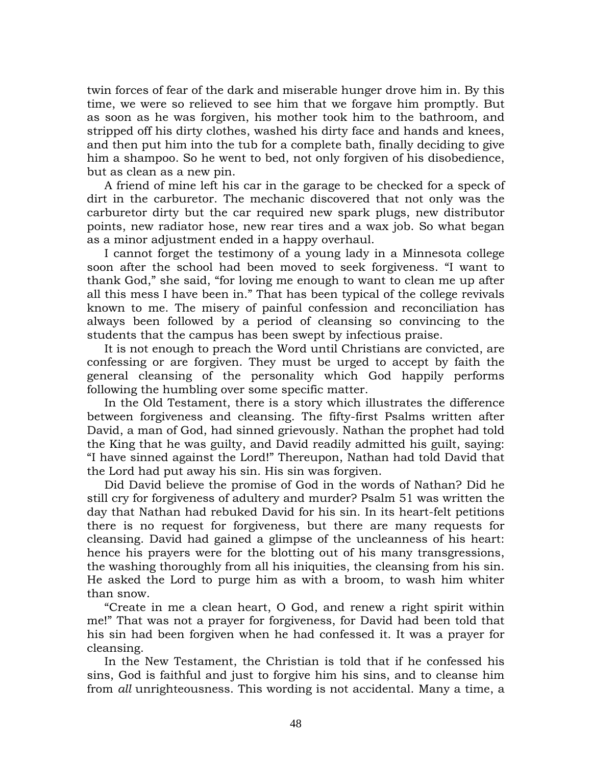twin forces of fear of the dark and miserable hunger drove him in. By this time, we were so relieved to see him that we forgave him promptly. But as soon as he was forgiven, his mother took him to the bathroom, and stripped off his dirty clothes, washed his dirty face and hands and knees, and then put him into the tub for a complete bath, finally deciding to give him a shampoo. So he went to bed, not only forgiven of his disobedience, but as clean as a new pin.

A friend of mine left his car in the garage to be checked for a speck of dirt in the carburetor. The mechanic discovered that not only was the carburetor dirty but the car required new spark plugs, new distributor points, new radiator hose, new rear tires and a wax job. So what began as a minor adjustment ended in a happy overhaul.

I cannot forget the testimony of a young lady in a Minnesota college soon after the school had been moved to seek forgiveness. "I want to thank God," she said, "for loving me enough to want to clean me up after all this mess I have been in." That has been typical of the college revivals known to me. The misery of painful confession and reconciliation has always been followed by a period of cleansing so convincing to the students that the campus has been swept by infectious praise.

It is not enough to preach the Word until Christians are convicted, are confessing or are forgiven. They must be urged to accept by faith the general cleansing of the personality which God happily performs following the humbling over some specific matter.

In the Old Testament, there is a story which illustrates the difference between forgiveness and cleansing. The fifty-first Psalms written after David, a man of God, had sinned grievously. Nathan the prophet had told the King that he was guilty, and David readily admitted his guilt, saying: "I have sinned against the Lord!" Thereupon, Nathan had told David that the Lord had put away his sin. His sin was forgiven.

Did David believe the promise of God in the words of Nathan? Did he still cry for forgiveness of adultery and murder? Psalm 51 was written the day that Nathan had rebuked David for his sin. In its heart-felt petitions there is no request for forgiveness, but there are many requests for cleansing. David had gained a glimpse of the uncleanness of his heart: hence his prayers were for the blotting out of his many transgressions, the washing thoroughly from all his iniquities, the cleansing from his sin. He asked the Lord to purge him as with a broom, to wash him whiter than snow.

"Create in me a clean heart, O God, and renew a right spirit within me!" That was not a prayer for forgiveness, for David had been told that his sin had been forgiven when he had confessed it. It was a prayer for cleansing.

In the New Testament, the Christian is told that if he confessed his sins, God is faithful and just to forgive him his sins, and to cleanse him from *all* unrighteousness. This wording is not accidental. Many a time, a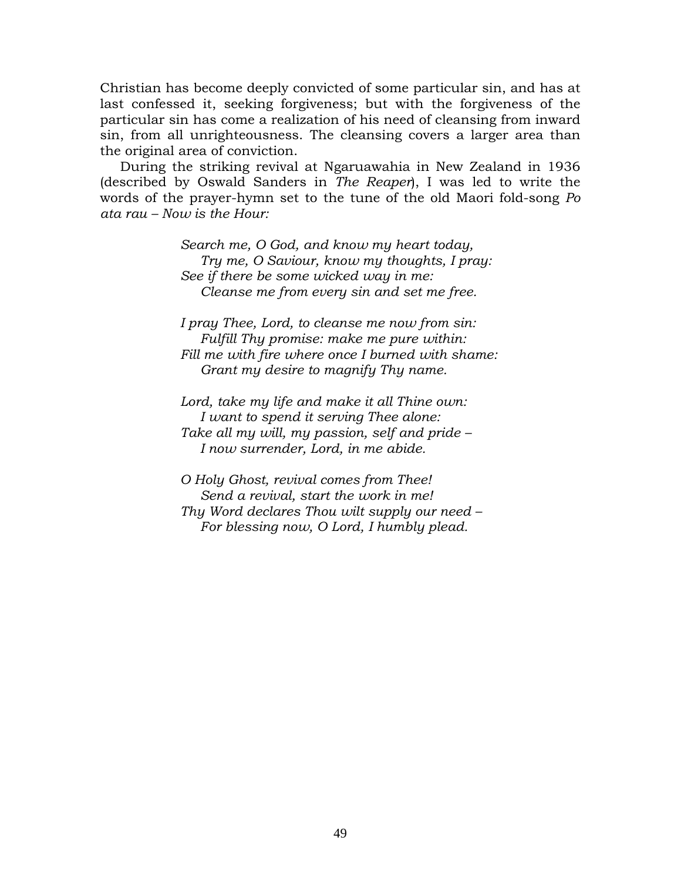Christian has become deeply convicted of some particular sin, and has at last confessed it, seeking forgiveness; but with the forgiveness of the particular sin has come a realization of his need of cleansing from inward sin, from all unrighteousness. The cleansing covers a larger area than the original area of conviction.

During the striking revival at Ngaruawahia in New Zealand in 1936 (described by Oswald Sanders in *The Reaper*), I was led to write the words of the prayer-hymn set to the tune of the old Maori fold-song *Po ata rau – Now is the Hour:*

*Search me, O God, and know my heart today,*
*Try me, O Saviour, know my thoughts, I pray:*
*See if there be some wicked way in me:*
*Cleanse me from every sin and set me free.*

*I pray Thee, Lord, to cleanse me now from sin:*
*Fulfill Thy promise: make me pure within:*
*Fill me with fire where once I burned with shame:*
*Grant my desire to magnify Thy name.*

*Lord, take my life and make it all Thine own:*
*I want to spend it serving Thee alone:*
*Take all my will, my passion, self and pride –*
*I now surrender, Lord, in me abide.*

*O Holy Ghost, revival comes from Thee!*
*Send a revival, start the work in me!*
*Thy Word declares Thou wilt supply our need –*
*For blessing now, O Lord, I humbly plead.*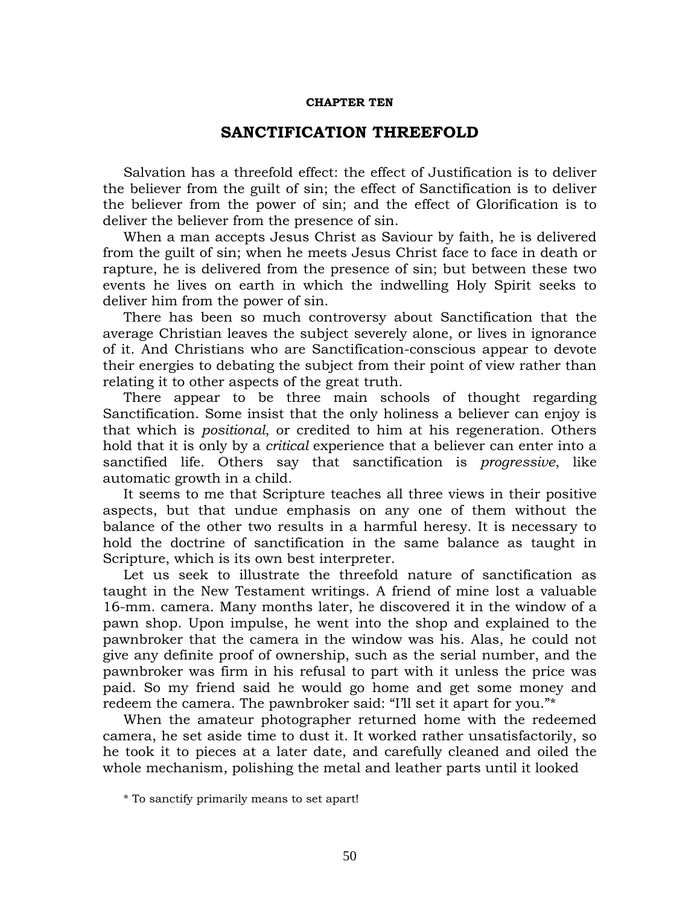**CHAPTER TEN**

# SANCTIFICATION THREEFOLD

Salvation has a threefold effect: the effect of Justification is to deliver the believer from the guilt of sin; the effect of Sanctification is to deliver the believer from the power of sin; and the effect of Glorification is to deliver the believer from the presence of sin.

When a man accepts Jesus Christ as Saviour by faith, he is delivered from the guilt of sin; when he meets Jesus Christ face to face in death or rapture, he is delivered from the presence of sin; but between these two events he lives on earth in which the indwelling Holy Spirit seeks to deliver him from the power of sin.

There has been so much controversy about Sanctification that the average Christian leaves the subject severely alone, or lives in ignorance of it. And Christians who are Sanctification-conscious appear to devote their energies to debating the subject from their point of view rather than relating it to other aspects of the great truth.

There appear to be three main schools of thought regarding Sanctification. Some insist that the only holiness a believer can enjoy is that which is *positional*, or credited to him at his regeneration. Others hold that it is only by a *critical* experience that a believer can enter into a sanctified life. Others say that sanctification is *progressive*, like automatic growth in a child.

It seems to me that Scripture teaches all three views in their positive aspects, but that undue emphasis on any one of them without the balance of the other two results in a harmful heresy. It is necessary to hold the doctrine of sanctification in the same balance as taught in Scripture, which is its own best interpreter.

Let us seek to illustrate the threefold nature of sanctification as taught in the New Testament writings. A friend of mine lost a valuable 16-mm. camera. Many months later, he discovered it in the window of a pawn shop. Upon impulse, he went into the shop and explained to the pawnbroker that the camera in the window was his. Alas, he could not give any definite proof of ownership, such as the serial number, and the pawnbroker was firm in his refusal to part with it unless the price was paid. So my friend said he would go home and get some money and redeem the camera. The pawnbroker said: "I'll set it apart for you."*

When the amateur photographer returned home with the redeemed camera, he set aside time to dust it. It worked rather unsatisfactorily, so he took it to pieces at a later date, and carefully cleaned and oiled the whole mechanism, polishing the metal and leather parts until it looked

\* To sanctify primarily means to set apart!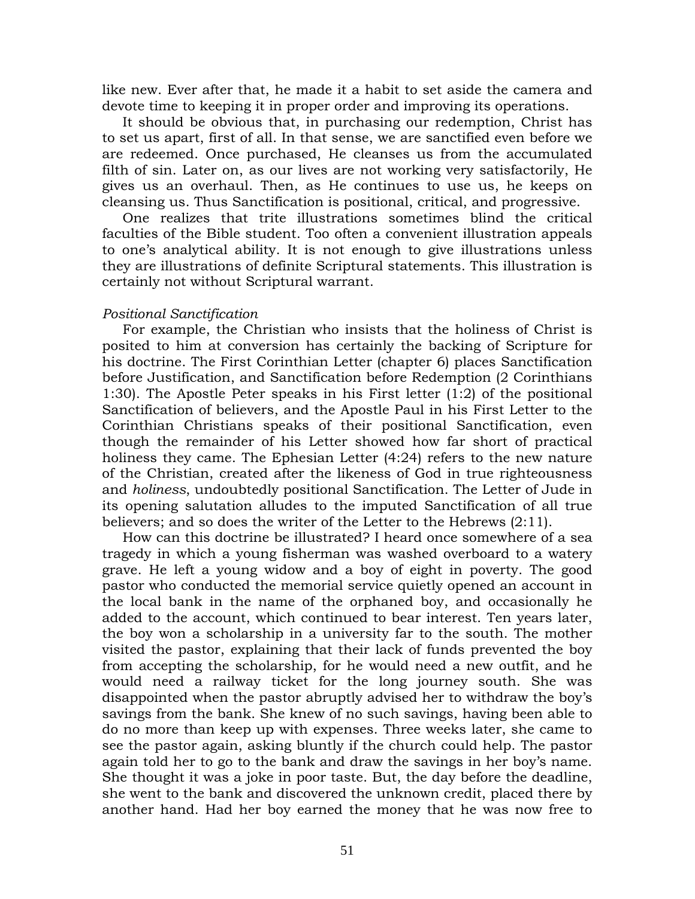like new. Ever after that, he made it a habit to set aside the camera and devote time to keeping it in proper order and improving its operations.

It should be obvious that, in purchasing our redemption, Christ has to set us apart, first of all. In that sense, we are sanctified even before we are redeemed. Once purchased, He cleanses us from the accumulated filth of sin. Later on, as our lives are not working very satisfactorily, He gives us an overhaul. Then, as He continues to use us, he keeps on cleansing us. Thus Sanctification is positional, critical, and progressive.

One realizes that trite illustrations sometimes blind the critical faculties of the Bible student. Too often a convenient illustration appeals to one's analytical ability. It is not enough to give illustrations unless they are illustrations of definite Scriptural statements. This illustration is certainly not without Scriptural warrant.

*Positional Sanctification*

For example, the Christian who insists that the holiness of Christ is posited to him at conversion has certainly the backing of Scripture for his doctrine. The First Corinthian Letter (chapter 6) places Sanctification before Justification, and Sanctification before Redemption (2 Corinthians 1:30). The Apostle Peter speaks in his First letter (1:2) of the positional Sanctification of believers, and the Apostle Paul in his First Letter to the Corinthian Christians speaks of their positional Sanctification, even though the remainder of his Letter showed how far short of practical holiness they came. The Ephesian Letter (4:24) refers to the new nature of the Christian, created after the likeness of God in true righteousness and *holiness*, undoubtedly positional Sanctification. The Letter of Jude in its opening salutation alludes to the imputed Sanctification of all true believers; and so does the writer of the Letter to the Hebrews (2:11).

How can this doctrine be illustrated? I heard once somewhere of a sea tragedy in which a young fisherman was washed overboard to a watery grave. He left a young widow and a boy of eight in poverty. The good pastor who conducted the memorial service quietly opened an account in the local bank in the name of the orphaned boy, and occasionally he added to the account, which continued to bear interest. Ten years later, the boy won a scholarship in a university far to the south. The mother visited the pastor, explaining that their lack of funds prevented the boy from accepting the scholarship, for he would need a new outfit, and he would need a railway ticket for the long journey south. She was disappointed when the pastor abruptly advised her to withdraw the boy's savings from the bank. She knew of no such savings, having been able to do no more than keep up with expenses. Three weeks later, she came to see the pastor again, asking bluntly if the church could help. The pastor again told her to go to the bank and draw the savings in her boy's name. She thought it was a joke in poor taste. But, the day before the deadline, she went to the bank and discovered the unknown credit, placed there by another hand. Had her boy earned the money that he was now free to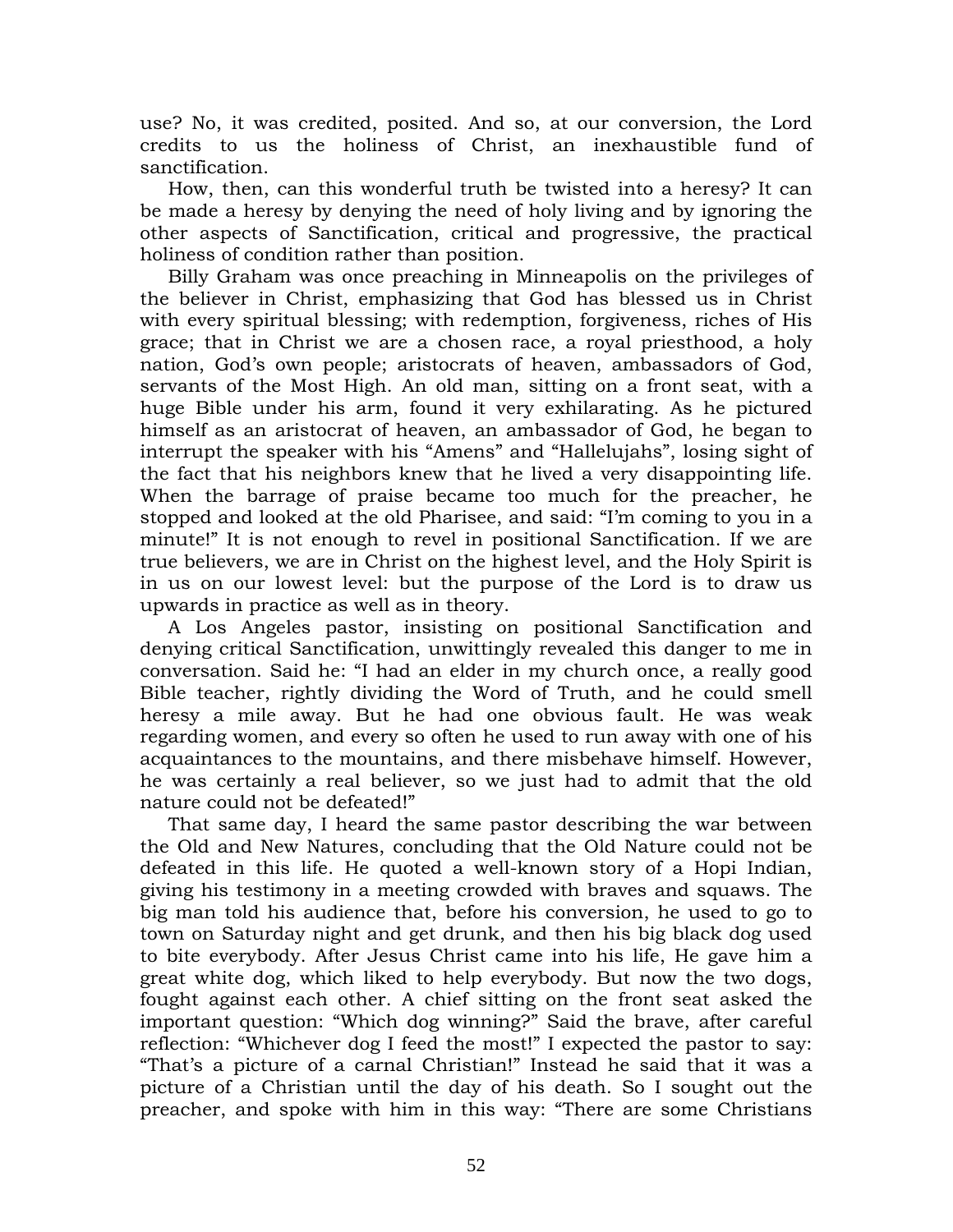use? No, it was credited, posited. And so, at our conversion, the Lord credits to us the holiness of Christ, an inexhaustible fund of sanctification.

How, then, can this wonderful truth be twisted into a heresy? It can be made a heresy by denying the need of holy living and by ignoring the other aspects of Sanctification, critical and progressive, the practical holiness of condition rather than position.

Billy Graham was once preaching in Minneapolis on the privileges of the believer in Christ, emphasizing that God has blessed us in Christ with every spiritual blessing; with redemption, forgiveness, riches of His grace; that in Christ we are a chosen race, a royal priesthood, a holy nation, God's own people; aristocrats of heaven, ambassadors of God, servants of the Most High. An old man, sitting on a front seat, with a huge Bible under his arm, found it very exhilarating. As he pictured himself as an aristocrat of heaven, an ambassador of God, he began to interrupt the speaker with his "Amens" and "Hallelujahs", losing sight of the fact that his neighbors knew that he lived a very disappointing life. When the barrage of praise became too much for the preacher, he stopped and looked at the old Pharisee, and said: "I'm coming to you in a minute!" It is not enough to revel in positional Sanctification. If we are true believers, we are in Christ on the highest level, and the Holy Spirit is in us on our lowest level: but the purpose of the Lord is to draw us upwards in practice as well as in theory.

A Los Angeles pastor, insisting on positional Sanctification and denying critical Sanctification, unwittingly revealed this danger to me in conversation. Said he: "I had an elder in my church once, a really good Bible teacher, rightly dividing the Word of Truth, and he could smell heresy a mile away. But he had one obvious fault. He was weak regarding women, and every so often he used to run away with one of his acquaintances to the mountains, and there misbehave himself. However, he was certainly a real believer, so we just had to admit that the old nature could not be defeated!"

That same day, I heard the same pastor describing the war between the Old and New Natures, concluding that the Old Nature could not be defeated in this life. He quoted a well-known story of a Hopi Indian, giving his testimony in a meeting crowded with braves and squaws. The big man told his audience that, before his conversion, he used to go to town on Saturday night and get drunk, and then his big black dog used to bite everybody. After Jesus Christ came into his life, He gave him a great white dog, which liked to help everybody. But now the two dogs, fought against each other. A chief sitting on the front seat asked the important question: "Which dog winning?" Said the brave, after careful reflection: "Whichever dog I feed the most!" I expected the pastor to say: "That's a picture of a carnal Christian!" Instead he said that it was a picture of a Christian until the day of his death. So I sought out the preacher, and spoke with him in this way: "There are some Christians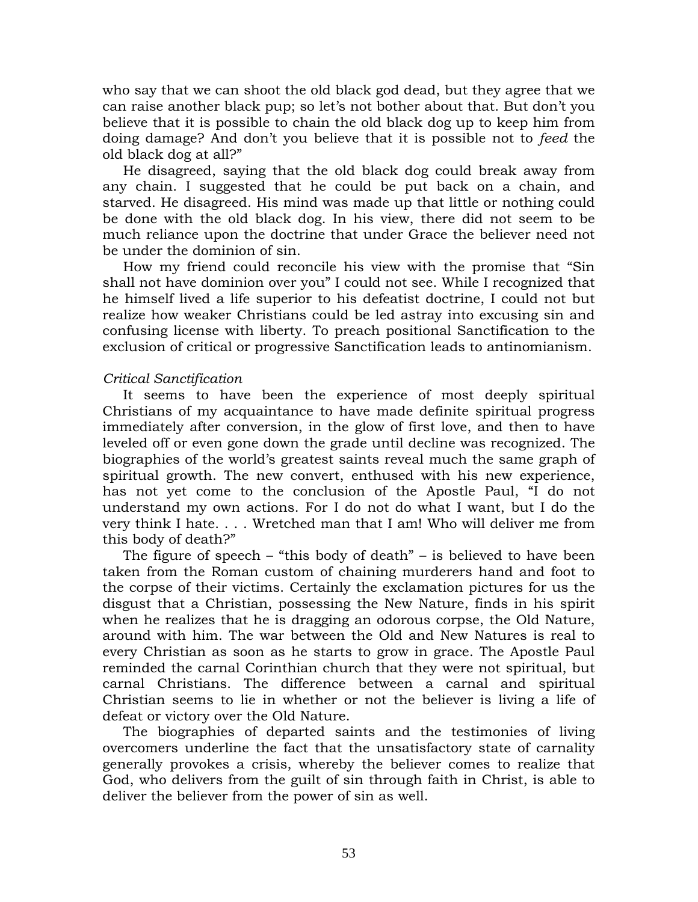who say that we can shoot the old black god dead, but they agree that we can raise another black pup; so let's not bother about that. But don't you believe that it is possible to chain the old black dog up to keep him from doing damage? And don't you believe that it is possible not to *feed* the old black dog at all?"

He disagreed, saying that the old black dog could break away from any chain. I suggested that he could be put back on a chain, and starved. He disagreed. His mind was made up that little or nothing could be done with the old black dog. In his view, there did not seem to be much reliance upon the doctrine that under Grace the believer need not be under the dominion of sin.

How my friend could reconcile his view with the promise that "Sin shall not have dominion over you" I could not see. While I recognized that he himself lived a life superior to his defeatist doctrine, I could not but realize how weaker Christians could be led astray into excusing sin and confusing license with liberty. To preach positional Sanctification to the exclusion of critical or progressive Sanctification leads to antinomianism.

*Critical Sanctification*

It seems to have been the experience of most deeply spiritual Christians of my acquaintance to have made definite spiritual progress immediately after conversion, in the glow of first love, and then to have leveled off or even gone down the grade until decline was recognized. The biographies of the world's greatest saints reveal much the same graph of spiritual growth. The new convert, enthused with his new experience, has not yet come to the conclusion of the Apostle Paul, "I do not understand my own actions. For I do not do what I want, but I do the very think I hate. . . . Wretched man that I am! Who will deliver me from this body of death?"

The figure of speech – "this body of death" – is believed to have been taken from the Roman custom of chaining murderers hand and foot to the corpse of their victims. Certainly the exclamation pictures for us the disgust that a Christian, possessing the New Nature, finds in his spirit when he realizes that he is dragging an odorous corpse, the Old Nature, around with him. The war between the Old and New Natures is real to every Christian as soon as he starts to grow in grace. The Apostle Paul reminded the carnal Corinthian church that they were not spiritual, but carnal Christians. The difference between a carnal and spiritual Christian seems to lie in whether or not the believer is living a life of defeat or victory over the Old Nature.

The biographies of departed saints and the testimonies of living overcomers underline the fact that the unsatisfactory state of carnality generally provokes a crisis, whereby the believer comes to realize that God, who delivers from the guilt of sin through faith in Christ, is able to deliver the believer from the power of sin as well.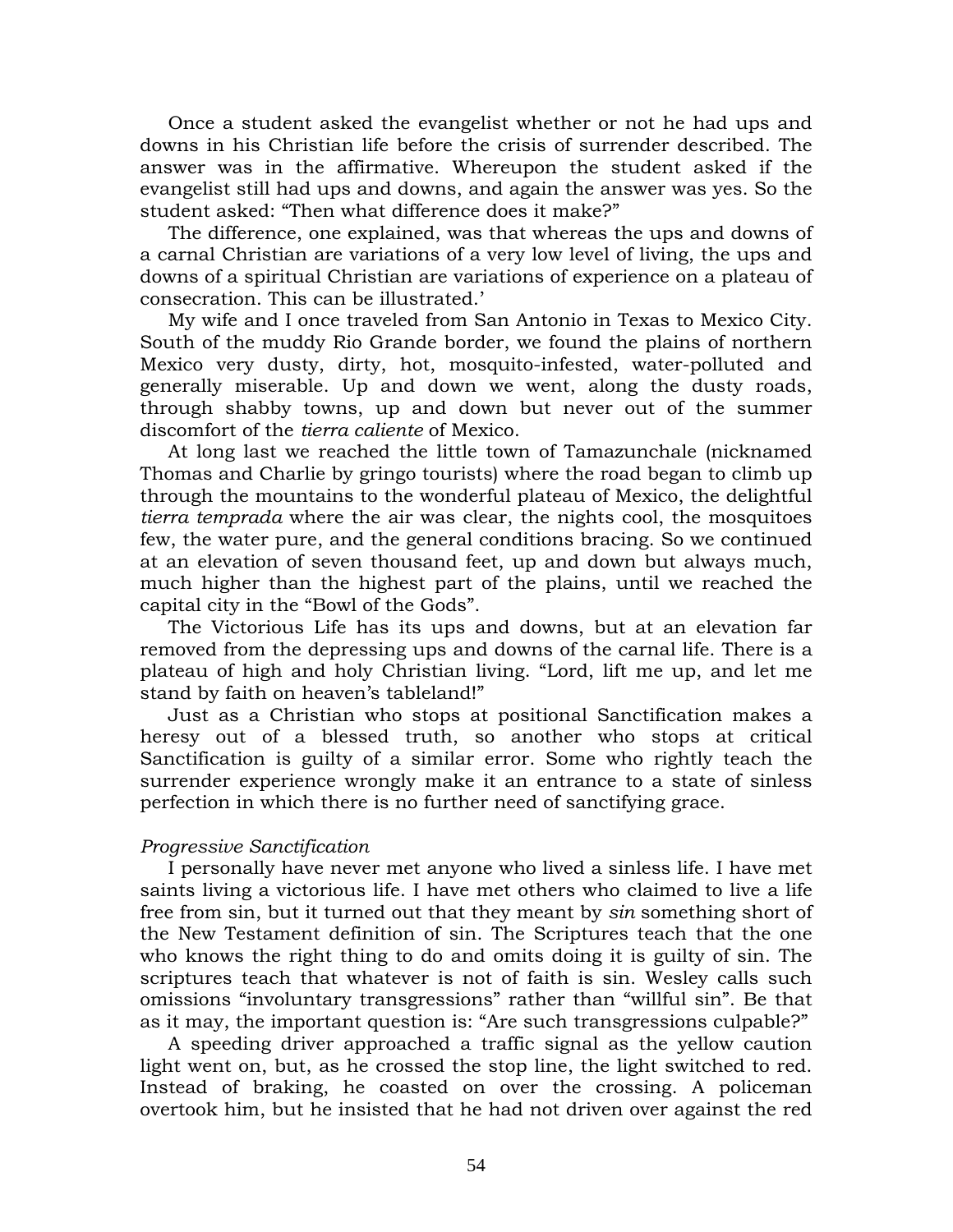Once a student asked the evangelist whether or not he had ups and downs in his Christian life before the crisis of surrender described. The answer was in the affirmative. Whereupon the student asked if the evangelist still had ups and downs, and again the answer was yes. So the student asked: "Then what difference does it make?"

The difference, one explained, was that whereas the ups and downs of a carnal Christian are variations of a very low level of living, the ups and downs of a spiritual Christian are variations of experience on a plateau of consecration. This can be illustrated.'

My wife and I once traveled from San Antonio in Texas to Mexico City. South of the muddy Rio Grande border, we found the plains of northern Mexico very dusty, dirty, hot, mosquito-infested, water-polluted and generally miserable. Up and down we went, along the dusty roads, through shabby towns, up and down but never out of the summer discomfort of the *tierra caliente* of Mexico.

At long last we reached the little town of Tamazunchale (nicknamed Thomas and Charlie by gringo tourists) where the road began to climb up through the mountains to the wonderful plateau of Mexico, the delightful *tierra temprada* where the air was clear, the nights cool, the mosquitoes few, the water pure, and the general conditions bracing. So we continued at an elevation of seven thousand feet, up and down but always much, much higher than the highest part of the plains, until we reached the capital city in the "Bowl of the Gods".

The Victorious Life has its ups and downs, but at an elevation far removed from the depressing ups and downs of the carnal life. There is a plateau of high and holy Christian living. "Lord, lift me up, and let me stand by faith on heaven's tableland!"

Just as a Christian who stops at positional Sanctification makes a heresy out of a blessed truth, so another who stops at critical Sanctification is guilty of a similar error. Some who rightly teach the surrender experience wrongly make it an entrance to a state of sinless perfection in which there is no further need of sanctifying grace.

*Progressive Sanctification*

I personally have never met anyone who lived a sinless life. I have met saints living a victorious life. I have met others who claimed to live a life free from sin, but it turned out that they meant by *sin* something short of the New Testament definition of sin. The Scriptures teach that the one who knows the right thing to do and omits doing it is guilty of sin. The scriptures teach that whatever is not of faith is sin. Wesley calls such omissions "involuntary transgressions" rather than "willful sin". Be that as it may, the important question is: "Are such transgressions culpable?"

A speeding driver approached a traffic signal as the yellow caution light went on, but, as he crossed the stop line, the light switched to red. Instead of braking, he coasted on over the crossing. A policeman overtook him, but he insisted that he had not driven over against the red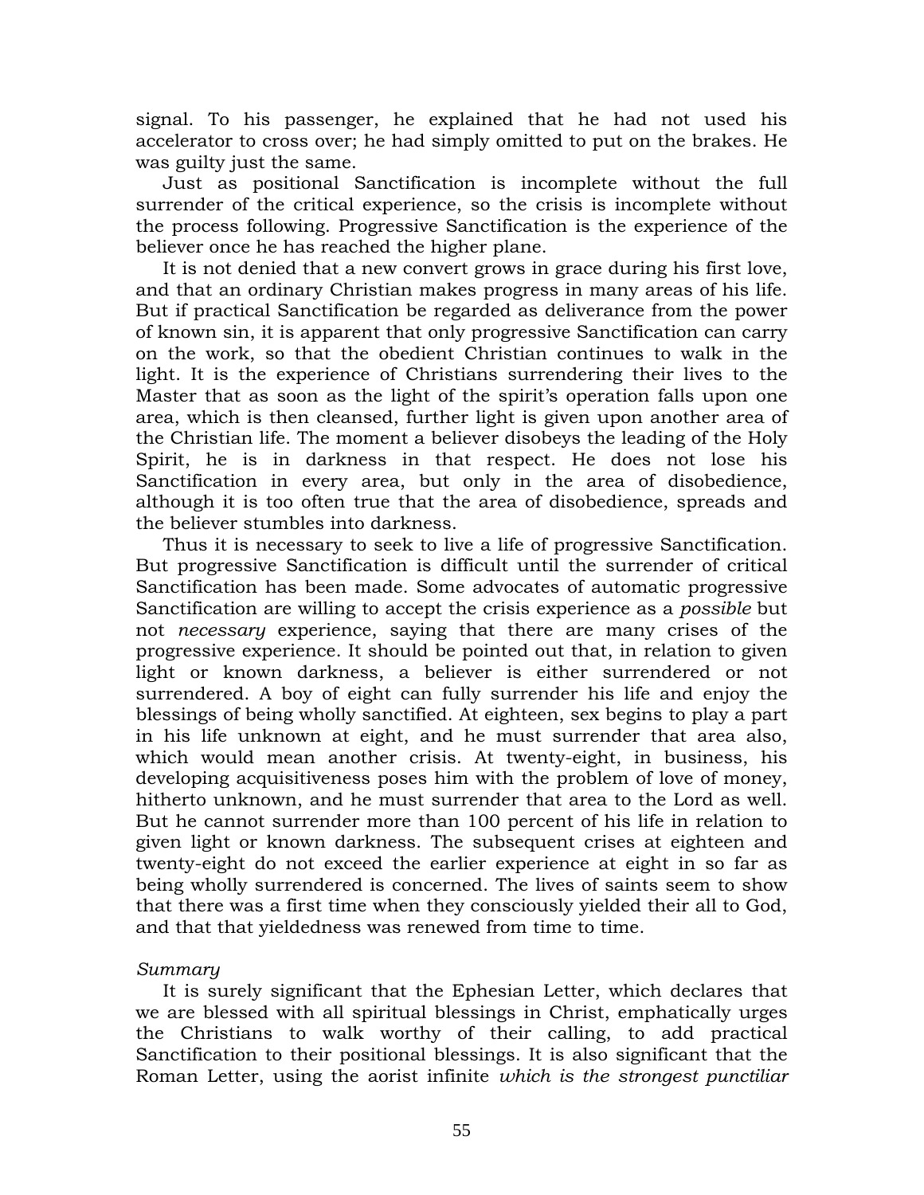signal. To his passenger, he explained that he had not used his accelerator to cross over; he had simply omitted to put on the brakes. He was guilty just the same.

Just as positional Sanctification is incomplete without the full surrender of the critical experience, so the crisis is incomplete without the process following. Progressive Sanctification is the experience of the believer once he has reached the higher plane.

It is not denied that a new convert grows in grace during his first love, and that an ordinary Christian makes progress in many areas of his life. But if practical Sanctification be regarded as deliverance from the power of known sin, it is apparent that only progressive Sanctification can carry on the work, so that the obedient Christian continues to walk in the light. It is the experience of Christians surrendering their lives to the Master that as soon as the light of the spirit's operation falls upon one area, which is then cleansed, further light is given upon another area of the Christian life. The moment a believer disobeys the leading of the Holy Spirit, he is in darkness in that respect. He does not lose his Sanctification in every area, but only in the area of disobedience, although it is too often true that the area of disobedience, spreads and the believer stumbles into darkness.

Thus it is necessary to seek to live a life of progressive Sanctification. But progressive Sanctification is difficult until the surrender of critical Sanctification has been made. Some advocates of automatic progressive Sanctification are willing to accept the crisis experience as a *possible* but not *necessary* experience, saying that there are many crises of the progressive experience. It should be pointed out that, in relation to given light or known darkness, a believer is either surrendered or not surrendered. A boy of eight can fully surrender his life and enjoy the blessings of being wholly sanctified. At eighteen, sex begins to play a part in his life unknown at eight, and he must surrender that area also, which would mean another crisis. At twenty-eight, in business, his developing acquisitiveness poses him with the problem of love of money, hitherto unknown, and he must surrender that area to the Lord as well. But he cannot surrender more than 100 percent of his life in relation to given light or known darkness. The subsequent crises at eighteen and twenty-eight do not exceed the earlier experience at eight in so far as being wholly surrendered is concerned. The lives of saints seem to show that there was a first time when they consciously yielded their all to God, and that that yieldedness was renewed from time to time.

*Summary*

It is surely significant that the Ephesian Letter, which declares that we are blessed with all spiritual blessings in Christ, emphatically urges the Christians to walk worthy of their calling, to add practical Sanctification to their positional blessings. It is also significant that the Roman Letter, using the aorist infinite *which is the strongest punctiliar*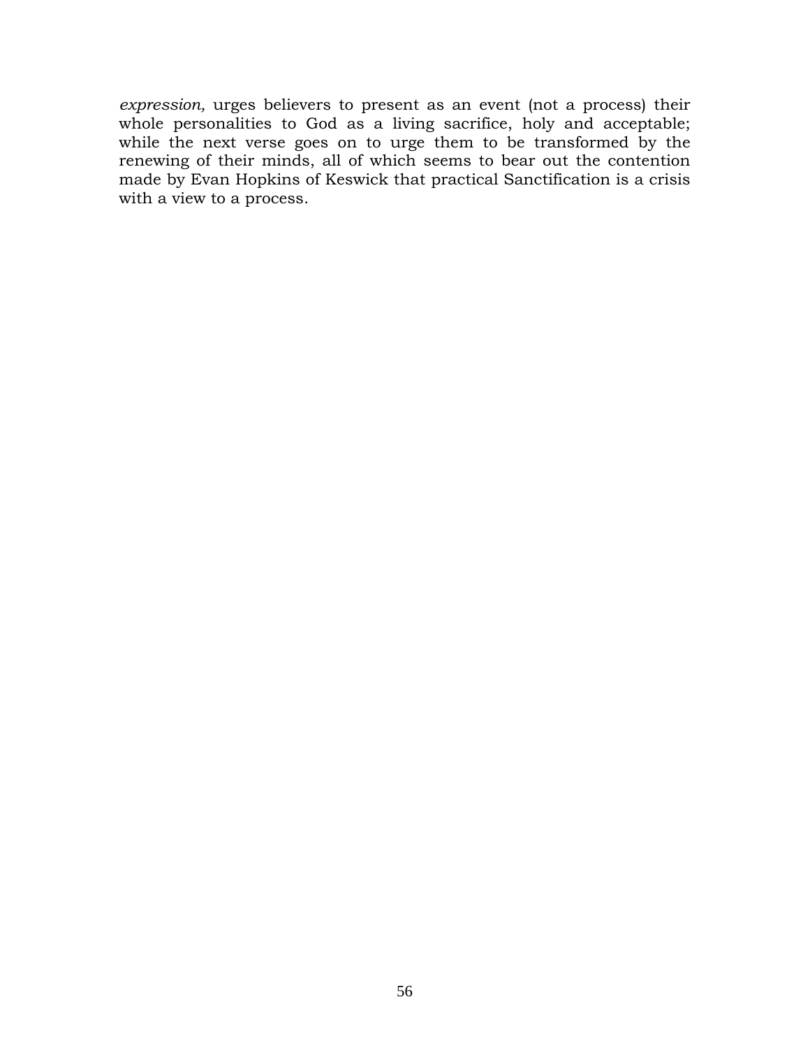*expression,* urges believers to present as an event (not a process) their whole personalities to God as a living sacrifice, holy and acceptable; while the next verse goes on to urge them to be transformed by the renewing of their minds, all of which seems to bear out the contention made by Evan Hopkins of Keswick that practical Sanctification is a crisis with a view to a process.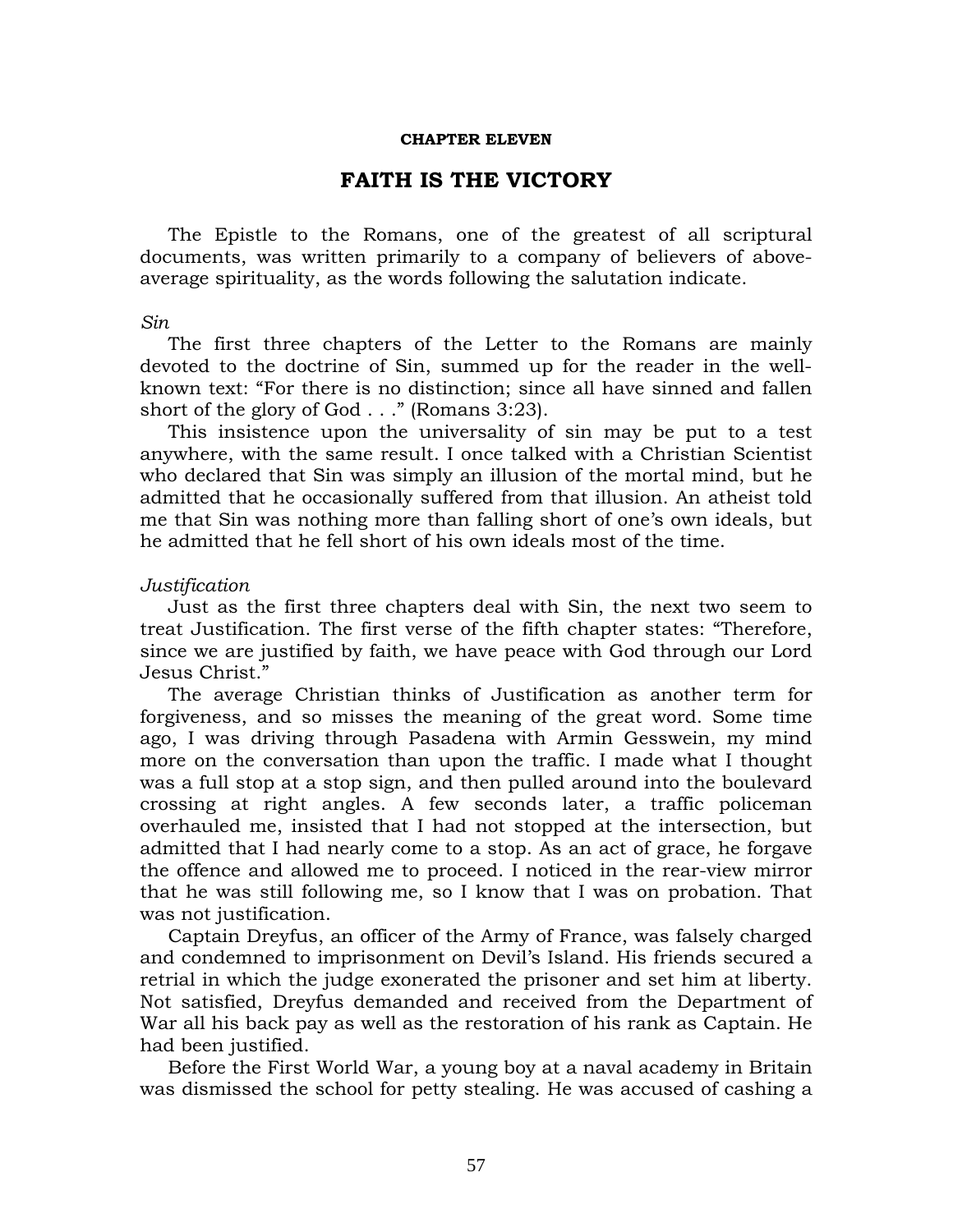**CHAPTER ELEVEN**

# FAITH IS THE VICTORY

The Epistle to the Romans, one of the greatest of all scriptural documents, was written primarily to a company of believers of above-average spirituality, as the words following the salutation indicate.

*Sin*

The first three chapters of the Letter to the Romans are mainly devoted to the doctrine of Sin, summed up for the reader in the well-known text: "For there is no distinction; since all have sinned and fallen short of the glory of God . . ." (Romans 3:23).

This insistence upon the universality of sin may be put to a test anywhere, with the same result. I once talked with a Christian Scientist who declared that Sin was simply an illusion of the mortal mind, but he admitted that he occasionally suffered from that illusion. An atheist told me that Sin was nothing more than falling short of one's own ideals, but he admitted that he fell short of his own ideals most of the time.

*Justification*

Just as the first three chapters deal with Sin, the next two seem to treat Justification. The first verse of the fifth chapter states: "Therefore, since we are justified by faith, we have peace with God through our Lord Jesus Christ."

The average Christian thinks of Justification as another term for forgiveness, and so misses the meaning of the great word. Some time ago, I was driving through Pasadena with Armin Gesswein, my mind more on the conversation than upon the traffic. I made what I thought was a full stop at a stop sign, and then pulled around into the boulevard crossing at right angles. A few seconds later, a traffic policeman overhauled me, insisted that I had not stopped at the intersection, but admitted that I had nearly come to a stop. As an act of grace, he forgave the offence and allowed me to proceed. I noticed in the rear-view mirror that he was still following me, so I know that I was on probation. That was not justification.

Captain Dreyfus, an officer of the Army of France, was falsely charged and condemned to imprisonment on Devil's Island. His friends secured a retrial in which the judge exonerated the prisoner and set him at liberty. Not satisfied, Dreyfus demanded and received from the Department of War all his back pay as well as the restoration of his rank as Captain. He had been justified.

Before the First World War, a young boy at a naval academy in Britain was dismissed the school for petty stealing. He was accused of cashing a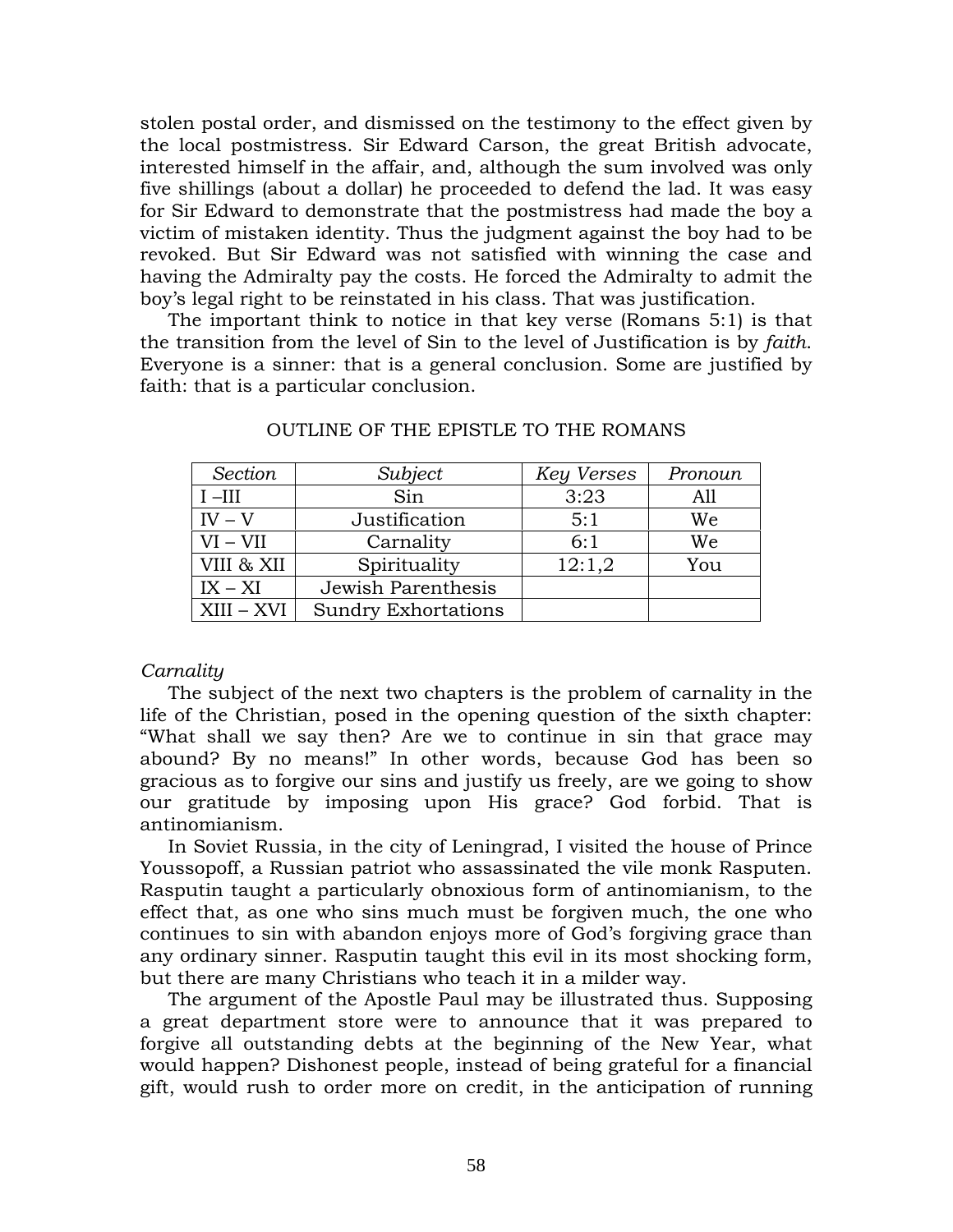stolen postal order, and dismissed on the testimony to the effect given by the local postmistress. Sir Edward Carson, the great British advocate, interested himself in the affair, and, although the sum involved was only five shillings (about a dollar) he proceeded to defend the lad. It was easy for Sir Edward to demonstrate that the postmistress had made the boy a victim of mistaken identity. Thus the judgment against the boy had to be revoked. But Sir Edward was not satisfied with winning the case and having the Admiralty pay the costs. He forced the Admiralty to admit the boy's legal right to be reinstated in his class. That was justification.

The important think to notice in that key verse (Romans 5:1) is that the transition from the level of Sin to the level of Justification is by *faith*. Everyone is a sinner: that is a general conclusion. Some are justified by faith: that is a particular conclusion.

OUTLINE OF THE EPISTLE TO THE ROMANS

| *Section* | *Subject* | *Key Verses* | *Pronoun* |
|---|---|---|---|
| I –III | Sin | 3:23 | All |
| IV – V | Justification | 5:1 | We |
| VI – VII | Carnality | 6:1 | We |
| VIII & XII | Spirituality | 12:1,2 | You |
| IX – XI | Jewish Parenthesis | | |
| XIII – XVI | Sundry Exhortations | | |

*Carnality*

The subject of the next two chapters is the problem of carnality in the life of the Christian, posed in the opening question of the sixth chapter: "What shall we say then? Are we to continue in sin that grace may abound? By no means!" In other words, because God has been so gracious as to forgive our sins and justify us freely, are we going to show our gratitude by imposing upon His grace? God forbid. That is antinomianism.

In Soviet Russia, in the city of Leningrad, I visited the house of Prince Youssopoff, a Russian patriot who assassinated the vile monk Rasputen. Rasputin taught a particularly obnoxious form of antinomianism, to the effect that, as one who sins much must be forgiven much, the one who continues to sin with abandon enjoys more of God's forgiving grace than any ordinary sinner. Rasputin taught this evil in its most shocking form, but there are many Christians who teach it in a milder way.

The argument of the Apostle Paul may be illustrated thus. Supposing a great department store were to announce that it was prepared to forgive all outstanding debts at the beginning of the New Year, what would happen? Dishonest people, instead of being grateful for a financial gift, would rush to order more on credit, in the anticipation of running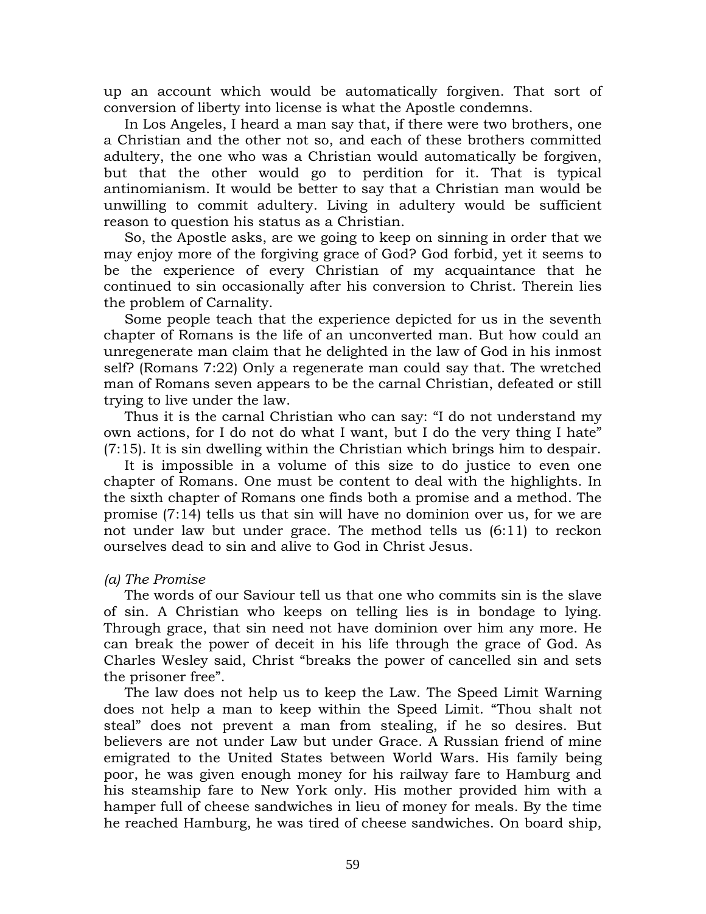up an account which would be automatically forgiven. That sort of conversion of liberty into license is what the Apostle condemns.

In Los Angeles, I heard a man say that, if there were two brothers, one a Christian and the other not so, and each of these brothers committed adultery, the one who was a Christian would automatically be forgiven, but that the other would go to perdition for it. That is typical antinomianism. It would be better to say that a Christian man would be unwilling to commit adultery. Living in adultery would be sufficient reason to question his status as a Christian.

So, the Apostle asks, are we going to keep on sinning in order that we may enjoy more of the forgiving grace of God? God forbid, yet it seems to be the experience of every Christian of my acquaintance that he continued to sin occasionally after his conversion to Christ. Therein lies the problem of Carnality.

Some people teach that the experience depicted for us in the seventh chapter of Romans is the life of an unconverted man. But how could an unregenerate man claim that he delighted in the law of God in his inmost self? (Romans 7:22) Only a regenerate man could say that. The wretched man of Romans seven appears to be the carnal Christian, defeated or still trying to live under the law.

Thus it is the carnal Christian who can say: “I do not understand my own actions, for I do not do what I want, but I do the very thing I hate” (7:15). It is sin dwelling within the Christian which brings him to despair.

It is impossible in a volume of this size to do justice to even one chapter of Romans. One must be content to deal with the highlights. In the sixth chapter of Romans one finds both a promise and a method. The promise (7:14) tells us that sin will have no dominion over us, for we are not under law but under grace. The method tells us (6:11) to reckon ourselves dead to sin and alive to God in Christ Jesus.

*(a) The Promise*

The words of our Saviour tell us that one who commits sin is the slave of sin. A Christian who keeps on telling lies is in bondage to lying. Through grace, that sin need not have dominion over him any more. He can break the power of deceit in his life through the grace of God. As Charles Wesley said, Christ “breaks the power of cancelled sin and sets the prisoner free”.

The law does not help us to keep the Law. The Speed Limit Warning does not help a man to keep within the Speed Limit. “Thou shalt not steal” does not prevent a man from stealing, if he so desires. But believers are not under Law but under Grace. A Russian friend of mine emigrated to the United States between World Wars. His family being poor, he was given enough money for his railway fare to Hamburg and his steamship fare to New York only. His mother provided him with a hamper full of cheese sandwiches in lieu of money for meals. By the time he reached Hamburg, he was tired of cheese sandwiches. On board ship,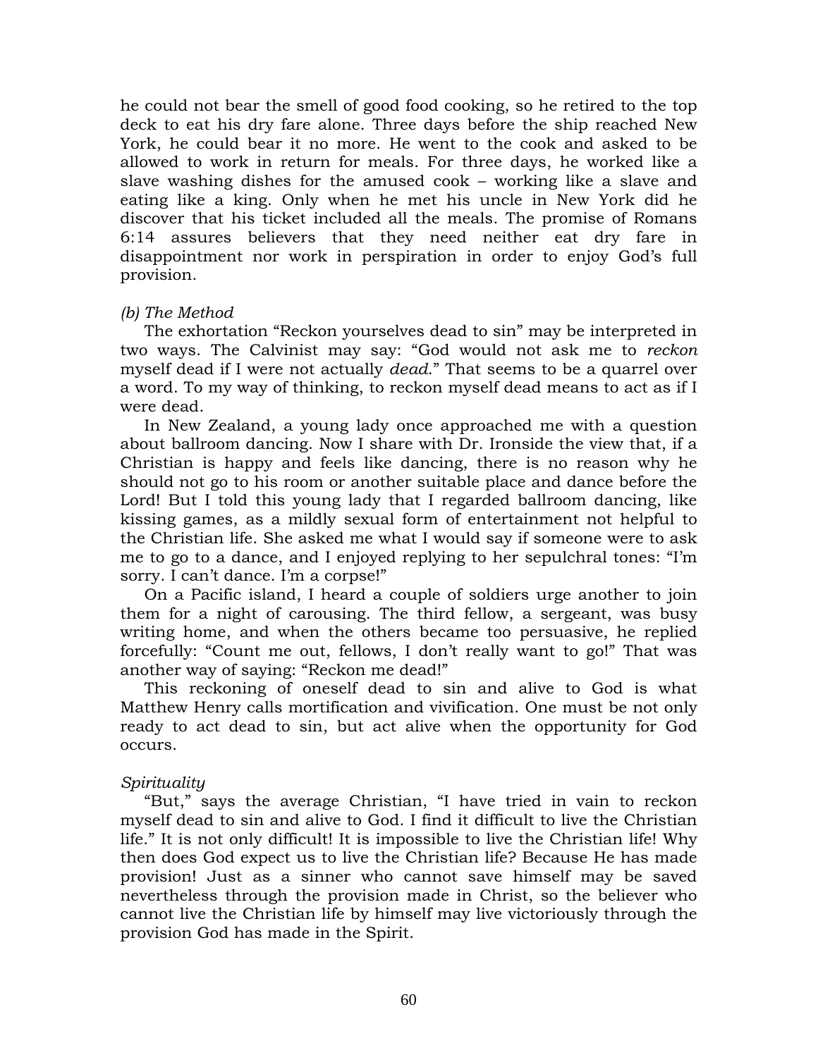he could not bear the smell of good food cooking, so he retired to the top deck to eat his dry fare alone. Three days before the ship reached New York, he could bear it no more. He went to the cook and asked to be allowed to work in return for meals. For three days, he worked like a slave washing dishes for the amused cook – working like a slave and eating like a king. Only when he met his uncle in New York did he discover that his ticket included all the meals. The promise of Romans 6:14 assures believers that they need neither eat dry fare in disappointment nor work in perspiration in order to enjoy God's full provision.

*(b) The Method*

The exhortation "Reckon yourselves dead to sin" may be interpreted in two ways. The Calvinist may say: "God would not ask me to *reckon* myself dead if I were not actually *dead*." That seems to be a quarrel over a word. To my way of thinking, to reckon myself dead means to act as if I were dead.

In New Zealand, a young lady once approached me with a question about ballroom dancing. Now I share with Dr. Ironside the view that, if a Christian is happy and feels like dancing, there is no reason why he should not go to his room or another suitable place and dance before the Lord! But I told this young lady that I regarded ballroom dancing, like kissing games, as a mildly sexual form of entertainment not helpful to the Christian life. She asked me what I would say if someone were to ask me to go to a dance, and I enjoyed replying to her sepulchral tones: "I'm sorry. I can't dance. I'm a corpse!"

On a Pacific island, I heard a couple of soldiers urge another to join them for a night of carousing. The third fellow, a sergeant, was busy writing home, and when the others became too persuasive, he replied forcefully: "Count me out, fellows, I don't really want to go!" That was another way of saying: "Reckon me dead!"

This reckoning of oneself dead to sin and alive to God is what Matthew Henry calls mortification and vivification. One must be not only ready to act dead to sin, but act alive when the opportunity for God occurs.

*Spirituality*

"But," says the average Christian, "I have tried in vain to reckon myself dead to sin and alive to God. I find it difficult to live the Christian life." It is not only difficult! It is impossible to live the Christian life! Why then does God expect us to live the Christian life? Because He has made provision! Just as a sinner who cannot save himself may be saved nevertheless through the provision made in Christ, so the believer who cannot live the Christian life by himself may live victoriously through the provision God has made in the Spirit.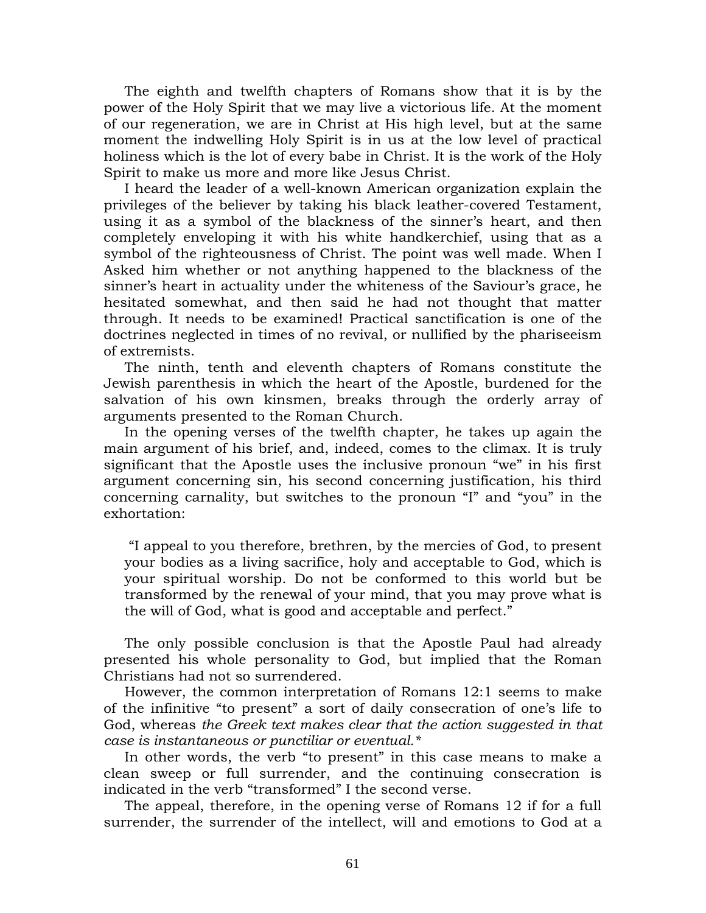The eighth and twelfth chapters of Romans show that it is by the power of the Holy Spirit that we may live a victorious life. At the moment of our regeneration, we are in Christ at His high level, but at the same moment the indwelling Holy Spirit is in us at the low level of practical holiness which is the lot of every babe in Christ. It is the work of the Holy Spirit to make us more and more like Jesus Christ.

I heard the leader of a well-known American organization explain the privileges of the believer by taking his black leather-covered Testament, using it as a symbol of the blackness of the sinner's heart, and then completely enveloping it with his white handkerchief, using that as a symbol of the righteousness of Christ. The point was well made. When I Asked him whether or not anything happened to the blackness of the sinner's heart in actuality under the whiteness of the Saviour's grace, he hesitated somewhat, and then said he had not thought that matter through. It needs to be examined! Practical sanctification is one of the doctrines neglected in times of no revival, or nullified by the phariseeism of extremists.

The ninth, tenth and eleventh chapters of Romans constitute the Jewish parenthesis in which the heart of the Apostle, burdened for the salvation of his own kinsmen, breaks through the orderly array of arguments presented to the Roman Church.

In the opening verses of the twelfth chapter, he takes up again the main argument of his brief, and, indeed, comes to the climax. It is truly significant that the Apostle uses the inclusive pronoun "we" in his first argument concerning sin, his second concerning justification, his third concerning carnality, but switches to the pronoun "I" and "you" in the exhortation:

> "I appeal to you therefore, brethren, by the mercies of God, to present your bodies as a living sacrifice, holy and acceptable to God, which is your spiritual worship. Do not be conformed to this world but be transformed by the renewal of your mind, that you may prove what is the will of God, what is good and acceptable and perfect."

The only possible conclusion is that the Apostle Paul had already presented his whole personality to God, but implied that the Roman Christians had not so surrendered.

However, the common interpretation of Romans 12:1 seems to make of the infinitive "to present" a sort of daily consecration of one's life to God, whereas *the Greek text makes clear that the action suggested in that case is instantaneous or punctiliar or eventual.**

In other words, the verb "to present" in this case means to make a clean sweep or full surrender, and the continuing consecration is indicated in the verb "transformed" I the second verse.

The appeal, therefore, in the opening verse of Romans 12 if for a full surrender, the surrender of the intellect, will and emotions to God at a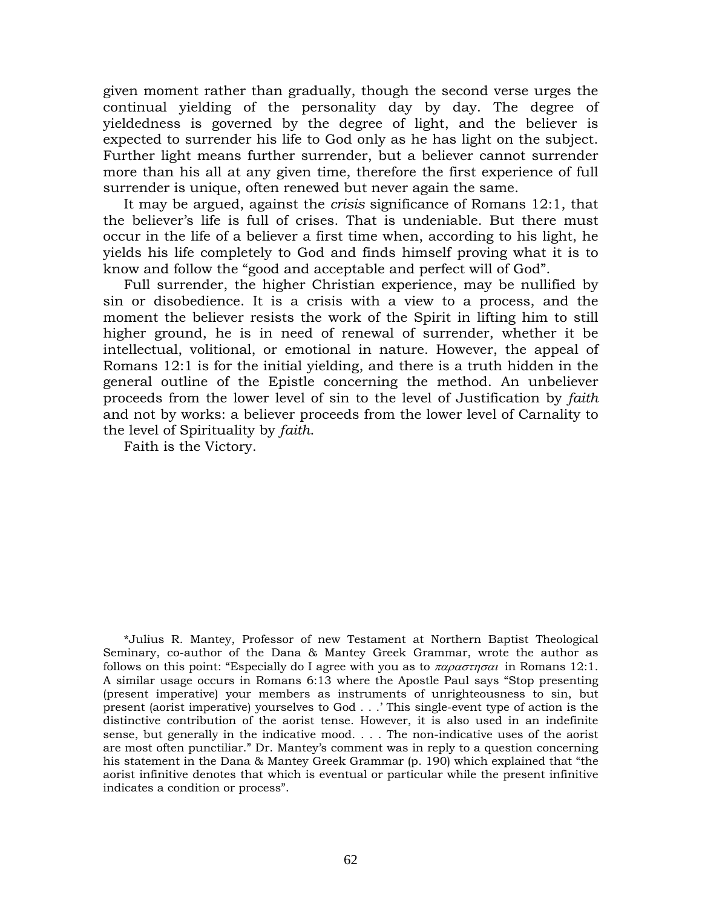given moment rather than gradually, though the second verse urges the continual yielding of the personality day by day. The degree of yieldedness is governed by the degree of light, and the believer is expected to surrender his life to God only as he has light on the subject. Further light means further surrender, but a believer cannot surrender more than his all at any given time, therefore the first experience of full surrender is unique, often renewed but never again the same.

It may be argued, against the *crisis* significance of Romans 12:1, that the believer's life is full of crises. That is undeniable. But there must occur in the life of a believer a first time when, according to his light, he yields his life completely to God and finds himself proving what it is to know and follow the "good and acceptable and perfect will of God".

Full surrender, the higher Christian experience, may be nullified by sin or disobedience. It is a crisis with a view to a process, and the moment the believer resists the work of the Spirit in lifting him to still higher ground, he is in need of renewal of surrender, whether it be intellectual, volitional, or emotional in nature. However, the appeal of Romans 12:1 is for the initial yielding, and there is a truth hidden in the general outline of the Epistle concerning the method. An unbeliever proceeds from the lower level of sin to the level of Justification by *faith* and not by works: a believer proceeds from the lower level of Carnality to the level of Spirituality by *faith*.

Faith is the Victory.

*Julius R. Mantey, Professor of new Testament at Northern Baptist Theological Seminary, co-author of the Dana & Mantey Greek Grammar, wrote the author as follows on this point: "Especially do I agree with you as to *παραστησαι* in Romans 12:1. A similar usage occurs in Romans 6:13 where the Apostle Paul says "Stop presenting (present imperative) your members as instruments of unrighteousness to sin, but present (aorist imperative) yourselves to God . . .' This single-event type of action is the distinctive contribution of the aorist tense. However, it is also used in an indefinite sense, but generally in the indicative mood. . . . The non-indicative uses of the aorist are most often punctiliar." Dr. Mantey's comment was in reply to a question concerning his statement in the Dana & Mantey Greek Grammar (p. 190) which explained that "the aorist infinitive denotes that which is eventual or particular while the present infinitive indicates a condition or process".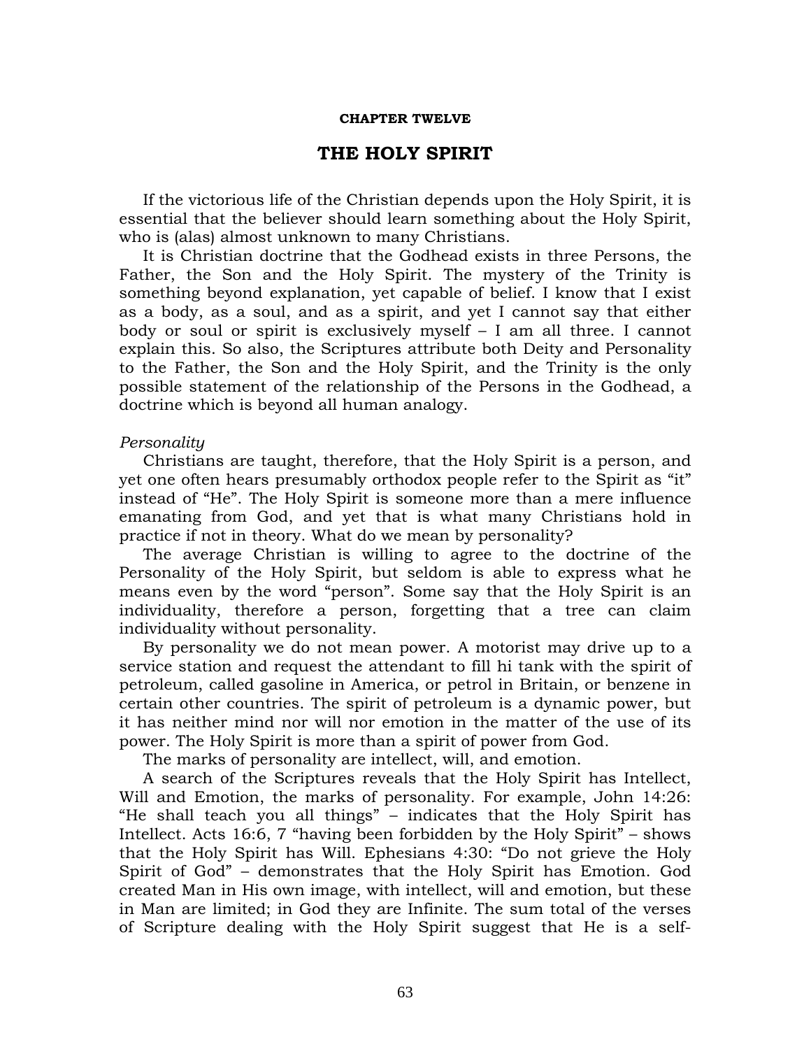**CHAPTER TWELVE**

# THE HOLY SPIRIT

If the victorious life of the Christian depends upon the Holy Spirit, it is essential that the believer should learn something about the Holy Spirit, who is (alas) almost unknown to many Christians.

It is Christian doctrine that the Godhead exists in three Persons, the Father, the Son and the Holy Spirit. The mystery of the Trinity is something beyond explanation, yet capable of belief. I know that I exist as a body, as a soul, and as a spirit, and yet I cannot say that either body or soul or spirit is exclusively myself – I am all three. I cannot explain this. So also, the Scriptures attribute both Deity and Personality to the Father, the Son and the Holy Spirit, and the Trinity is the only possible statement of the relationship of the Persons in the Godhead, a doctrine which is beyond all human analogy.

*Personality*

Christians are taught, therefore, that the Holy Spirit is a person, and yet one often hears presumably orthodox people refer to the Spirit as "it" instead of "He". The Holy Spirit is someone more than a mere influence emanating from God, and yet that is what many Christians hold in practice if not in theory. What do we mean by personality?

The average Christian is willing to agree to the doctrine of the Personality of the Holy Spirit, but seldom is able to express what he means even by the word "person". Some say that the Holy Spirit is an individuality, therefore a person, forgetting that a tree can claim individuality without personality.

By personality we do not mean power. A motorist may drive up to a service station and request the attendant to fill hi tank with the spirit of petroleum, called gasoline in America, or petrol in Britain, or benzene in certain other countries. The spirit of petroleum is a dynamic power, but it has neither mind nor will nor emotion in the matter of the use of its power. The Holy Spirit is more than a spirit of power from God.

The marks of personality are intellect, will, and emotion.

A search of the Scriptures reveals that the Holy Spirit has Intellect, Will and Emotion, the marks of personality. For example, John 14:26: "He shall teach you all things" – indicates that the Holy Spirit has Intellect. Acts 16:6, 7 "having been forbidden by the Holy Spirit" – shows that the Holy Spirit has Will. Ephesians 4:30: "Do not grieve the Holy Spirit of God" – demonstrates that the Holy Spirit has Emotion. God created Man in His own image, with intellect, will and emotion, but these in Man are limited; in God they are Infinite. The sum total of the verses of Scripture dealing with the Holy Spirit suggest that He is a self-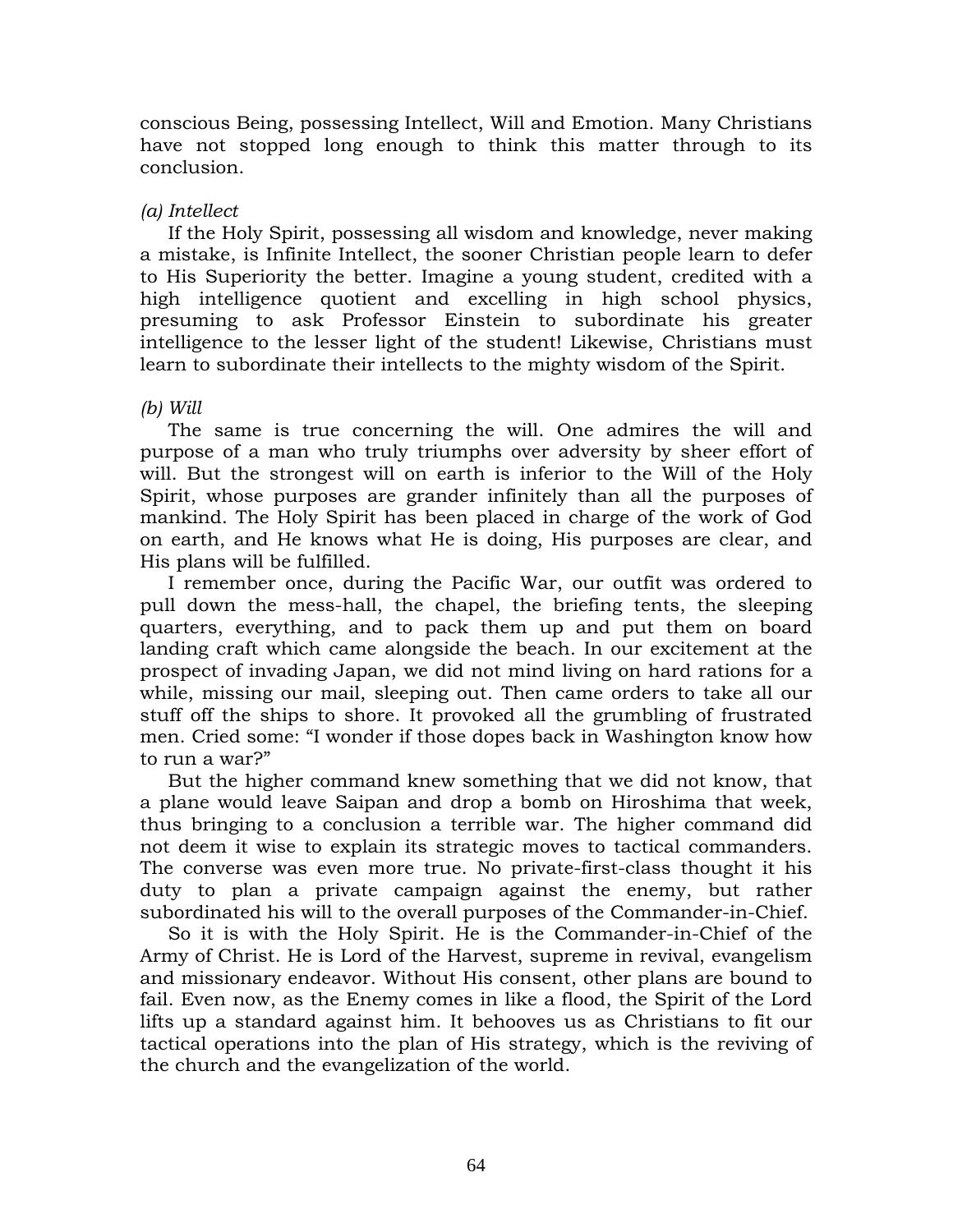conscious Being, possessing Intellect, Will and Emotion. Many Christians have not stopped long enough to think this matter through to its conclusion.

*(a) Intellect*

If the Holy Spirit, possessing all wisdom and knowledge, never making a mistake, is Infinite Intellect, the sooner Christian people learn to defer to His Superiority the better. Imagine a young student, credited with a high intelligence quotient and excelling in high school physics, presuming to ask Professor Einstein to subordinate his greater intelligence to the lesser light of the student! Likewise, Christians must learn to subordinate their intellects to the mighty wisdom of the Spirit.

*(b) Will*

The same is true concerning the will. One admires the will and purpose of a man who truly triumphs over adversity by sheer effort of will. But the strongest will on earth is inferior to the Will of the Holy Spirit, whose purposes are grander infinitely than all the purposes of mankind. The Holy Spirit has been placed in charge of the work of God on earth, and He knows what He is doing, His purposes are clear, and His plans will be fulfilled.

I remember once, during the Pacific War, our outfit was ordered to pull down the mess-hall, the chapel, the briefing tents, the sleeping quarters, everything, and to pack them up and put them on board landing craft which came alongside the beach. In our excitement at the prospect of invading Japan, we did not mind living on hard rations for a while, missing our mail, sleeping out. Then came orders to take all our stuff off the ships to shore. It provoked all the grumbling of frustrated men. Cried some: "I wonder if those dopes back in Washington know how to run a war?"

But the higher command knew something that we did not know, that a plane would leave Saipan and drop a bomb on Hiroshima that week, thus bringing to a conclusion a terrible war. The higher command did not deem it wise to explain its strategic moves to tactical commanders. The converse was even more true. No private-first-class thought it his duty to plan a private campaign against the enemy, but rather subordinated his will to the overall purposes of the Commander-in-Chief.

So it is with the Holy Spirit. He is the Commander-in-Chief of the Army of Christ. He is Lord of the Harvest, supreme in revival, evangelism and missionary endeavor. Without His consent, other plans are bound to fail. Even now, as the Enemy comes in like a flood, the Spirit of the Lord lifts up a standard against him. It behooves us as Christians to fit our tactical operations into the plan of His strategy, which is the reviving of the church and the evangelization of the world.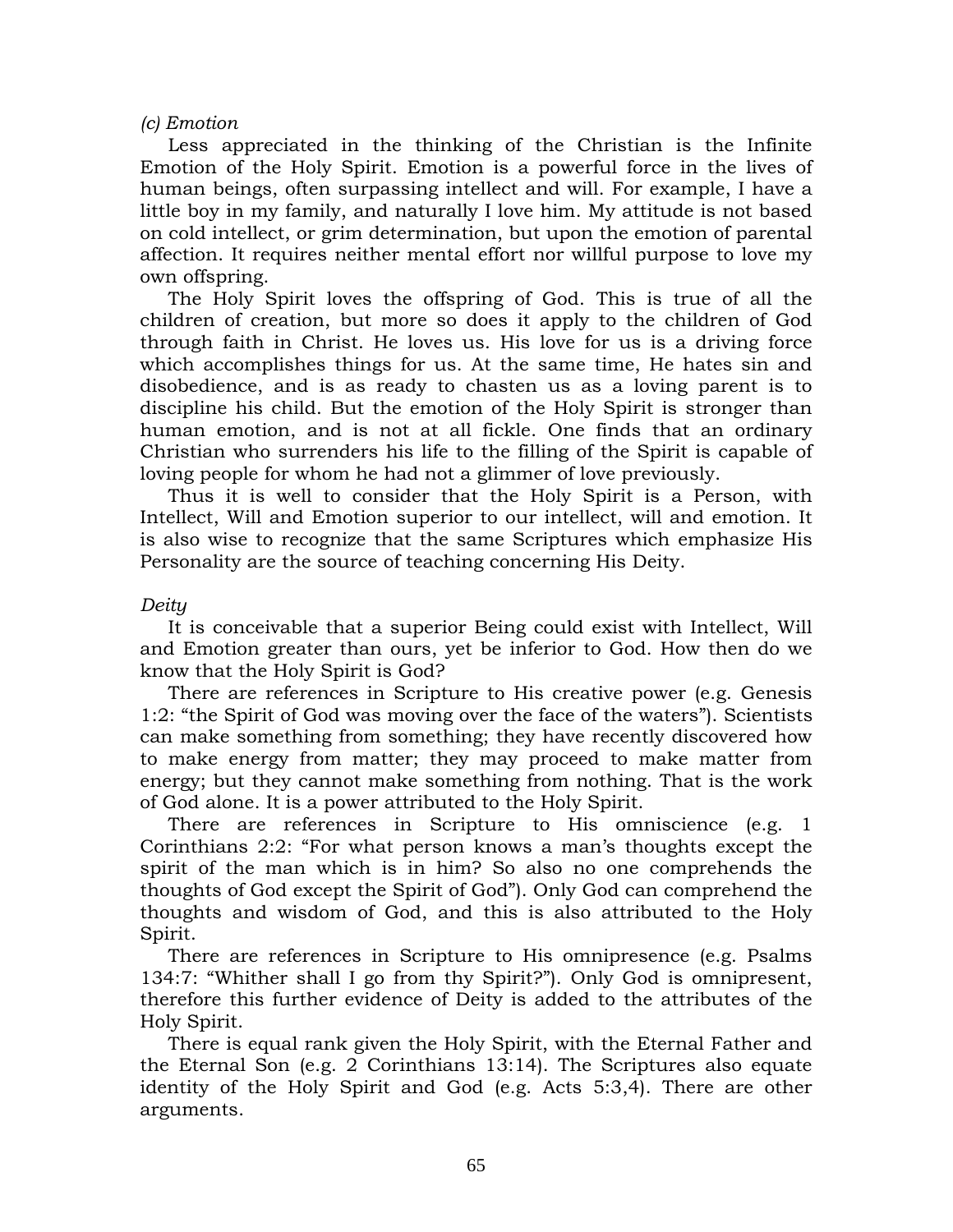*(c) Emotion*

Less appreciated in the thinking of the Christian is the Infinite Emotion of the Holy Spirit. Emotion is a powerful force in the lives of human beings, often surpassing intellect and will. For example, I have a little boy in my family, and naturally I love him. My attitude is not based on cold intellect, or grim determination, but upon the emotion of parental affection. It requires neither mental effort nor willful purpose to love my own offspring.

The Holy Spirit loves the offspring of God. This is true of all the children of creation, but more so does it apply to the children of God through faith in Christ. He loves us. His love for us is a driving force which accomplishes things for us. At the same time, He hates sin and disobedience, and is as ready to chasten us as a loving parent is to discipline his child. But the emotion of the Holy Spirit is stronger than human emotion, and is not at all fickle. One finds that an ordinary Christian who surrenders his life to the filling of the Spirit is capable of loving people for whom he had not a glimmer of love previously.

Thus it is well to consider that the Holy Spirit is a Person, with Intellect, Will and Emotion superior to our intellect, will and emotion. It is also wise to recognize that the same Scriptures which emphasize His Personality are the source of teaching concerning His Deity.

*Deity*

It is conceivable that a superior Being could exist with Intellect, Will and Emotion greater than ours, yet be inferior to God. How then do we know that the Holy Spirit is God?

There are references in Scripture to His creative power (e.g. Genesis 1:2: "the Spirit of God was moving over the face of the waters"). Scientists can make something from something; they have recently discovered how to make energy from matter; they may proceed to make matter from energy; but they cannot make something from nothing. That is the work of God alone. It is a power attributed to the Holy Spirit.

There are references in Scripture to His omniscience (e.g. 1 Corinthians 2:2: "For what person knows a man's thoughts except the spirit of the man which is in him? So also no one comprehends the thoughts of God except the Spirit of God"). Only God can comprehend the thoughts and wisdom of God, and this is also attributed to the Holy Spirit.

There are references in Scripture to His omnipresence (e.g. Psalms 134:7: "Whither shall I go from thy Spirit?"). Only God is omnipresent, therefore this further evidence of Deity is added to the attributes of the Holy Spirit.

There is equal rank given the Holy Spirit, with the Eternal Father and the Eternal Son (e.g. 2 Corinthians 13:14). The Scriptures also equate identity of the Holy Spirit and God (e.g. Acts 5:3,4). There are other arguments.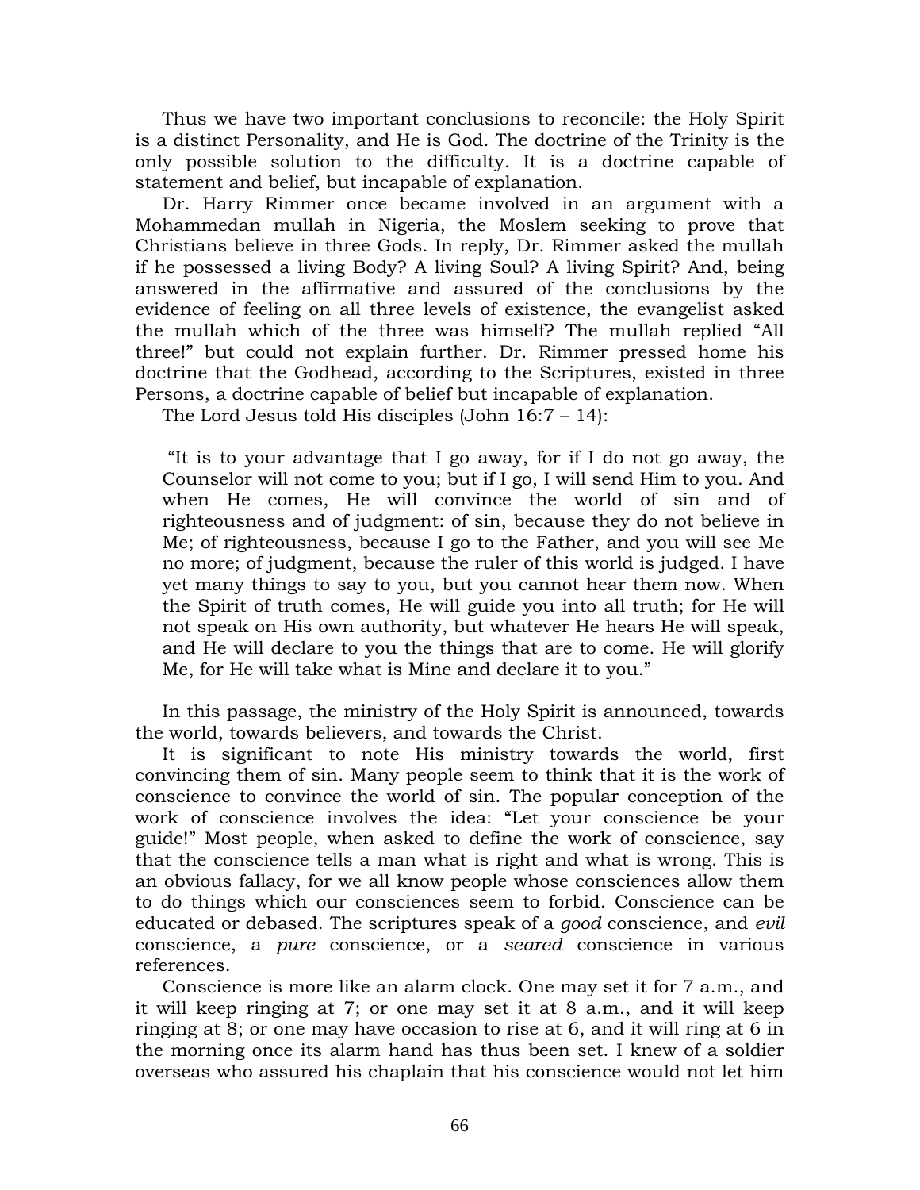Thus we have two important conclusions to reconcile: the Holy Spirit is a distinct Personality, and He is God. The doctrine of the Trinity is the only possible solution to the difficulty. It is a doctrine capable of statement and belief, but incapable of explanation.

Dr. Harry Rimmer once became involved in an argument with a Mohammedan mullah in Nigeria, the Moslem seeking to prove that Christians believe in three Gods. In reply, Dr. Rimmer asked the mullah if he possessed a living Body? A living Soul? A living Spirit? And, being answered in the affirmative and assured of the conclusions by the evidence of feeling on all three levels of existence, the evangelist asked the mullah which of the three was himself? The mullah replied "All three!" but could not explain further. Dr. Rimmer pressed home his doctrine that the Godhead, according to the Scriptures, existed in three Persons, a doctrine capable of belief but incapable of explanation.

The Lord Jesus told His disciples (John 16:7 – 14):

> "It is to your advantage that I go away, for if I do not go away, the Counselor will not come to you; but if I go, I will send Him to you. And when He comes, He will convince the world of sin and of righteousness and of judgment: of sin, because they do not believe in Me; of righteousness, because I go to the Father, and you will see Me no more; of judgment, because the ruler of this world is judged. I have yet many things to say to you, but you cannot hear them now. When the Spirit of truth comes, He will guide you into all truth; for He will not speak on His own authority, but whatever He hears He will speak, and He will declare to you the things that are to come. He will glorify Me, for He will take what is Mine and declare it to you."

In this passage, the ministry of the Holy Spirit is announced, towards the world, towards believers, and towards the Christ.

It is significant to note His ministry towards the world, first convincing them of sin. Many people seem to think that it is the work of conscience to convince the world of sin. The popular conception of the work of conscience involves the idea: "Let your conscience be your guide!" Most people, when asked to define the work of conscience, say that the conscience tells a man what is right and what is wrong. This is an obvious fallacy, for we all know people whose consciences allow them to do things which our consciences seem to forbid. Conscience can be educated or debased. The scriptures speak of a *good* conscience, and *evil* conscience, a *pure* conscience, or a *seared* conscience in various references.

Conscience is more like an alarm clock. One may set it for 7 a.m., and it will keep ringing at 7; or one may set it at 8 a.m., and it will keep ringing at 8; or one may have occasion to rise at 6, and it will ring at 6 in the morning once its alarm hand has thus been set. I knew of a soldier overseas who assured his chaplain that his conscience would not let him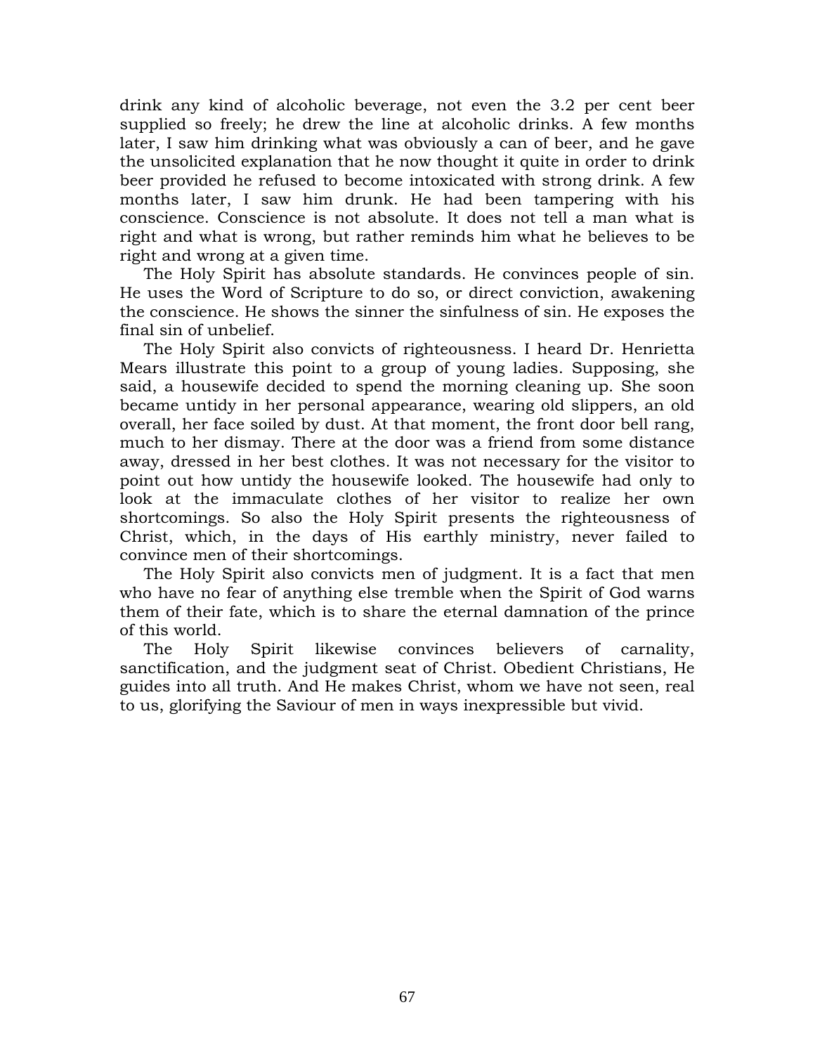drink any kind of alcoholic beverage, not even the 3.2 per cent beer supplied so freely; he drew the line at alcoholic drinks. A few months later, I saw him drinking what was obviously a can of beer, and he gave the unsolicited explanation that he now thought it quite in order to drink beer provided he refused to become intoxicated with strong drink. A few months later, I saw him drunk. He had been tampering with his conscience. Conscience is not absolute. It does not tell a man what is right and what is wrong, but rather reminds him what he believes to be right and wrong at a given time.

The Holy Spirit has absolute standards. He convinces people of sin. He uses the Word of Scripture to do so, or direct conviction, awakening the conscience. He shows the sinner the sinfulness of sin. He exposes the final sin of unbelief.

The Holy Spirit also convicts of righteousness. I heard Dr. Henrietta Mears illustrate this point to a group of young ladies. Supposing, she said, a housewife decided to spend the morning cleaning up. She soon became untidy in her personal appearance, wearing old slippers, an old overall, her face soiled by dust. At that moment, the front door bell rang, much to her dismay. There at the door was a friend from some distance away, dressed in her best clothes. It was not necessary for the visitor to point out how untidy the housewife looked. The housewife had only to look at the immaculate clothes of her visitor to realize her own shortcomings. So also the Holy Spirit presents the righteousness of Christ, which, in the days of His earthly ministry, never failed to convince men of their shortcomings.

The Holy Spirit also convicts men of judgment. It is a fact that men who have no fear of anything else tremble when the Spirit of God warns them of their fate, which is to share the eternal damnation of the prince of this world.

The Holy Spirit likewise convinces believers of carnality, sanctification, and the judgment seat of Christ. Obedient Christians, He guides into all truth. And He makes Christ, whom we have not seen, real to us, glorifying the Saviour of men in ways inexpressible but vivid.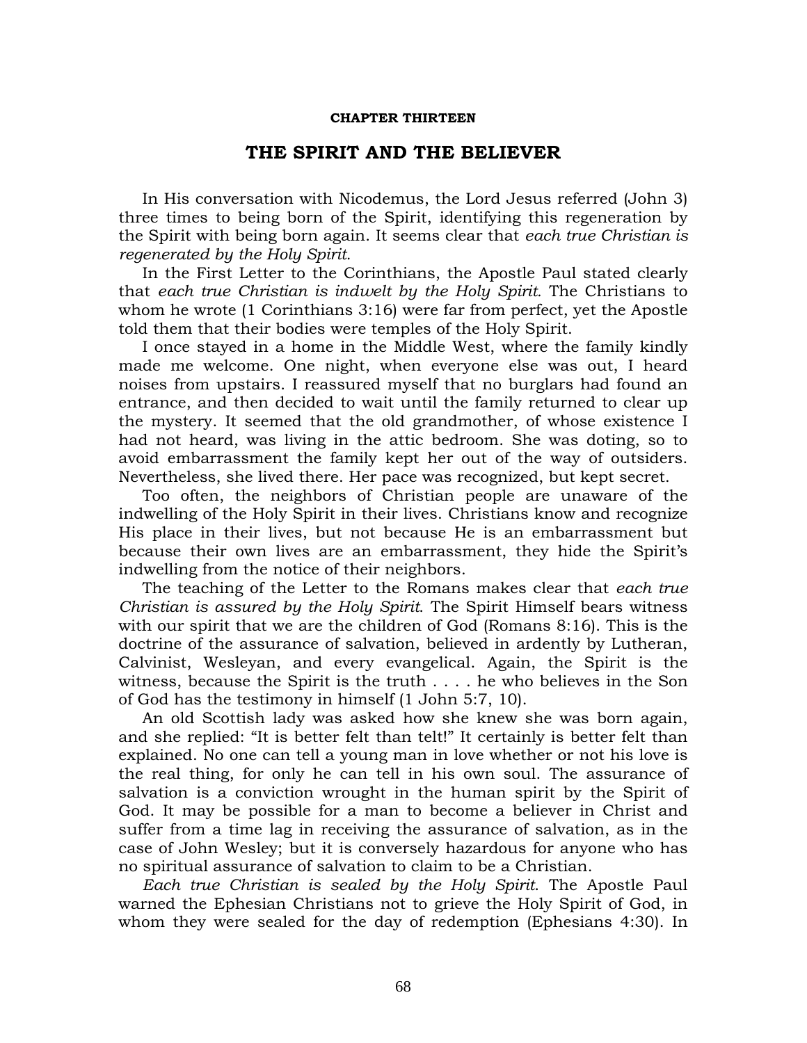**CHAPTER THIRTEEN**

# THE SPIRIT AND THE BELIEVER

In His conversation with Nicodemus, the Lord Jesus referred (John 3) three times to being born of the Spirit, identifying this regeneration by the Spirit with being born again. It seems clear that *each true Christian is regenerated by the Holy Spirit.*

In the First Letter to the Corinthians, the Apostle Paul stated clearly that *each true Christian is indwelt by the Holy Spirit.* The Christians to whom he wrote (1 Corinthians 3:16) were far from perfect, yet the Apostle told them that their bodies were temples of the Holy Spirit.

I once stayed in a home in the Middle West, where the family kindly made me welcome. One night, when everyone else was out, I heard noises from upstairs. I reassured myself that no burglars had found an entrance, and then decided to wait until the family returned to clear up the mystery. It seemed that the old grandmother, of whose existence I had not heard, was living in the attic bedroom. She was doting, so to avoid embarrassment the family kept her out of the way of outsiders. Nevertheless, she lived there. Her pace was recognized, but kept secret.

Too often, the neighbors of Christian people are unaware of the indwelling of the Holy Spirit in their lives. Christians know and recognize His place in their lives, but not because He is an embarrassment but because their own lives are an embarrassment, they hide the Spirit's indwelling from the notice of their neighbors.

The teaching of the Letter to the Romans makes clear that *each true Christian is assured by the Holy Spirit*. The Spirit Himself bears witness with our spirit that we are the children of God (Romans 8:16). This is the doctrine of the assurance of salvation, believed in ardently by Lutheran, Calvinist, Wesleyan, and every evangelical. Again, the Spirit is the witness, because the Spirit is the truth . . . . he who believes in the Son of God has the testimony in himself (1 John 5:7, 10).

An old Scottish lady was asked how she knew she was born again, and she replied: "It is better felt than telt!" It certainly is better felt than explained. No one can tell a young man in love whether or not his love is the real thing, for only he can tell in his own soul. The assurance of salvation is a conviction wrought in the human spirit by the Spirit of God. It may be possible for a man to become a believer in Christ and suffer from a time lag in receiving the assurance of salvation, as in the case of John Wesley; but it is conversely hazardous for anyone who has no spiritual assurance of salvation to claim to be a Christian.

*Each true Christian is sealed by the Holy Spirit*. The Apostle Paul warned the Ephesian Christians not to grieve the Holy Spirit of God, in whom they were sealed for the day of redemption (Ephesians 4:30). In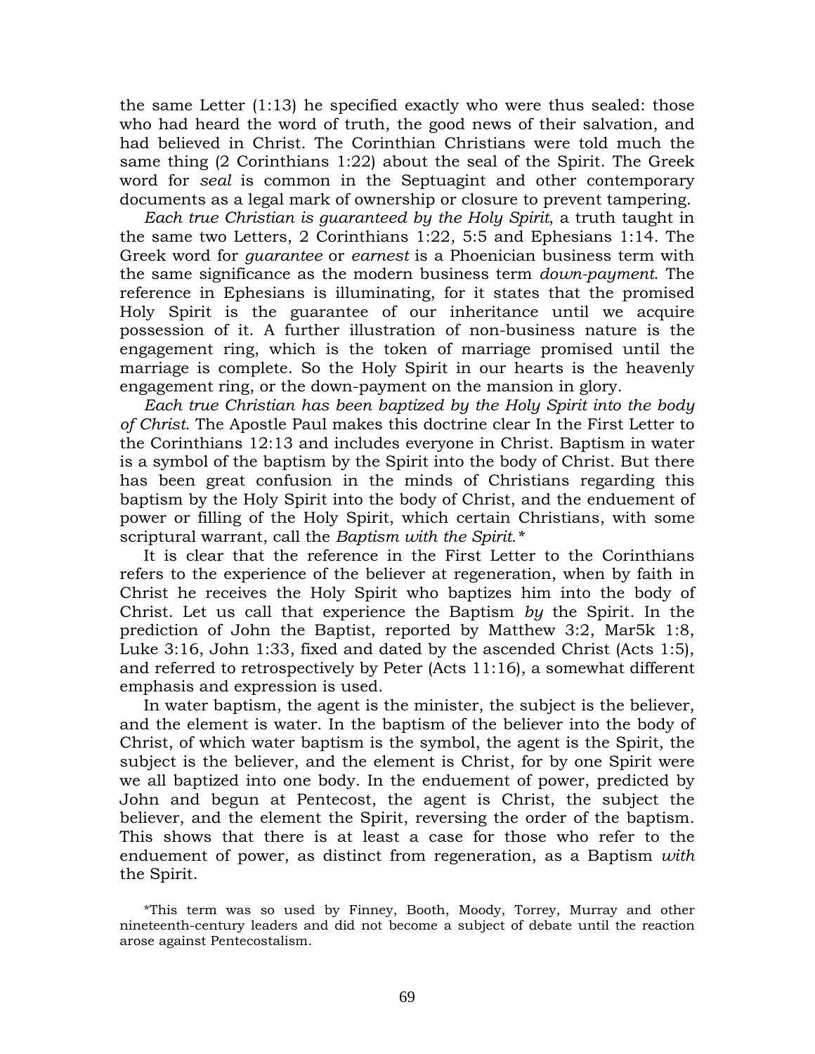the same Letter (1:13) he specified exactly who were thus sealed: those who had heard the word of truth, the good news of their salvation, and had believed in Christ. The Corinthian Christians were told much the same thing (2 Corinthians 1:22) about the seal of the Spirit. The Greek word for *seal* is common in the Septuagint and other contemporary documents as a legal mark of ownership or closure to prevent tampering.

*Each true Christian is guaranteed by the Holy Spirit*, a truth taught in the same two Letters, 2 Corinthians 1:22, 5:5 and Ephesians 1:14. The Greek word for *guarantee* or *earnest* is a Phoenician business term with the same significance as the modern business term *down-payment*. The reference in Ephesians is illuminating, for it states that the promised Holy Spirit is the guarantee of our inheritance until we acquire possession of it. A further illustration of non-business nature is the engagement ring, which is the token of marriage promised until the marriage is complete. So the Holy Spirit in our hearts is the heavenly engagement ring, or the down-payment on the mansion in glory.

*Each true Christian has been baptized by the Holy Spirit into the body of Christ*. The Apostle Paul makes this doctrine clear In the First Letter to the Corinthians 12:13 and includes everyone in Christ. Baptism in water is a symbol of the baptism by the Spirit into the body of Christ. But there has been great confusion in the minds of Christians regarding this baptism by the Holy Spirit into the body of Christ, and the enduement of power or filling of the Holy Spirit, which certain Christians, with some scriptural warrant, call the *Baptism with the Spirit.\**

It is clear that the reference in the First Letter to the Corinthians refers to the experience of the believer at regeneration, when by faith in Christ he receives the Holy Spirit who baptizes him into the body of Christ. Let us call that experience the Baptism *by* the Spirit. In the prediction of John the Baptist, reported by Matthew 3:2, Mar5k 1:8, Luke 3:16, John 1:33, fixed and dated by the ascended Christ (Acts 1:5), and referred to retrospectively by Peter (Acts 11:16), a somewhat different emphasis and expression is used.

In water baptism, the agent is the minister, the subject is the believer, and the element is water. In the baptism of the believer into the body of Christ, of which water baptism is the symbol, the agent is the Spirit, the subject is the believer, and the element is Christ, for by one Spirit were we all baptized into one body. In the enduement of power, predicted by John and begun at Pentecost, the agent is Christ, the subject the believer, and the element the Spirit, reversing the order of the baptism. This shows that there is at least a case for those who refer to the enduement of power, as distinct from regeneration, as a Baptism *with* the Spirit.

\*This term was so used by Finney, Booth, Moody, Torrey, Murray and other nineteenth-century leaders and did not become a subject of debate until the reaction arose against Pentecostalism.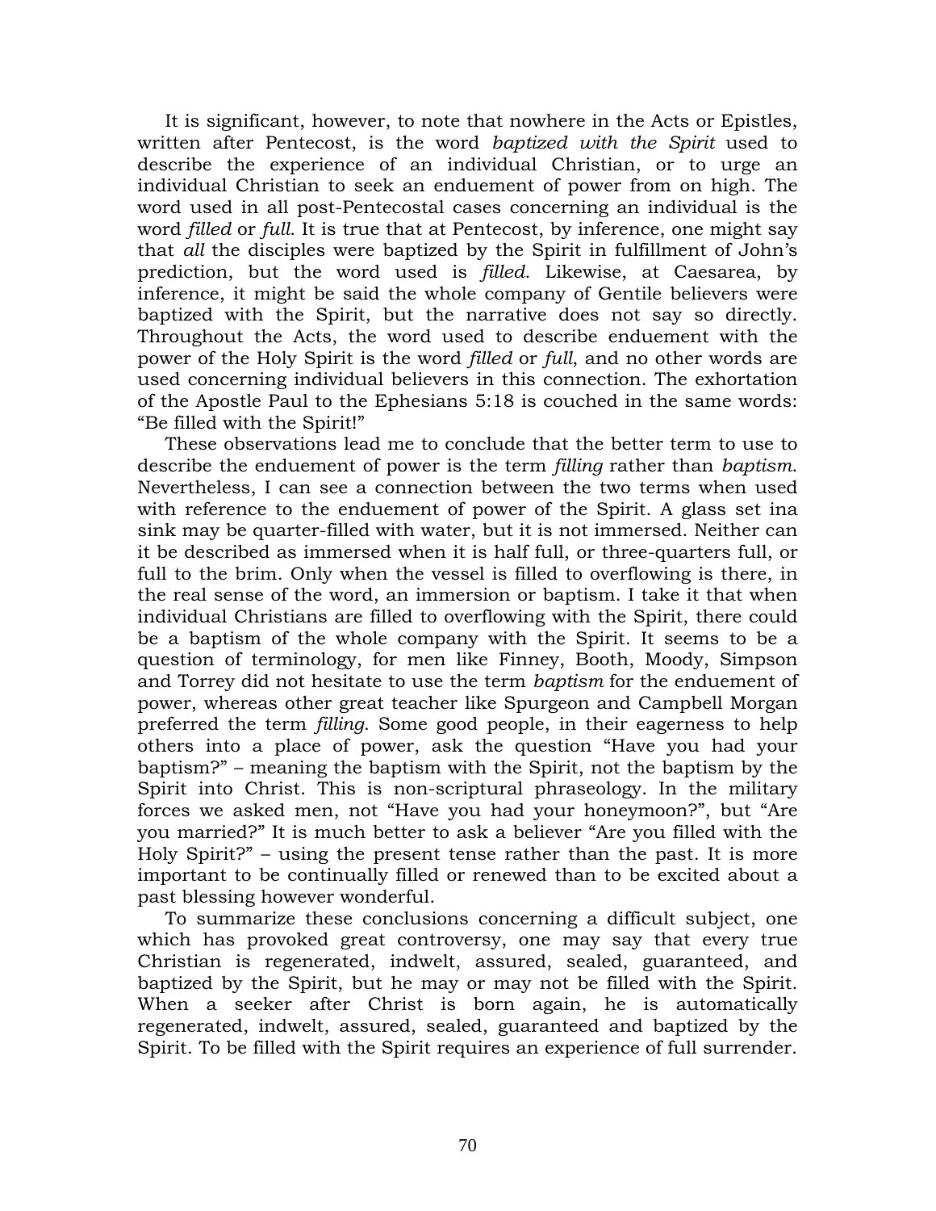It is significant, however, to note that nowhere in the Acts or Epistles, written after Pentecost, is the word *baptized with the Spirit* used to describe the experience of an individual Christian, or to urge an individual Christian to seek an enduement of power from on high. The word used in all post-Pentecostal cases concerning an individual is the word *filled* or *full*. It is true that at Pentecost, by inference, one might say that *all* the disciples were baptized by the Spirit in fulfillment of John's prediction, but the word used is *filled*. Likewise, at Caesarea, by inference, it might be said the whole company of Gentile believers were baptized with the Spirit, but the narrative does not say so directly. Throughout the Acts, the word used to describe enduement with the power of the Holy Spirit is the word *filled* or *full*, and no other words are used concerning individual believers in this connection. The exhortation of the Apostle Paul to the Ephesians 5:18 is couched in the same words: "Be filled with the Spirit!"

These observations lead me to conclude that the better term to use to describe the enduement of power is the term *filling* rather than *baptism*. Nevertheless, I can see a connection between the two terms when used with reference to the enduement of power of the Spirit. A glass set ina sink may be quarter-filled with water, but it is not immersed. Neither can it be described as immersed when it is half full, or three-quarters full, or full to the brim. Only when the vessel is filled to overflowing is there, in the real sense of the word, an immersion or baptism. I take it that when individual Christians are filled to overflowing with the Spirit, there could be a baptism of the whole company with the Spirit. It seems to be a question of terminology, for men like Finney, Booth, Moody, Simpson and Torrey did not hesitate to use the term *baptism* for the enduement of power, whereas other great teacher like Spurgeon and Campbell Morgan preferred the term *filling*. Some good people, in their eagerness to help others into a place of power, ask the question "Have you had your baptism?" – meaning the baptism with the Spirit, not the baptism by the Spirit into Christ. This is non-scriptural phraseology. In the military forces we asked men, not "Have you had your honeymoon?", but "Are you married?" It is much better to ask a believer "Are you filled with the Holy Spirit?" – using the present tense rather than the past. It is more important to be continually filled or renewed than to be excited about a past blessing however wonderful.

To summarize these conclusions concerning a difficult subject, one which has provoked great controversy, one may say that every true Christian is regenerated, indwelt, assured, sealed, guaranteed, and baptized by the Spirit, but he may or may not be filled with the Spirit. When a seeker after Christ is born again, he is automatically regenerated, indwelt, assured, sealed, guaranteed and baptized by the Spirit. To be filled with the Spirit requires an experience of full surrender.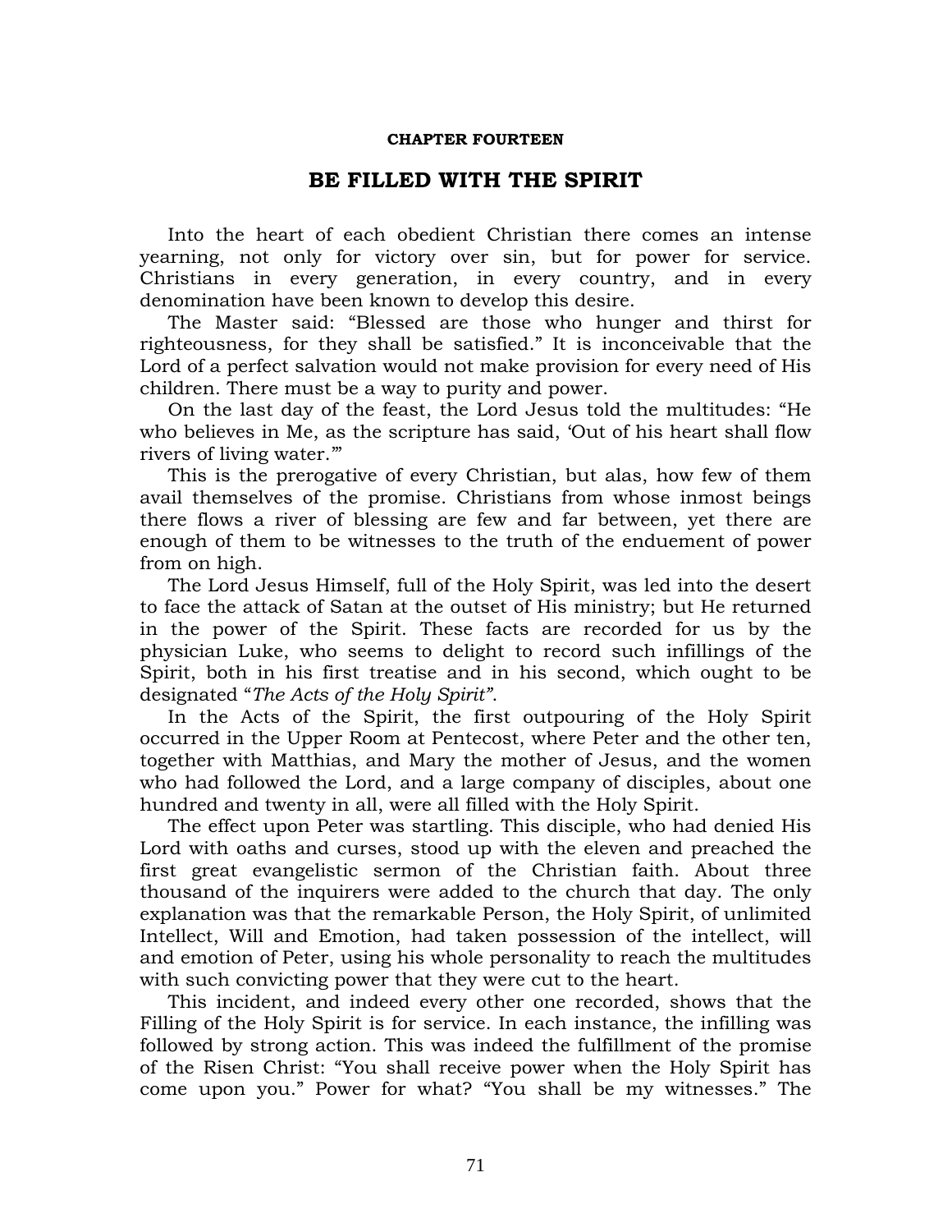**CHAPTER FOURTEEN**

# BE FILLED WITH THE SPIRIT

Into the heart of each obedient Christian there comes an intense yearning, not only for victory over sin, but for power for service. Christians in every generation, in every country, and in every denomination have been known to develop this desire.

The Master said: "Blessed are those who hunger and thirst for righteousness, for they shall be satisfied." It is inconceivable that the Lord of a perfect salvation would not make provision for every need of His children. There must be a way to purity and power.

On the last day of the feast, the Lord Jesus told the multitudes: "He who believes in Me, as the scripture has said, 'Out of his heart shall flow rivers of living water.'"

This is the prerogative of every Christian, but alas, how few of them avail themselves of the promise. Christians from whose inmost beings there flows a river of blessing are few and far between, yet there are enough of them to be witnesses to the truth of the enduement of power from on high.

The Lord Jesus Himself, full of the Holy Spirit, was led into the desert to face the attack of Satan at the outset of His ministry; but He returned in the power of the Spirit. These facts are recorded for us by the physician Luke, who seems to delight to record such infillings of the Spirit, both in his first treatise and in his second, which ought to be designated "*The Acts of the Holy Spirit*".

In the Acts of the Spirit, the first outpouring of the Holy Spirit occurred in the Upper Room at Pentecost, where Peter and the other ten, together with Matthias, and Mary the mother of Jesus, and the women who had followed the Lord, and a large company of disciples, about one hundred and twenty in all, were all filled with the Holy Spirit.

The effect upon Peter was startling. This disciple, who had denied His Lord with oaths and curses, stood up with the eleven and preached the first great evangelistic sermon of the Christian faith. About three thousand of the inquirers were added to the church that day. The only explanation was that the remarkable Person, the Holy Spirit, of unlimited Intellect, Will and Emotion, had taken possession of the intellect, will and emotion of Peter, using his whole personality to reach the multitudes with such convicting power that they were cut to the heart.

This incident, and indeed every other one recorded, shows that the Filling of the Holy Spirit is for service. In each instance, the infilling was followed by strong action. This was indeed the fulfillment of the promise of the Risen Christ: "You shall receive power when the Holy Spirit has come upon you." Power for what? "You shall be my witnesses." The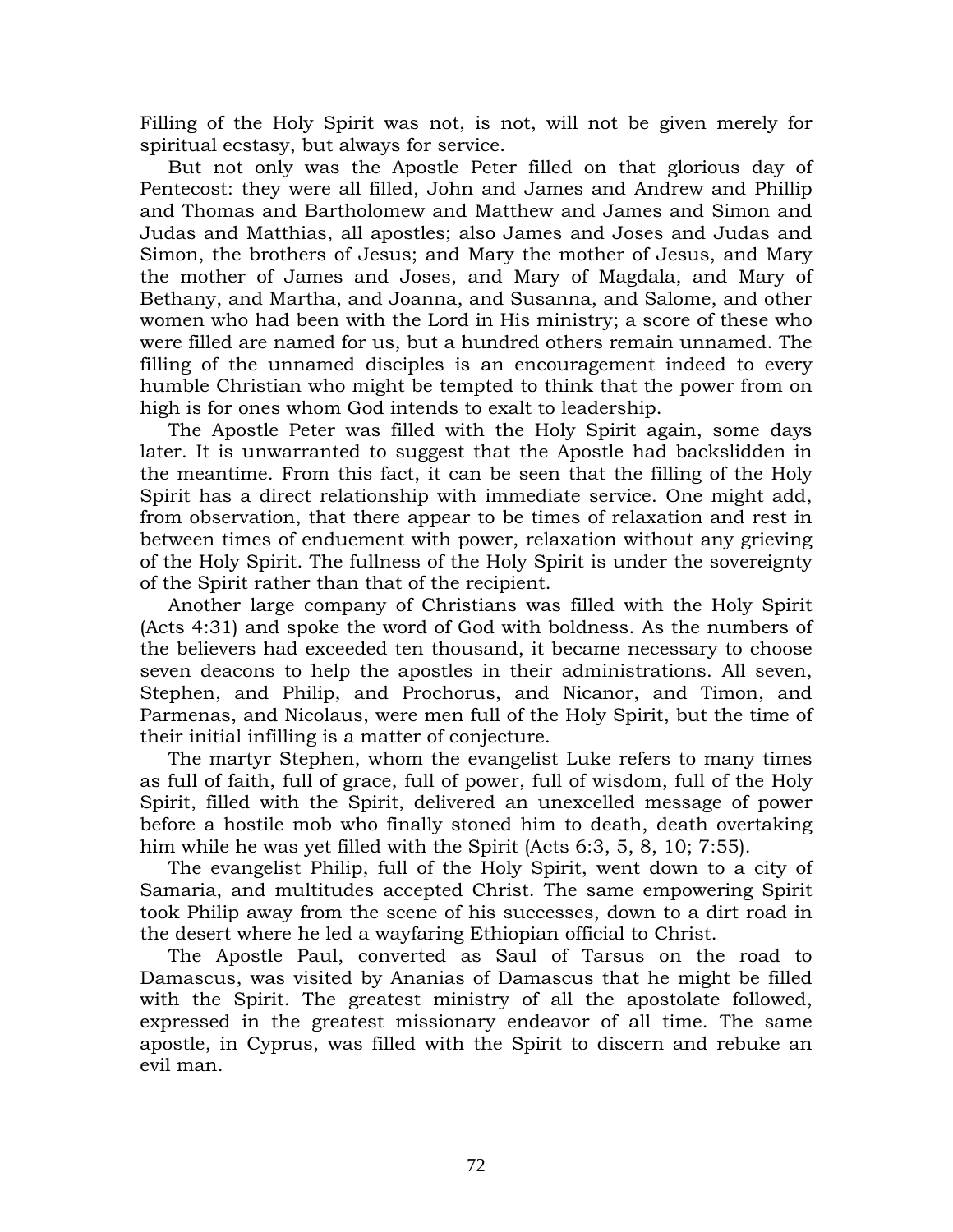Filling of the Holy Spirit was not, is not, will not be given merely for spiritual ecstasy, but always for service.

But not only was the Apostle Peter filled on that glorious day of Pentecost: they were all filled, John and James and Andrew and Phillip and Thomas and Bartholomew and Matthew and James and Simon and Judas and Matthias, all apostles; also James and Joses and Judas and Simon, the brothers of Jesus; and Mary the mother of Jesus, and Mary the mother of James and Joses, and Mary of Magdala, and Mary of Bethany, and Martha, and Joanna, and Susanna, and Salome, and other women who had been with the Lord in His ministry; a score of these who were filled are named for us, but a hundred others remain unnamed. The filling of the unnamed disciples is an encouragement indeed to every humble Christian who might be tempted to think that the power from on high is for ones whom God intends to exalt to leadership.

The Apostle Peter was filled with the Holy Spirit again, some days later. It is unwarranted to suggest that the Apostle had backslidden in the meantime. From this fact, it can be seen that the filling of the Holy Spirit has a direct relationship with immediate service. One might add, from observation, that there appear to be times of relaxation and rest in between times of enduement with power, relaxation without any grieving of the Holy Spirit. The fullness of the Holy Spirit is under the sovereignty of the Spirit rather than that of the recipient.

Another large company of Christians was filled with the Holy Spirit (Acts 4:31) and spoke the word of God with boldness. As the numbers of the believers had exceeded ten thousand, it became necessary to choose seven deacons to help the apostles in their administrations. All seven, Stephen, and Philip, and Prochorus, and Nicanor, and Timon, and Parmenas, and Nicolaus, were men full of the Holy Spirit, but the time of their initial infilling is a matter of conjecture.

The martyr Stephen, whom the evangelist Luke refers to many times as full of faith, full of grace, full of power, full of wisdom, full of the Holy Spirit, filled with the Spirit, delivered an unexcelled message of power before a hostile mob who finally stoned him to death, death overtaking him while he was yet filled with the Spirit (Acts 6:3, 5, 8, 10; 7:55).

The evangelist Philip, full of the Holy Spirit, went down to a city of Samaria, and multitudes accepted Christ. The same empowering Spirit took Philip away from the scene of his successes, down to a dirt road in the desert where he led a wayfaring Ethiopian official to Christ.

The Apostle Paul, converted as Saul of Tarsus on the road to Damascus, was visited by Ananias of Damascus that he might be filled with the Spirit. The greatest ministry of all the apostolate followed, expressed in the greatest missionary endeavor of all time. The same apostle, in Cyprus, was filled with the Spirit to discern and rebuke an evil man.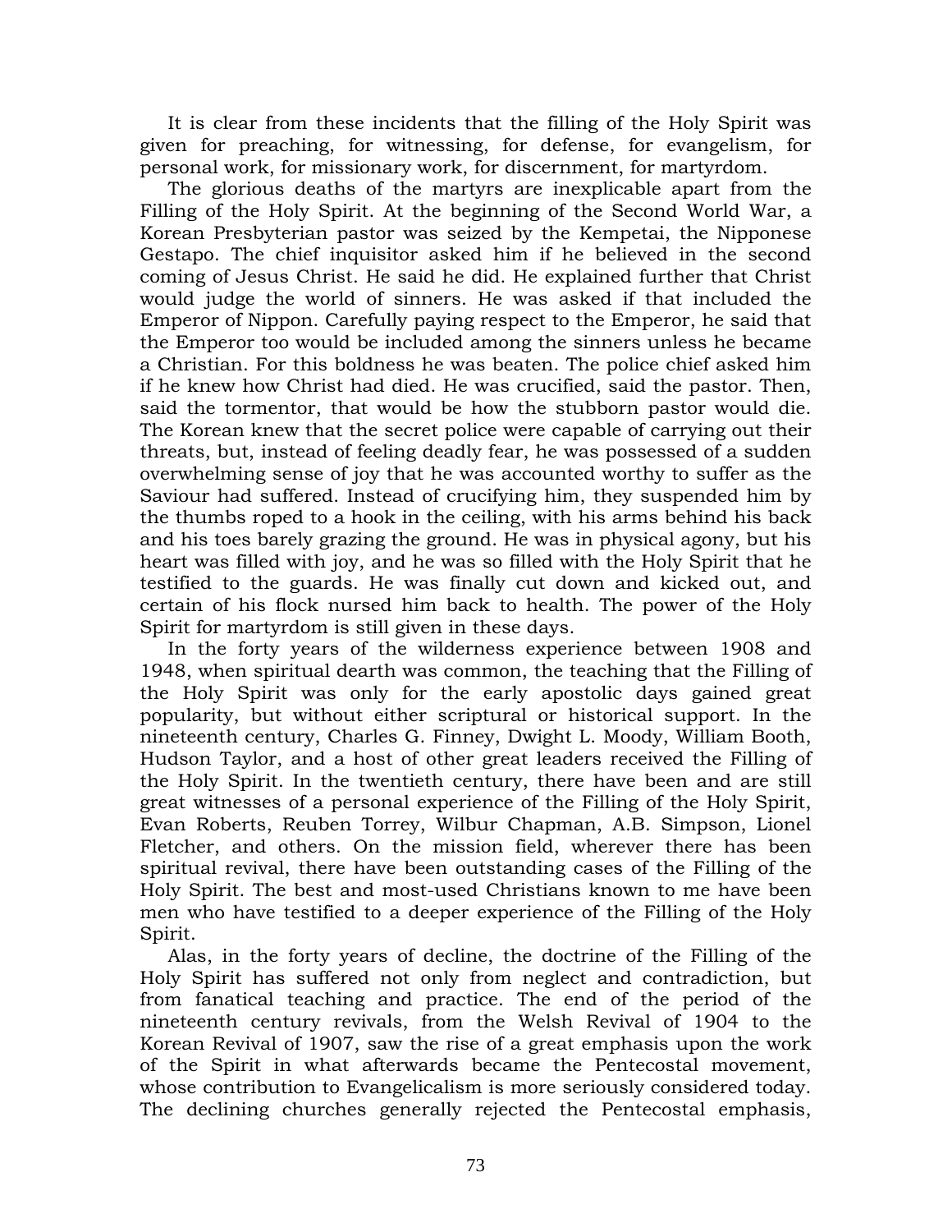It is clear from these incidents that the filling of the Holy Spirit was given for preaching, for witnessing, for defense, for evangelism, for personal work, for missionary work, for discernment, for martyrdom.

The glorious deaths of the martyrs are inexplicable apart from the Filling of the Holy Spirit. At the beginning of the Second World War, a Korean Presbyterian pastor was seized by the Kempetai, the Nipponese Gestapo. The chief inquisitor asked him if he believed in the second coming of Jesus Christ. He said he did. He explained further that Christ would judge the world of sinners. He was asked if that included the Emperor of Nippon. Carefully paying respect to the Emperor, he said that the Emperor too would be included among the sinners unless he became a Christian. For this boldness he was beaten. The police chief asked him if he knew how Christ had died. He was crucified, said the pastor. Then, said the tormentor, that would be how the stubborn pastor would die. The Korean knew that the secret police were capable of carrying out their threats, but, instead of feeling deadly fear, he was possessed of a sudden overwhelming sense of joy that he was accounted worthy to suffer as the Saviour had suffered. Instead of crucifying him, they suspended him by the thumbs roped to a hook in the ceiling, with his arms behind his back and his toes barely grazing the ground. He was in physical agony, but his heart was filled with joy, and he was so filled with the Holy Spirit that he testified to the guards. He was finally cut down and kicked out, and certain of his flock nursed him back to health. The power of the Holy Spirit for martyrdom is still given in these days.

In the forty years of the wilderness experience between 1908 and 1948, when spiritual dearth was common, the teaching that the Filling of the Holy Spirit was only for the early apostolic days gained great popularity, but without either scriptural or historical support. In the nineteenth century, Charles G. Finney, Dwight L. Moody, William Booth, Hudson Taylor, and a host of other great leaders received the Filling of the Holy Spirit. In the twentieth century, there have been and are still great witnesses of a personal experience of the Filling of the Holy Spirit, Evan Roberts, Reuben Torrey, Wilbur Chapman, A.B. Simpson, Lionel Fletcher, and others. On the mission field, wherever there has been spiritual revival, there have been outstanding cases of the Filling of the Holy Spirit. The best and most-used Christians known to me have been men who have testified to a deeper experience of the Filling of the Holy Spirit.

Alas, in the forty years of decline, the doctrine of the Filling of the Holy Spirit has suffered not only from neglect and contradiction, but from fanatical teaching and practice. The end of the period of the nineteenth century revivals, from the Welsh Revival of 1904 to the Korean Revival of 1907, saw the rise of a great emphasis upon the work of the Spirit in what afterwards became the Pentecostal movement, whose contribution to Evangelicalism is more seriously considered today. The declining churches generally rejected the Pentecostal emphasis,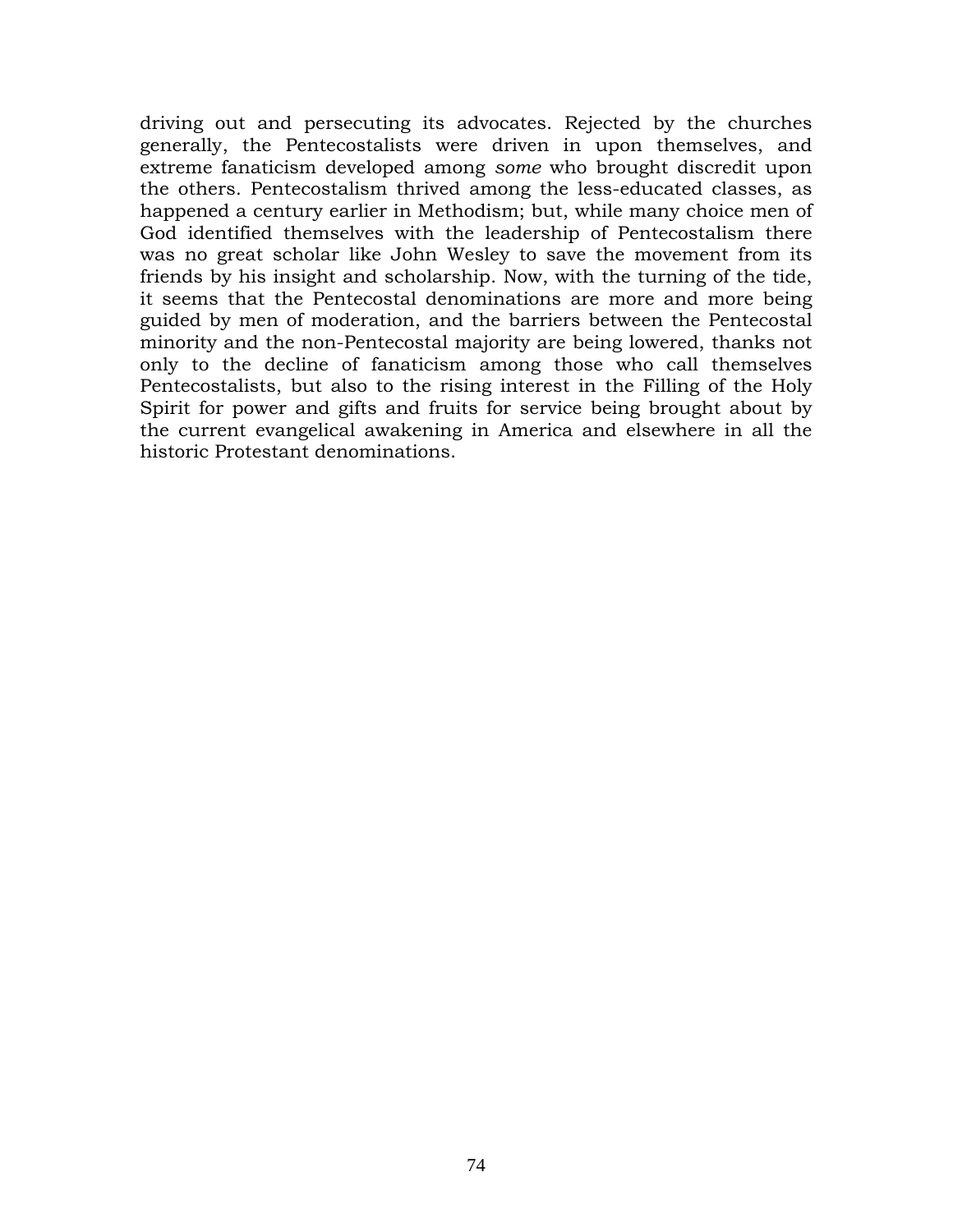driving out and persecuting its advocates. Rejected by the churches generally, the Pentecostalists were driven in upon themselves, and extreme fanaticism developed among *some* who brought discredit upon the others. Pentecostalism thrived among the less-educated classes, as happened a century earlier in Methodism; but, while many choice men of God identified themselves with the leadership of Pentecostalism there was no great scholar like John Wesley to save the movement from its friends by his insight and scholarship. Now, with the turning of the tide, it seems that the Pentecostal denominations are more and more being guided by men of moderation, and the barriers between the Pentecostal minority and the non-Pentecostal majority are being lowered, thanks not only to the decline of fanaticism among those who call themselves Pentecostalists, but also to the rising interest in the Filling of the Holy Spirit for power and gifts and fruits for service being brought about by the current evangelical awakening in America and elsewhere in all the historic Protestant denominations.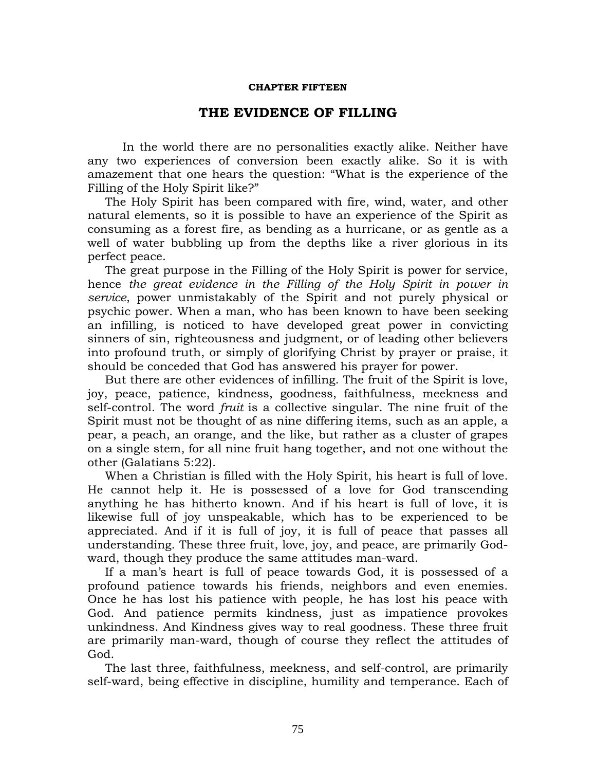**CHAPTER FIFTEEN**

## THE EVIDENCE OF FILLING

In the world there are no personalities exactly alike. Neither have any two experiences of conversion been exactly alike. So it is with amazement that one hears the question: "What is the experience of the Filling of the Holy Spirit like?"

The Holy Spirit has been compared with fire, wind, water, and other natural elements, so it is possible to have an experience of the Spirit as consuming as a forest fire, as bending as a hurricane, or as gentle as a well of water bubbling up from the depths like a river glorious in its perfect peace.

The great purpose in the Filling of the Holy Spirit is power for service, hence *the great evidence in the Filling of the Holy Spirit in power in service*, power unmistakably of the Spirit and not purely physical or psychic power. When a man, who has been known to have been seeking an infilling, is noticed to have developed great power in convicting sinners of sin, righteousness and judgment, or of leading other believers into profound truth, or simply of glorifying Christ by prayer or praise, it should be conceded that God has answered his prayer for power.

But there are other evidences of infilling. The fruit of the Spirit is love, joy, peace, patience, kindness, goodness, faithfulness, meekness and self-control. The word *fruit* is a collective singular. The nine fruit of the Spirit must not be thought of as nine differing items, such as an apple, a pear, a peach, an orange, and the like, but rather as a cluster of grapes on a single stem, for all nine fruit hang together, and not one without the other (Galatians 5:22).

When a Christian is filled with the Holy Spirit, his heart is full of love. He cannot help it. He is possessed of a love for God transcending anything he has hitherto known. And if his heart is full of love, it is likewise full of joy unspeakable, which has to be experienced to be appreciated. And if it is full of joy, it is full of peace that passes all understanding. These three fruit, love, joy, and peace, are primarily God-ward, though they produce the same attitudes man-ward.

If a man's heart is full of peace towards God, it is possessed of a profound patience towards his friends, neighbors and even enemies. Once he has lost his patience with people, he has lost his peace with God. And patience permits kindness, just as impatience provokes unkindness. And Kindness gives way to real goodness. These three fruit are primarily man-ward, though of course they reflect the attitudes of God.

The last three, faithfulness, meekness, and self-control, are primarily self-ward, being effective in discipline, humility and temperance. Each of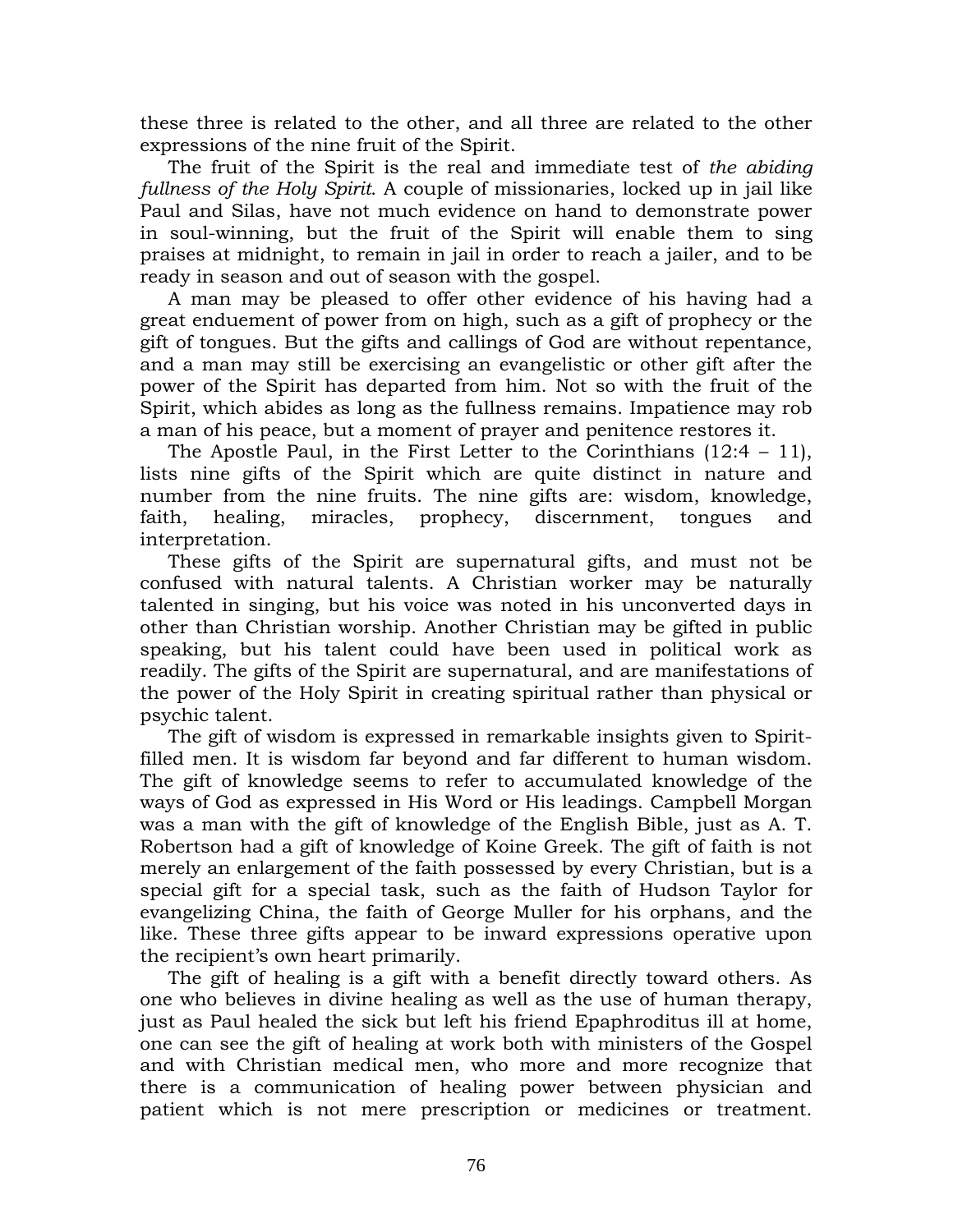these three is related to the other, and all three are related to the other expressions of the nine fruit of the Spirit.

The fruit of the Spirit is the real and immediate test of *the abiding fullness of the Holy Spirit*. A couple of missionaries, locked up in jail like Paul and Silas, have not much evidence on hand to demonstrate power in soul-winning, but the fruit of the Spirit will enable them to sing praises at midnight, to remain in jail in order to reach a jailer, and to be ready in season and out of season with the gospel.

A man may be pleased to offer other evidence of his having had a great enduement of power from on high, such as a gift of prophecy or the gift of tongues. But the gifts and callings of God are without repentance, and a man may still be exercising an evangelistic or other gift after the power of the Spirit has departed from him. Not so with the fruit of the Spirit, which abides as long as the fullness remains. Impatience may rob a man of his peace, but a moment of prayer and penitence restores it.

The Apostle Paul, in the First Letter to the Corinthians (12:4 – 11), lists nine gifts of the Spirit which are quite distinct in nature and number from the nine fruits. The nine gifts are: wisdom, knowledge, faith, healing, miracles, prophecy, discernment, tongues and interpretation.

These gifts of the Spirit are supernatural gifts, and must not be confused with natural talents. A Christian worker may be naturally talented in singing, but his voice was noted in his unconverted days in other than Christian worship. Another Christian may be gifted in public speaking, but his talent could have been used in political work as readily. The gifts of the Spirit are supernatural, and are manifestations of the power of the Holy Spirit in creating spiritual rather than physical or psychic talent.

The gift of wisdom is expressed in remarkable insights given to Spirit-filled men. It is wisdom far beyond and far different to human wisdom. The gift of knowledge seems to refer to accumulated knowledge of the ways of God as expressed in His Word or His leadings. Campbell Morgan was a man with the gift of knowledge of the English Bible, just as A. T. Robertson had a gift of knowledge of Koine Greek. The gift of faith is not merely an enlargement of the faith possessed by every Christian, but is a special gift for a special task, such as the faith of Hudson Taylor for evangelizing China, the faith of George Muller for his orphans, and the like. These three gifts appear to be inward expressions operative upon the recipient's own heart primarily.

The gift of healing is a gift with a benefit directly toward others. As one who believes in divine healing as well as the use of human therapy, just as Paul healed the sick but left his friend Epaphroditus ill at home, one can see the gift of healing at work both with ministers of the Gospel and with Christian medical men, who more and more recognize that there is a communication of healing power between physician and patient which is not mere prescription or medicines or treatment.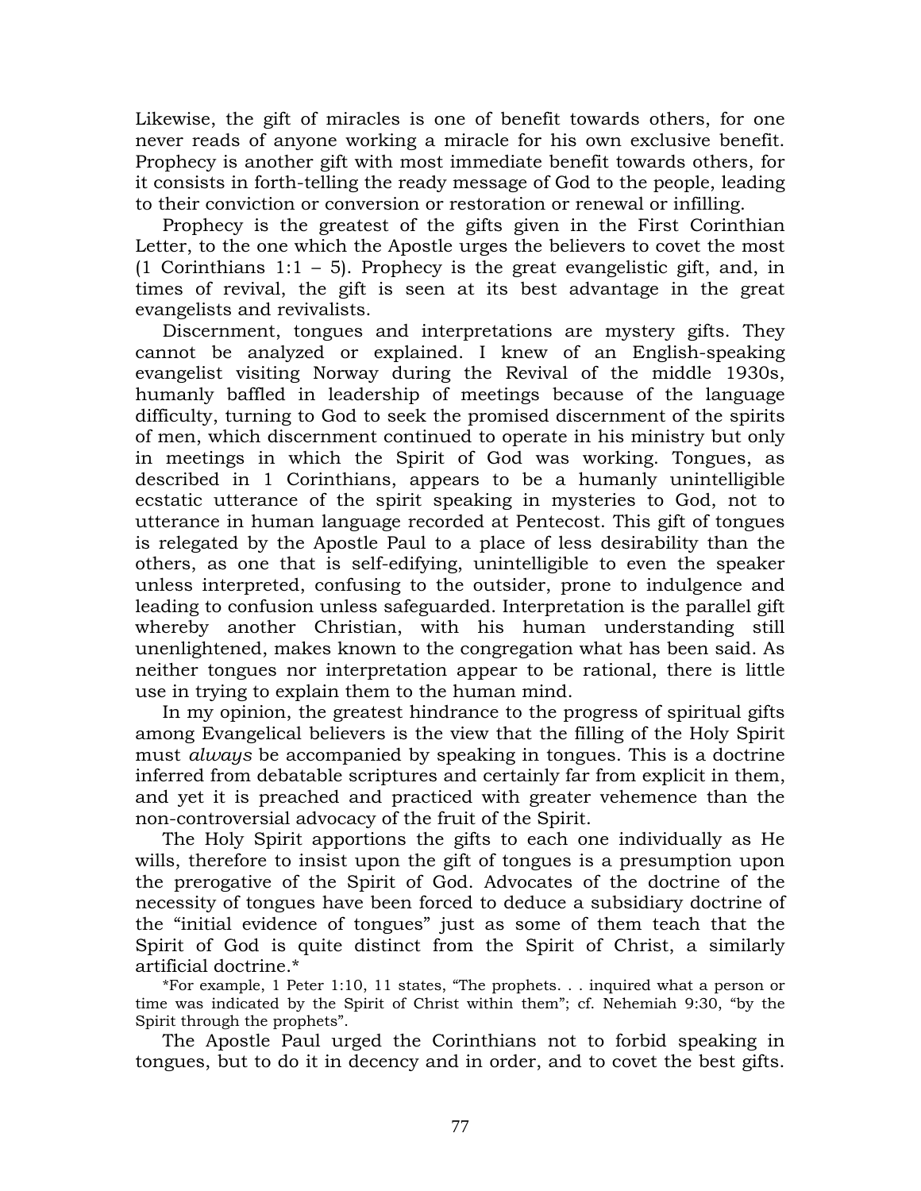Likewise, the gift of miracles is one of benefit towards others, for one never reads of anyone working a miracle for his own exclusive benefit. Prophecy is another gift with most immediate benefit towards others, for it consists in forth-telling the ready message of God to the people, leading to their conviction or conversion or restoration or renewal or infilling.

Prophecy is the greatest of the gifts given in the First Corinthian Letter, to the one which the Apostle urges the believers to covet the most (1 Corinthians 1:1 – 5). Prophecy is the great evangelistic gift, and, in times of revival, the gift is seen at its best advantage in the great evangelists and revivalists.

Discernment, tongues and interpretations are mystery gifts. They cannot be analyzed or explained. I knew of an English-speaking evangelist visiting Norway during the Revival of the middle 1930s, humanly baffled in leadership of meetings because of the language difficulty, turning to God to seek the promised discernment of the spirits of men, which discernment continued to operate in his ministry but only in meetings in which the Spirit of God was working. Tongues, as described in 1 Corinthians, appears to be a humanly unintelligible ecstatic utterance of the spirit speaking in mysteries to God, not to utterance in human language recorded at Pentecost. This gift of tongues is relegated by the Apostle Paul to a place of less desirability than the others, as one that is self-edifying, unintelligible to even the speaker unless interpreted, confusing to the outsider, prone to indulgence and leading to confusion unless safeguarded. Interpretation is the parallel gift whereby another Christian, with his human understanding still unenlightened, makes known to the congregation what has been said. As neither tongues nor interpretation appear to be rational, there is little use in trying to explain them to the human mind.

In my opinion, the greatest hindrance to the progress of spiritual gifts among Evangelical believers is the view that the filling of the Holy Spirit must *always* be accompanied by speaking in tongues. This is a doctrine inferred from debatable scriptures and certainly far from explicit in them, and yet it is preached and practiced with greater vehemence than the non-controversial advocacy of the fruit of the Spirit.

The Holy Spirit apportions the gifts to each one individually as He wills, therefore to insist upon the gift of tongues is a presumption upon the prerogative of the Spirit of God. Advocates of the doctrine of the necessity of tongues have been forced to deduce a subsidiary doctrine of the "initial evidence of tongues" just as some of them teach that the Spirit of God is quite distinct from the Spirit of Christ, a similarly artificial doctrine.*

*For example, 1 Peter 1:10, 11 states, "The prophets. . . inquired what a person or time was indicated by the Spirit of Christ within them"; cf. Nehemiah 9:30, "by the Spirit through the prophets".

The Apostle Paul urged the Corinthians not to forbid speaking in tongues, but to do it in decency and in order, and to covet the best gifts.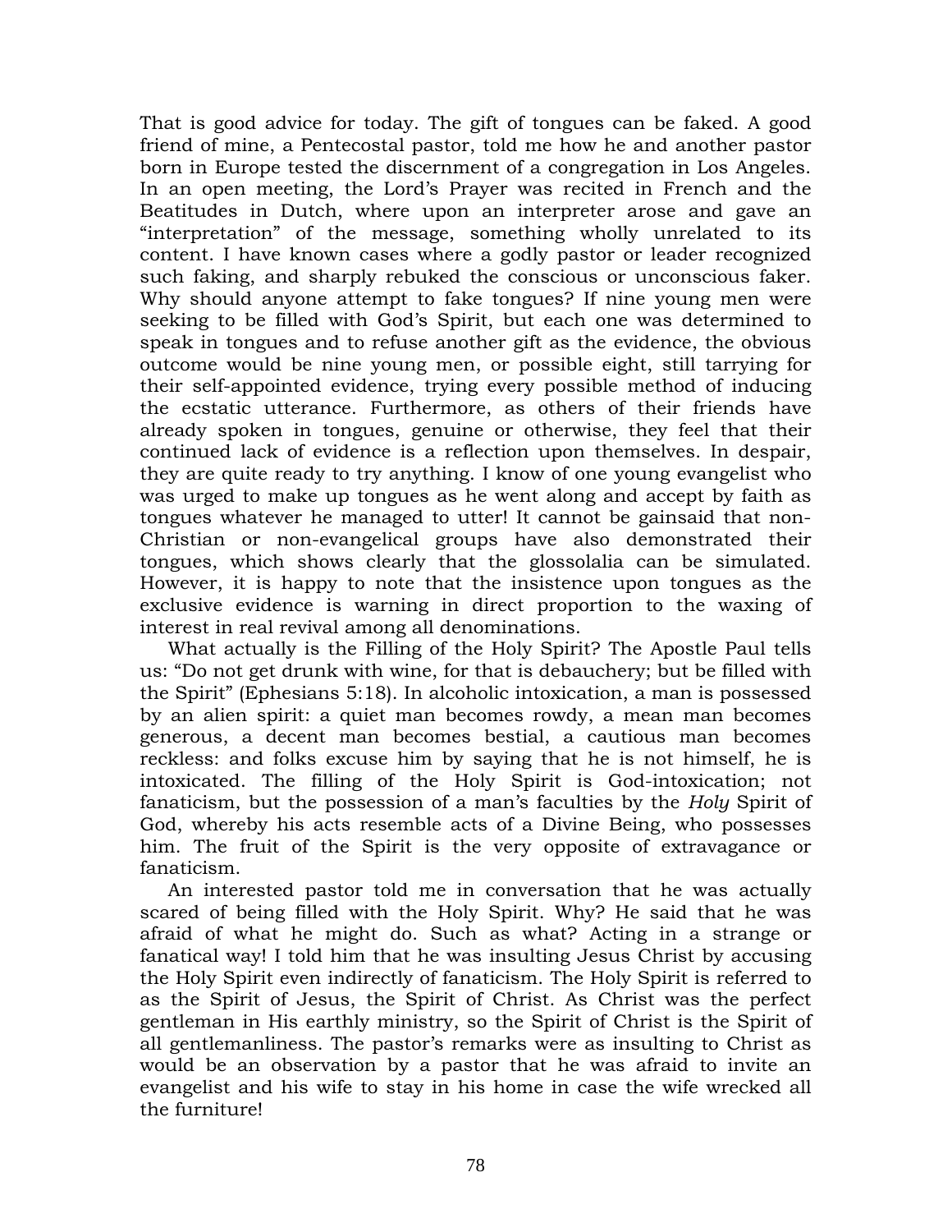That is good advice for today. The gift of tongues can be faked. A good friend of mine, a Pentecostal pastor, told me how he and another pastor born in Europe tested the discernment of a congregation in Los Angeles. In an open meeting, the Lord's Prayer was recited in French and the Beatitudes in Dutch, where upon an interpreter arose and gave an "interpretation" of the message, something wholly unrelated to its content. I have known cases where a godly pastor or leader recognized such faking, and sharply rebuked the conscious or unconscious faker. Why should anyone attempt to fake tongues? If nine young men were seeking to be filled with God's Spirit, but each one was determined to speak in tongues and to refuse another gift as the evidence, the obvious outcome would be nine young men, or possible eight, still tarrying for their self-appointed evidence, trying every possible method of inducing the ecstatic utterance. Furthermore, as others of their friends have already spoken in tongues, genuine or otherwise, they feel that their continued lack of evidence is a reflection upon themselves. In despair, they are quite ready to try anything. I know of one young evangelist who was urged to make up tongues as he went along and accept by faith as tongues whatever he managed to utter! It cannot be gainsaid that non-Christian or non-evangelical groups have also demonstrated their tongues, which shows clearly that the glossolalia can be simulated. However, it is happy to note that the insistence upon tongues as the exclusive evidence is warning in direct proportion to the waxing of interest in real revival among all denominations.

What actually is the Filling of the Holy Spirit? The Apostle Paul tells us: "Do not get drunk with wine, for that is debauchery; but be filled with the Spirit" (Ephesians 5:18). In alcoholic intoxication, a man is possessed by an alien spirit: a quiet man becomes rowdy, a mean man becomes generous, a decent man becomes bestial, a cautious man becomes reckless: and folks excuse him by saying that he is not himself, he is intoxicated. The filling of the Holy Spirit is God-intoxication; not fanaticism, but the possession of a man's faculties by the *Holy* Spirit of God, whereby his acts resemble acts of a Divine Being, who possesses him. The fruit of the Spirit is the very opposite of extravagance or fanaticism.

An interested pastor told me in conversation that he was actually scared of being filled with the Holy Spirit. Why? He said that he was afraid of what he might do. Such as what? Acting in a strange or fanatical way! I told him that he was insulting Jesus Christ by accusing the Holy Spirit even indirectly of fanaticism. The Holy Spirit is referred to as the Spirit of Jesus, the Spirit of Christ. As Christ was the perfect gentleman in His earthly ministry, so the Spirit of Christ is the Spirit of all gentlemanliness. The pastor's remarks were as insulting to Christ as would be an observation by a pastor that he was afraid to invite an evangelist and his wife to stay in his home in case the wife wrecked all the furniture!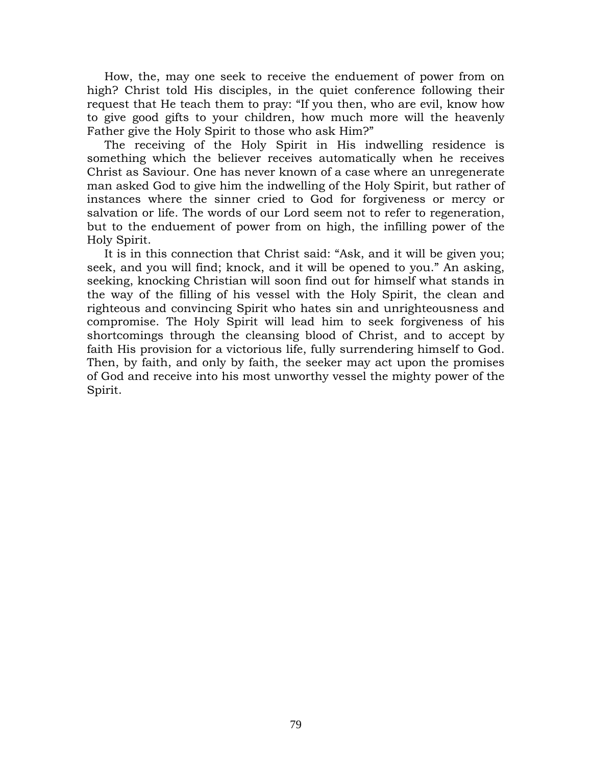How, the, may one seek to receive the enduement of power from on high? Christ told His disciples, in the quiet conference following their request that He teach them to pray: “If you then, who are evil, know how to give good gifts to your children, how much more will the heavenly Father give the Holy Spirit to those who ask Him?”

The receiving of the Holy Spirit in His indwelling residence is something which the believer receives automatically when he receives Christ as Saviour. One has never known of a case where an unregenerate man asked God to give him the indwelling of the Holy Spirit, but rather of instances where the sinner cried to God for forgiveness or mercy or salvation or life. The words of our Lord seem not to refer to regeneration, but to the enduement of power from on high, the infilling power of the Holy Spirit.

It is in this connection that Christ said: “Ask, and it will be given you; seek, and you will find; knock, and it will be opened to you.” An asking, seeking, knocking Christian will soon find out for himself what stands in the way of the filling of his vessel with the Holy Spirit, the clean and righteous and convincing Spirit who hates sin and unrighteousness and compromise. The Holy Spirit will lead him to seek forgiveness of his shortcomings through the cleansing blood of Christ, and to accept by faith His provision for a victorious life, fully surrendering himself to God. Then, by faith, and only by faith, the seeker may act upon the promises of God and receive into his most unworthy vessel the mighty power of the Spirit.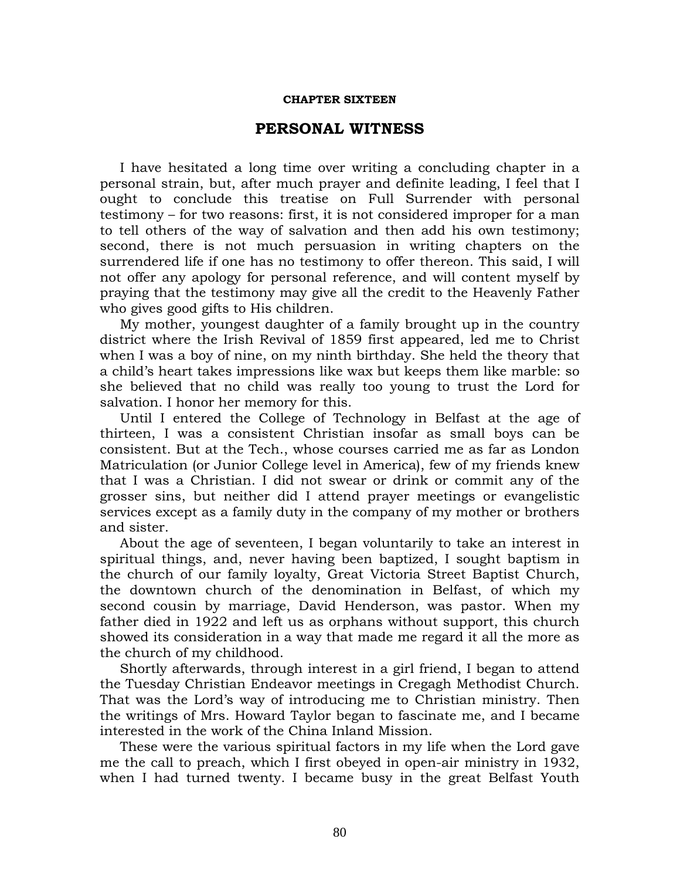#### CHAPTER SIXTEEN

## PERSONAL WITNESS

I have hesitated a long time over writing a concluding chapter in a personal strain, but, after much prayer and definite leading, I feel that I ought to conclude this treatise on Full Surrender with personal testimony – for two reasons: first, it is not considered improper for a man to tell others of the way of salvation and then add his own testimony; second, there is not much persuasion in writing chapters on the surrendered life if one has no testimony to offer thereon. This said, I will not offer any apology for personal reference, and will content myself by praying that the testimony may give all the credit to the Heavenly Father who gives good gifts to His children.

My mother, youngest daughter of a family brought up in the country district where the Irish Revival of 1859 first appeared, led me to Christ when I was a boy of nine, on my ninth birthday. She held the theory that a child's heart takes impressions like wax but keeps them like marble: so she believed that no child was really too young to trust the Lord for salvation. I honor her memory for this.

Until I entered the College of Technology in Belfast at the age of thirteen, I was a consistent Christian insofar as small boys can be consistent. But at the Tech., whose courses carried me as far as London Matriculation (or Junior College level in America), few of my friends knew that I was a Christian. I did not swear or drink or commit any of the grosser sins, but neither did I attend prayer meetings or evangelistic services except as a family duty in the company of my mother or brothers and sister.

About the age of seventeen, I began voluntarily to take an interest in spiritual things, and, never having been baptized, I sought baptism in the church of our family loyalty, Great Victoria Street Baptist Church, the downtown church of the denomination in Belfast, of which my second cousin by marriage, David Henderson, was pastor. When my father died in 1922 and left us as orphans without support, this church showed its consideration in a way that made me regard it all the more as the church of my childhood.

Shortly afterwards, through interest in a girl friend, I began to attend the Tuesday Christian Endeavor meetings in Cregagh Methodist Church. That was the Lord's way of introducing me to Christian ministry. Then the writings of Mrs. Howard Taylor began to fascinate me, and I became interested in the work of the China Inland Mission.

These were the various spiritual factors in my life when the Lord gave me the call to preach, which I first obeyed in open-air ministry in 1932, when I had turned twenty. I became busy in the great Belfast Youth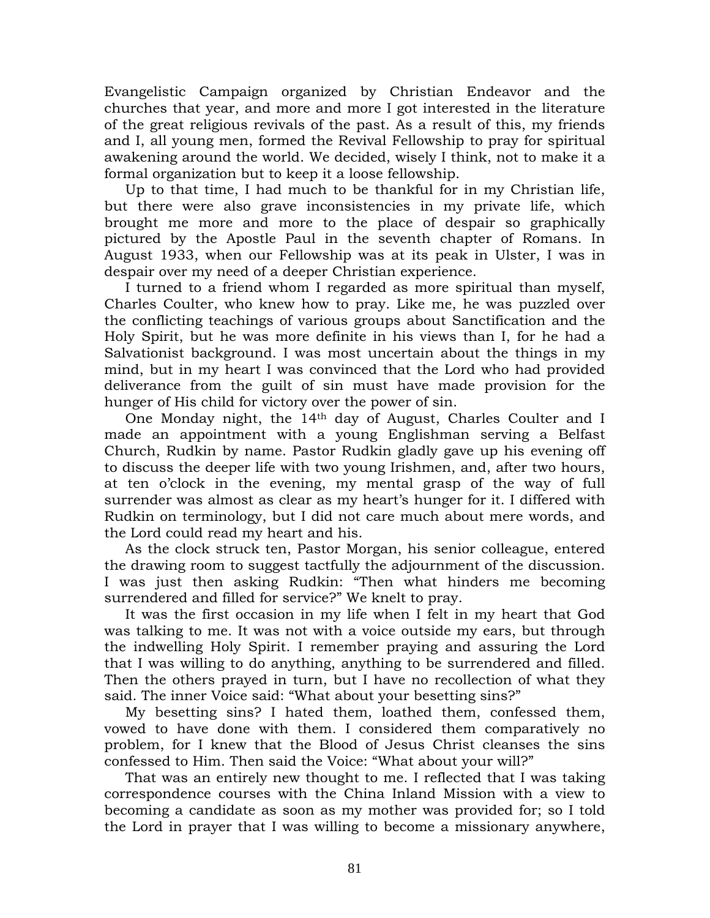Evangelistic Campaign organized by Christian Endeavor and the churches that year, and more and more I got interested in the literature of the great religious revivals of the past. As a result of this, my friends and I, all young men, formed the Revival Fellowship to pray for spiritual awakening around the world. We decided, wisely I think, not to make it a formal organization but to keep it a loose fellowship.

Up to that time, I had much to be thankful for in my Christian life, but there were also grave inconsistencies in my private life, which brought me more and more to the place of despair so graphically pictured by the Apostle Paul in the seventh chapter of Romans. In August 1933, when our Fellowship was at its peak in Ulster, I was in despair over my need of a deeper Christian experience.

I turned to a friend whom I regarded as more spiritual than myself, Charles Coulter, who knew how to pray. Like me, he was puzzled over the conflicting teachings of various groups about Sanctification and the Holy Spirit, but he was more definite in his views than I, for he had a Salvationist background. I was most uncertain about the things in my mind, but in my heart I was convinced that the Lord who had provided deliverance from the guilt of sin must have made provision for the hunger of His child for victory over the power of sin.

One Monday night, the 14th day of August, Charles Coulter and I made an appointment with a young Englishman serving a Belfast Church, Rudkin by name. Pastor Rudkin gladly gave up his evening off to discuss the deeper life with two young Irishmen, and, after two hours, at ten o'clock in the evening, my mental grasp of the way of full surrender was almost as clear as my heart's hunger for it. I differed with Rudkin on terminology, but I did not care much about mere words, and the Lord could read my heart and his.

As the clock struck ten, Pastor Morgan, his senior colleague, entered the drawing room to suggest tactfully the adjournment of the discussion. I was just then asking Rudkin: "Then what hinders me becoming surrendered and filled for service?" We knelt to pray.

It was the first occasion in my life when I felt in my heart that God was talking to me. It was not with a voice outside my ears, but through the indwelling Holy Spirit. I remember praying and assuring the Lord that I was willing to do anything, anything to be surrendered and filled. Then the others prayed in turn, but I have no recollection of what they said. The inner Voice said: "What about your besetting sins?"

My besetting sins? I hated them, loathed them, confessed them, vowed to have done with them. I considered them comparatively no problem, for I knew that the Blood of Jesus Christ cleanses the sins confessed to Him. Then said the Voice: "What about your will?"

That was an entirely new thought to me. I reflected that I was taking correspondence courses with the China Inland Mission with a view to becoming a candidate as soon as my mother was provided for; so I told the Lord in prayer that I was willing to become a missionary anywhere,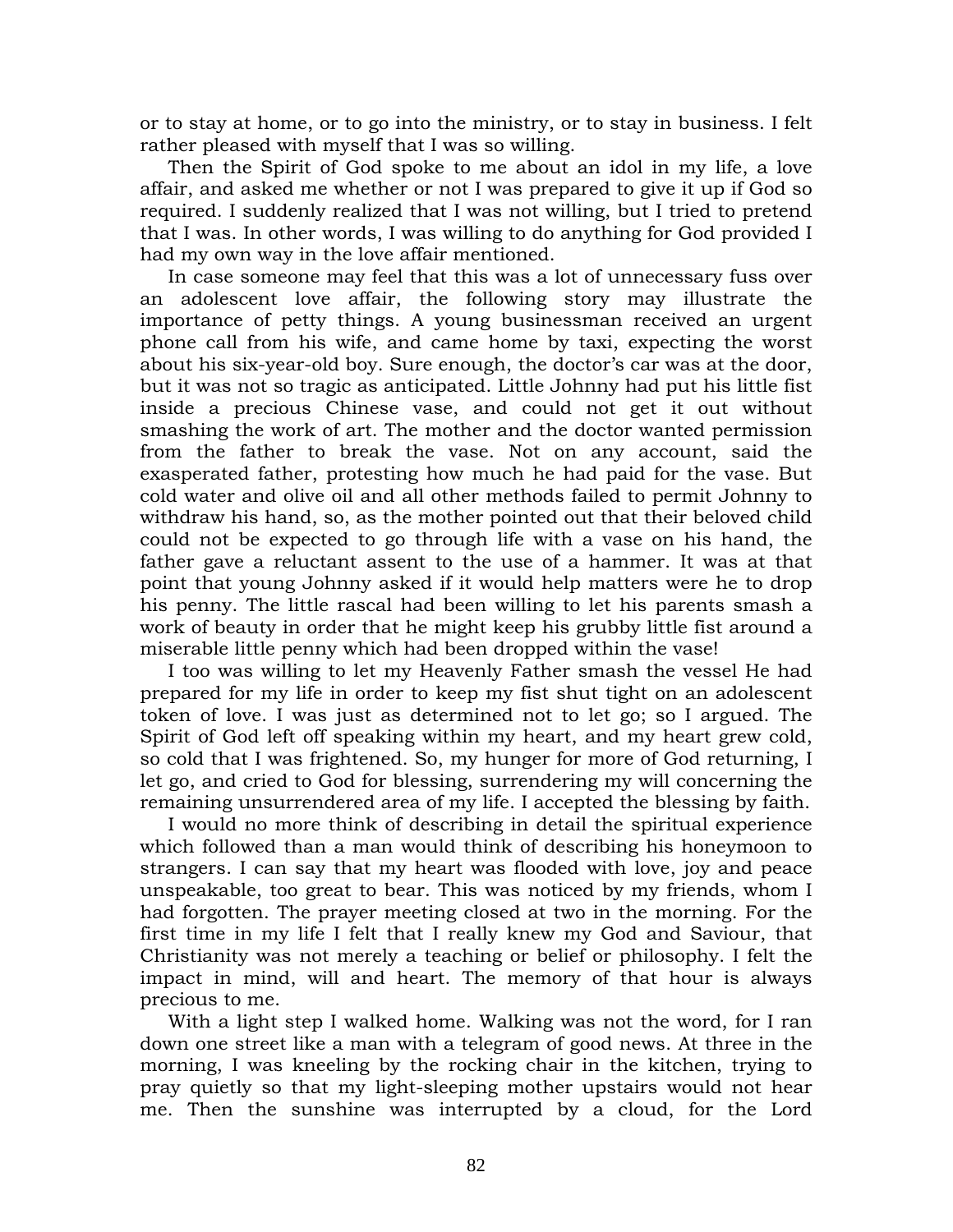or to stay at home, or to go into the ministry, or to stay in business. I felt rather pleased with myself that I was so willing.

Then the Spirit of God spoke to me about an idol in my life, a love affair, and asked me whether or not I was prepared to give it up if God so required. I suddenly realized that I was not willing, but I tried to pretend that I was. In other words, I was willing to do anything for God provided I had my own way in the love affair mentioned.

In case someone may feel that this was a lot of unnecessary fuss over an adolescent love affair, the following story may illustrate the importance of petty things. A young businessman received an urgent phone call from his wife, and came home by taxi, expecting the worst about his six-year-old boy. Sure enough, the doctor's car was at the door, but it was not so tragic as anticipated. Little Johnny had put his little fist inside a precious Chinese vase, and could not get it out without smashing the work of art. The mother and the doctor wanted permission from the father to break the vase. Not on any account, said the exasperated father, protesting how much he had paid for the vase. But cold water and olive oil and all other methods failed to permit Johnny to withdraw his hand, so, as the mother pointed out that their beloved child could not be expected to go through life with a vase on his hand, the father gave a reluctant assent to the use of a hammer. It was at that point that young Johnny asked if it would help matters were he to drop his penny. The little rascal had been willing to let his parents smash a work of beauty in order that he might keep his grubby little fist around a miserable little penny which had been dropped within the vase!

I too was willing to let my Heavenly Father smash the vessel He had prepared for my life in order to keep my fist shut tight on an adolescent token of love. I was just as determined not to let go; so I argued. The Spirit of God left off speaking within my heart, and my heart grew cold, so cold that I was frightened. So, my hunger for more of God returning, I let go, and cried to God for blessing, surrendering my will concerning the remaining unsurrendered area of my life. I accepted the blessing by faith.

I would no more think of describing in detail the spiritual experience which followed than a man would think of describing his honeymoon to strangers. I can say that my heart was flooded with love, joy and peace unspeakable, too great to bear. This was noticed by my friends, whom I had forgotten. The prayer meeting closed at two in the morning. For the first time in my life I felt that I really knew my God and Saviour, that Christianity was not merely a teaching or belief or philosophy. I felt the impact in mind, will and heart. The memory of that hour is always precious to me.

With a light step I walked home. Walking was not the word, for I ran down one street like a man with a telegram of good news. At three in the morning, I was kneeling by the rocking chair in the kitchen, trying to pray quietly so that my light-sleeping mother upstairs would not hear me. Then the sunshine was interrupted by a cloud, for the Lord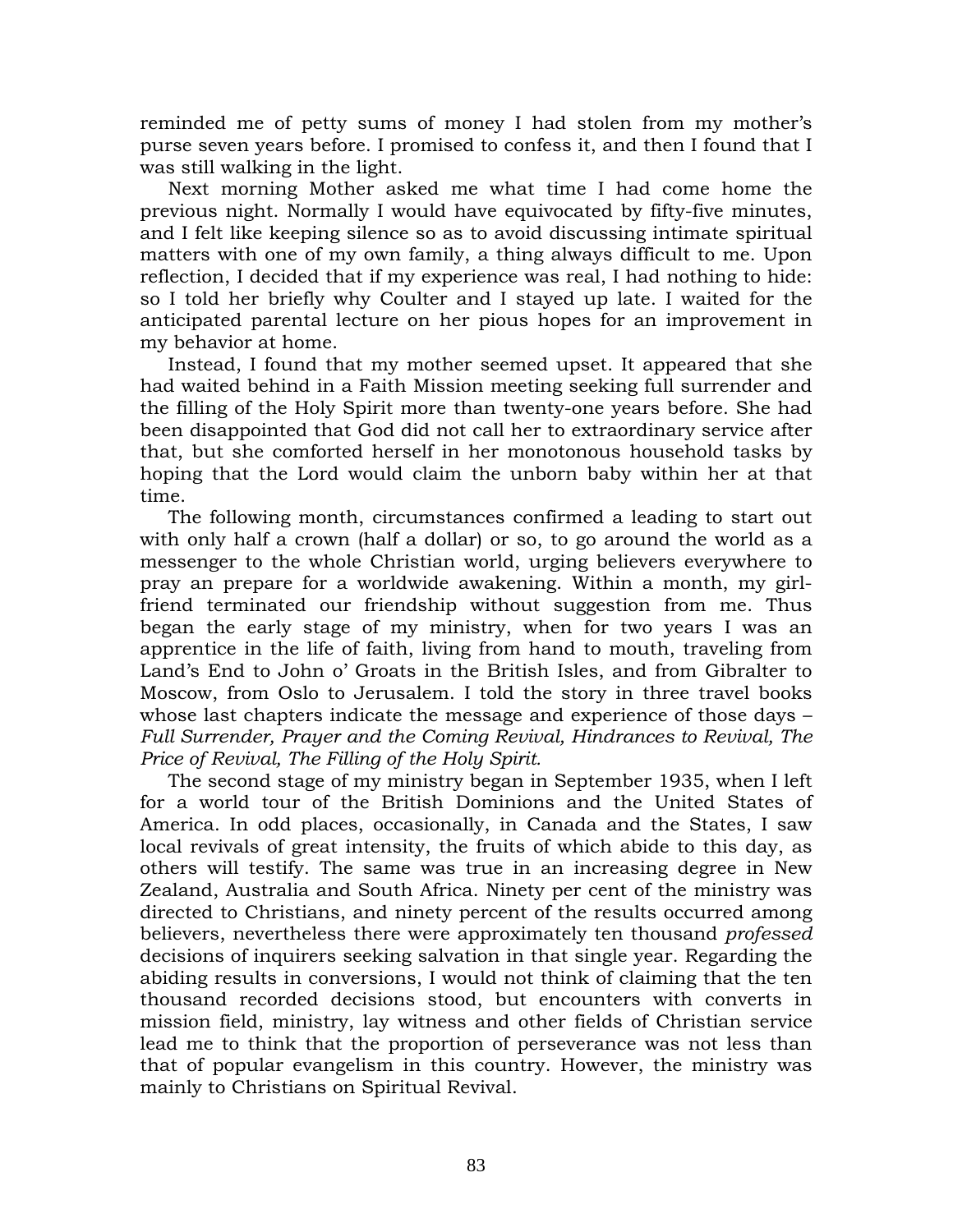reminded me of petty sums of money I had stolen from my mother's purse seven years before. I promised to confess it, and then I found that I was still walking in the light.

Next morning Mother asked me what time I had come home the previous night. Normally I would have equivocated by fifty-five minutes, and I felt like keeping silence so as to avoid discussing intimate spiritual matters with one of my own family, a thing always difficult to me. Upon reflection, I decided that if my experience was real, I had nothing to hide: so I told her briefly why Coulter and I stayed up late. I waited for the anticipated parental lecture on her pious hopes for an improvement in my behavior at home.

Instead, I found that my mother seemed upset. It appeared that she had waited behind in a Faith Mission meeting seeking full surrender and the filling of the Holy Spirit more than twenty-one years before. She had been disappointed that God did not call her to extraordinary service after that, but she comforted herself in her monotonous household tasks by hoping that the Lord would claim the unborn baby within her at that time.

The following month, circumstances confirmed a leading to start out with only half a crown (half a dollar) or so, to go around the world as a messenger to the whole Christian world, urging believers everywhere to pray an prepare for a worldwide awakening. Within a month, my girl-friend terminated our friendship without suggestion from me. Thus began the early stage of my ministry, when for two years I was an apprentice in the life of faith, living from hand to mouth, traveling from Land's End to John o' Groats in the British Isles, and from Gibralter to Moscow, from Oslo to Jerusalem. I told the story in three travel books whose last chapters indicate the message and experience of those days – *Full Surrender, Prayer and the Coming Revival, Hindrances to Revival, The Price of Revival, The Filling of the Holy Spirit.*

The second stage of my ministry began in September 1935, when I left for a world tour of the British Dominions and the United States of America. In odd places, occasionally, in Canada and the States, I saw local revivals of great intensity, the fruits of which abide to this day, as others will testify. The same was true in an increasing degree in New Zealand, Australia and South Africa. Ninety per cent of the ministry was directed to Christians, and ninety percent of the results occurred among believers, nevertheless there were approximately ten thousand *professed* decisions of inquirers seeking salvation in that single year. Regarding the abiding results in conversions, I would not think of claiming that the ten thousand recorded decisions stood, but encounters with converts in mission field, ministry, lay witness and other fields of Christian service lead me to think that the proportion of perseverance was not less than that of popular evangelism in this country. However, the ministry was mainly to Christians on Spiritual Revival.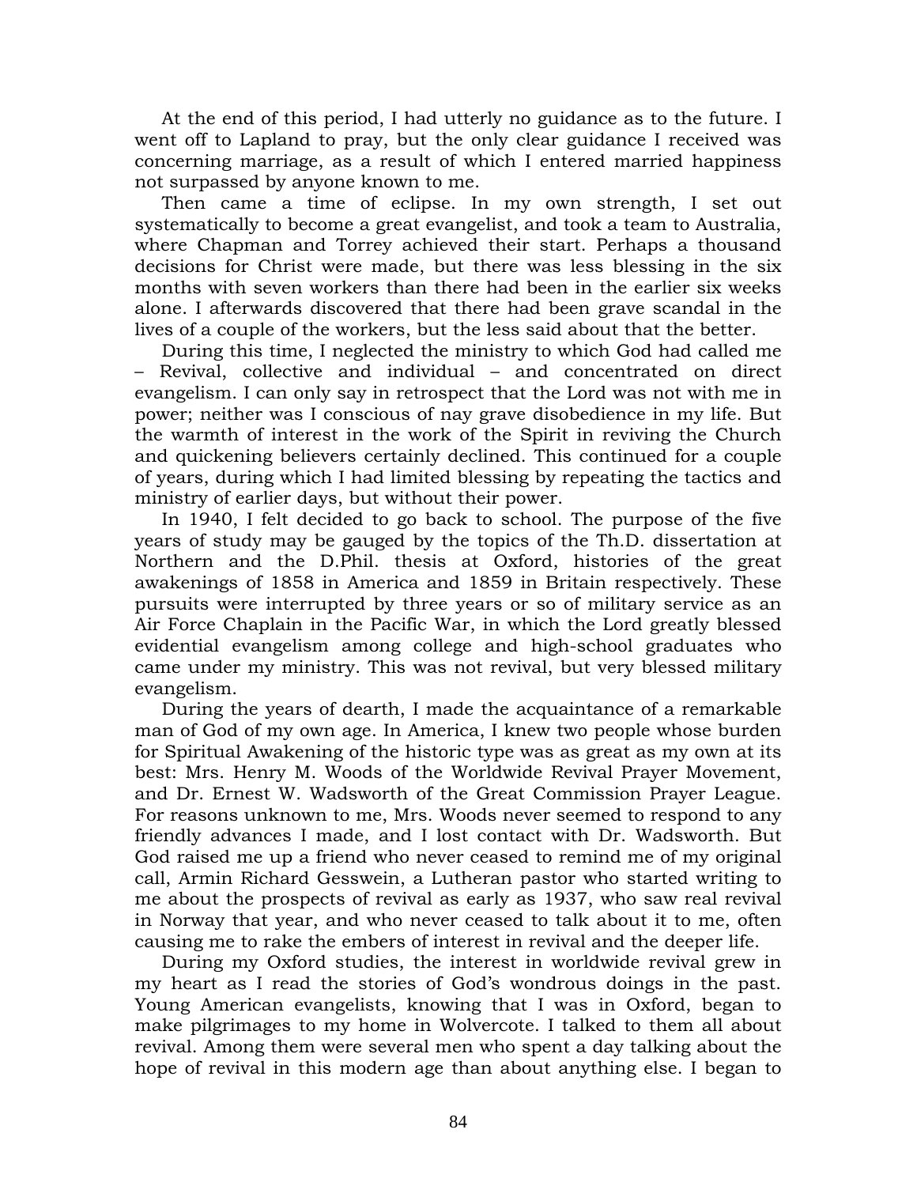At the end of this period, I had utterly no guidance as to the future. I went off to Lapland to pray, but the only clear guidance I received was concerning marriage, as a result of which I entered married happiness not surpassed by anyone known to me.

Then came a time of eclipse. In my own strength, I set out systematically to become a great evangelist, and took a team to Australia, where Chapman and Torrey achieved their start. Perhaps a thousand decisions for Christ were made, but there was less blessing in the six months with seven workers than there had been in the earlier six weeks alone. I afterwards discovered that there had been grave scandal in the lives of a couple of the workers, but the less said about that the better.

During this time, I neglected the ministry to which God had called me – Revival, collective and individual – and concentrated on direct evangelism. I can only say in retrospect that the Lord was not with me in power; neither was I conscious of nay grave disobedience in my life. But the warmth of interest in the work of the Spirit in reviving the Church and quickening believers certainly declined. This continued for a couple of years, during which I had limited blessing by repeating the tactics and ministry of earlier days, but without their power.

In 1940, I felt decided to go back to school. The purpose of the five years of study may be gauged by the topics of the Th.D. dissertation at Northern and the D.Phil. thesis at Oxford, histories of the great awakenings of 1858 in America and 1859 in Britain respectively. These pursuits were interrupted by three years or so of military service as an Air Force Chaplain in the Pacific War, in which the Lord greatly blessed evidential evangelism among college and high-school graduates who came under my ministry. This was not revival, but very blessed military evangelism.

During the years of dearth, I made the acquaintance of a remarkable man of God of my own age. In America, I knew two people whose burden for Spiritual Awakening of the historic type was as great as my own at its best: Mrs. Henry M. Woods of the Worldwide Revival Prayer Movement, and Dr. Ernest W. Wadsworth of the Great Commission Prayer League. For reasons unknown to me, Mrs. Woods never seemed to respond to any friendly advances I made, and I lost contact with Dr. Wadsworth. But God raised me up a friend who never ceased to remind me of my original call, Armin Richard Gesswein, a Lutheran pastor who started writing to me about the prospects of revival as early as 1937, who saw real revival in Norway that year, and who never ceased to talk about it to me, often causing me to rake the embers of interest in revival and the deeper life.

During my Oxford studies, the interest in worldwide revival grew in my heart as I read the stories of God's wondrous doings in the past. Young American evangelists, knowing that I was in Oxford, began to make pilgrimages to my home in Wolvercote. I talked to them all about revival. Among them were several men who spent a day talking about the hope of revival in this modern age than about anything else. I began to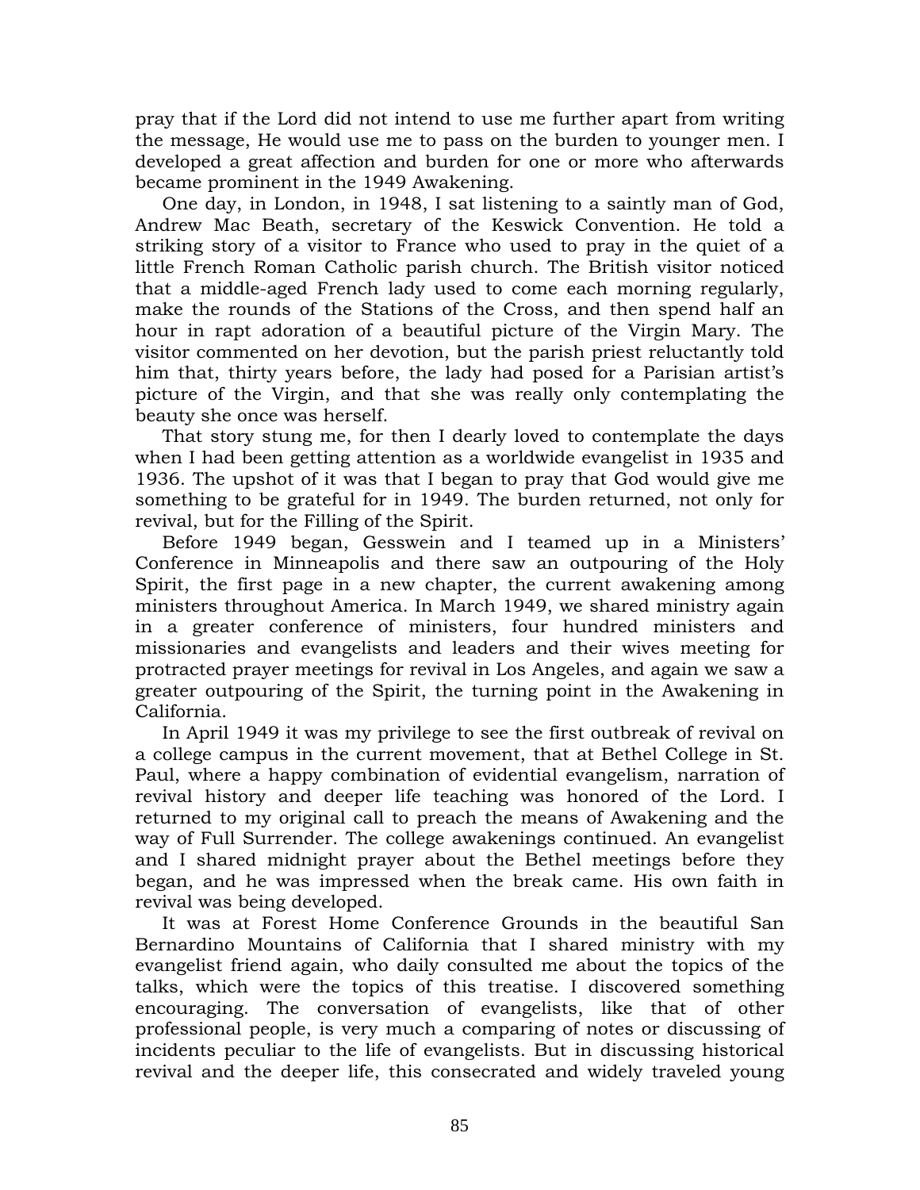pray that if the Lord did not intend to use me further apart from writing the message, He would use me to pass on the burden to younger men. I developed a great affection and burden for one or more who afterwards became prominent in the 1949 Awakening.

One day, in London, in 1948, I sat listening to a saintly man of God, Andrew Mac Beath, secretary of the Keswick Convention. He told a striking story of a visitor to France who used to pray in the quiet of a little French Roman Catholic parish church. The British visitor noticed that a middle-aged French lady used to come each morning regularly, make the rounds of the Stations of the Cross, and then spend half an hour in rapt adoration of a beautiful picture of the Virgin Mary. The visitor commented on her devotion, but the parish priest reluctantly told him that, thirty years before, the lady had posed for a Parisian artist's picture of the Virgin, and that she was really only contemplating the beauty she once was herself.

That story stung me, for then I dearly loved to contemplate the days when I had been getting attention as a worldwide evangelist in 1935 and 1936. The upshot of it was that I began to pray that God would give me something to be grateful for in 1949. The burden returned, not only for revival, but for the Filling of the Spirit.

Before 1949 began, Gesswein and I teamed up in a Ministers' Conference in Minneapolis and there saw an outpouring of the Holy Spirit, the first page in a new chapter, the current awakening among ministers throughout America. In March 1949, we shared ministry again in a greater conference of ministers, four hundred ministers and missionaries and evangelists and leaders and their wives meeting for protracted prayer meetings for revival in Los Angeles, and again we saw a greater outpouring of the Spirit, the turning point in the Awakening in California.

In April 1949 it was my privilege to see the first outbreak of revival on a college campus in the current movement, that at Bethel College in St. Paul, where a happy combination of evidential evangelism, narration of revival history and deeper life teaching was honored of the Lord. I returned to my original call to preach the means of Awakening and the way of Full Surrender. The college awakenings continued. An evangelist and I shared midnight prayer about the Bethel meetings before they began, and he was impressed when the break came. His own faith in revival was being developed.

It was at Forest Home Conference Grounds in the beautiful San Bernardino Mountains of California that I shared ministry with my evangelist friend again, who daily consulted me about the topics of the talks, which were the topics of this treatise. I discovered something encouraging. The conversation of evangelists, like that of other professional people, is very much a comparing of notes or discussing of incidents peculiar to the life of evangelists. But in discussing historical revival and the deeper life, this consecrated and widely traveled young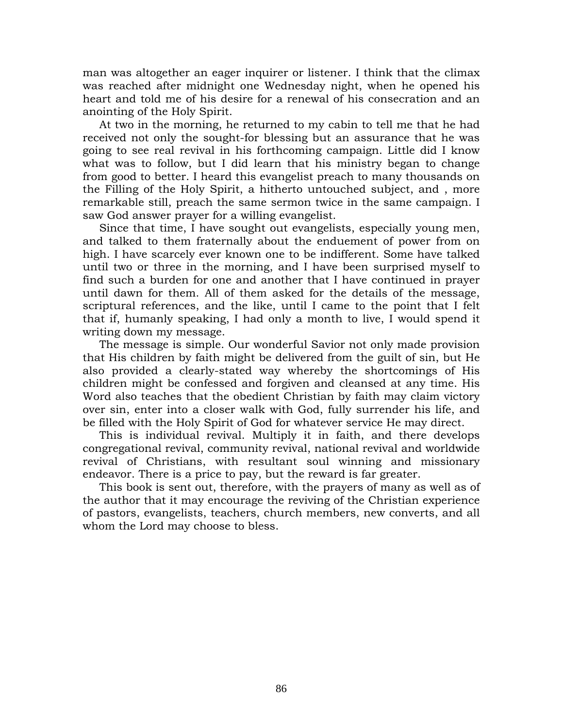man was altogether an eager inquirer or listener. I think that the climax was reached after midnight one Wednesday night, when he opened his heart and told me of his desire for a renewal of his consecration and an anointing of the Holy Spirit.

At two in the morning, he returned to my cabin to tell me that he had received not only the sought-for blessing but an assurance that he was going to see real revival in his forthcoming campaign. Little did I know what was to follow, but I did learn that his ministry began to change from good to better. I heard this evangelist preach to many thousands on the Filling of the Holy Spirit, a hitherto untouched subject, and , more remarkable still, preach the same sermon twice in the same campaign. I saw God answer prayer for a willing evangelist.

Since that time, I have sought out evangelists, especially young men, and talked to them fraternally about the enduement of power from on high. I have scarcely ever known one to be indifferent. Some have talked until two or three in the morning, and I have been surprised myself to find such a burden for one and another that I have continued in prayer until dawn for them. All of them asked for the details of the message, scriptural references, and the like, until I came to the point that I felt that if, humanly speaking, I had only a month to live, I would spend it writing down my message.

The message is simple. Our wonderful Savior not only made provision that His children by faith might be delivered from the guilt of sin, but He also provided a clearly-stated way whereby the shortcomings of His children might be confessed and forgiven and cleansed at any time. His Word also teaches that the obedient Christian by faith may claim victory over sin, enter into a closer walk with God, fully surrender his life, and be filled with the Holy Spirit of God for whatever service He may direct.

This is individual revival. Multiply it in faith, and there develops congregational revival, community revival, national revival and worldwide revival of Christians, with resultant soul winning and missionary endeavor. There is a price to pay, but the reward is far greater.

This book is sent out, therefore, with the prayers of many as well as of the author that it may encourage the reviving of the Christian experience of pastors, evangelists, teachers, church members, new converts, and all whom the Lord may choose to bless.